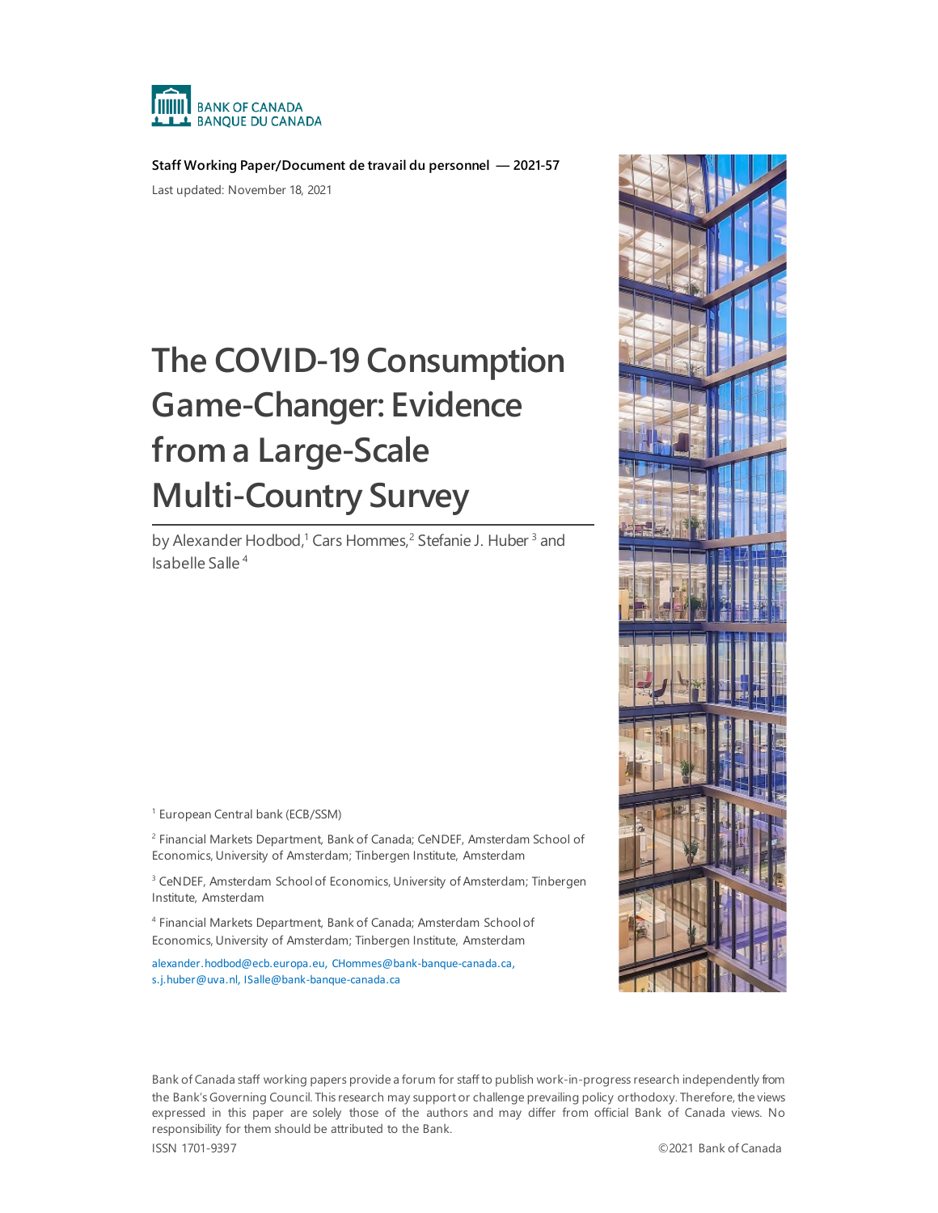BANK OF CANADA
BANQUE DU CANADA

**Staff Working Paper/Document de travail du personnel — 2021-57**

Last updated: November 18, 2021

# The COVID-19 Consumption Game-Changer: Evidence from a Large-Scale Multi-Country Survey

by Alexander Hodbod,[1] Cars Hommes,[2] Stefanie J. Huber[3] and Isabelle Salle[4]

[1] European Central bank (ECB/SSM)

[2] Financial Markets Department, Bank of Canada; CeNDEF, Amsterdam School of Economics, University of Amsterdam; Tinbergen Institute, Amsterdam

[3] CeNDEF, Amsterdam School of Economics, University of Amsterdam; Tinbergen Institute, Amsterdam

[4] Financial Markets Department, Bank of Canada; Amsterdam School of Economics, University of Amsterdam; Tinbergen Institute, Amsterdam

alexander.hodbod@ecb.europa.eu, CHommes@bank-banque-canada.ca, s.j.huber@uva.nl, ISalle@bank-banque-canada.ca

Bank of Canada staff working papers provide a forum for staff to publish work-in-progress research independently from the Bank's Governing Council. This research may support or challenge prevailing policy orthodoxy. Therefore, the views expressed in this paper are solely those of the authors and may differ from official Bank of Canada views. No responsibility for them should be attributed to the Bank.

ISSN 1701-9397 ©2021 Bank of Canada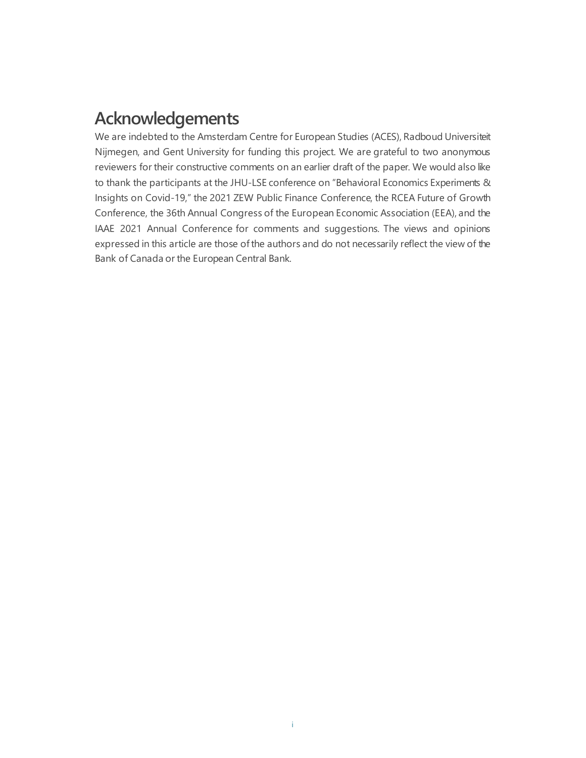# Acknowledgements

We are indebted to the Amsterdam Centre for European Studies (ACES), Radboud Universiteit Nijmegen, and Gent University for funding this project. We are grateful to two anonymous reviewers for their constructive comments on an earlier draft of the paper. We would also like to thank the participants at the JHU-LSE conference on "Behavioral Economics Experiments & Insights on Covid-19," the 2021 ZEW Public Finance Conference, the RCEA Future of Growth Conference, the 36th Annual Congress of the European Economic Association (EEA), and the IAAE 2021 Annual Conference for comments and suggestions. The views and opinions expressed in this article are those of the authors and do not necessarily reflect the view of the Bank of Canada or the European Central Bank.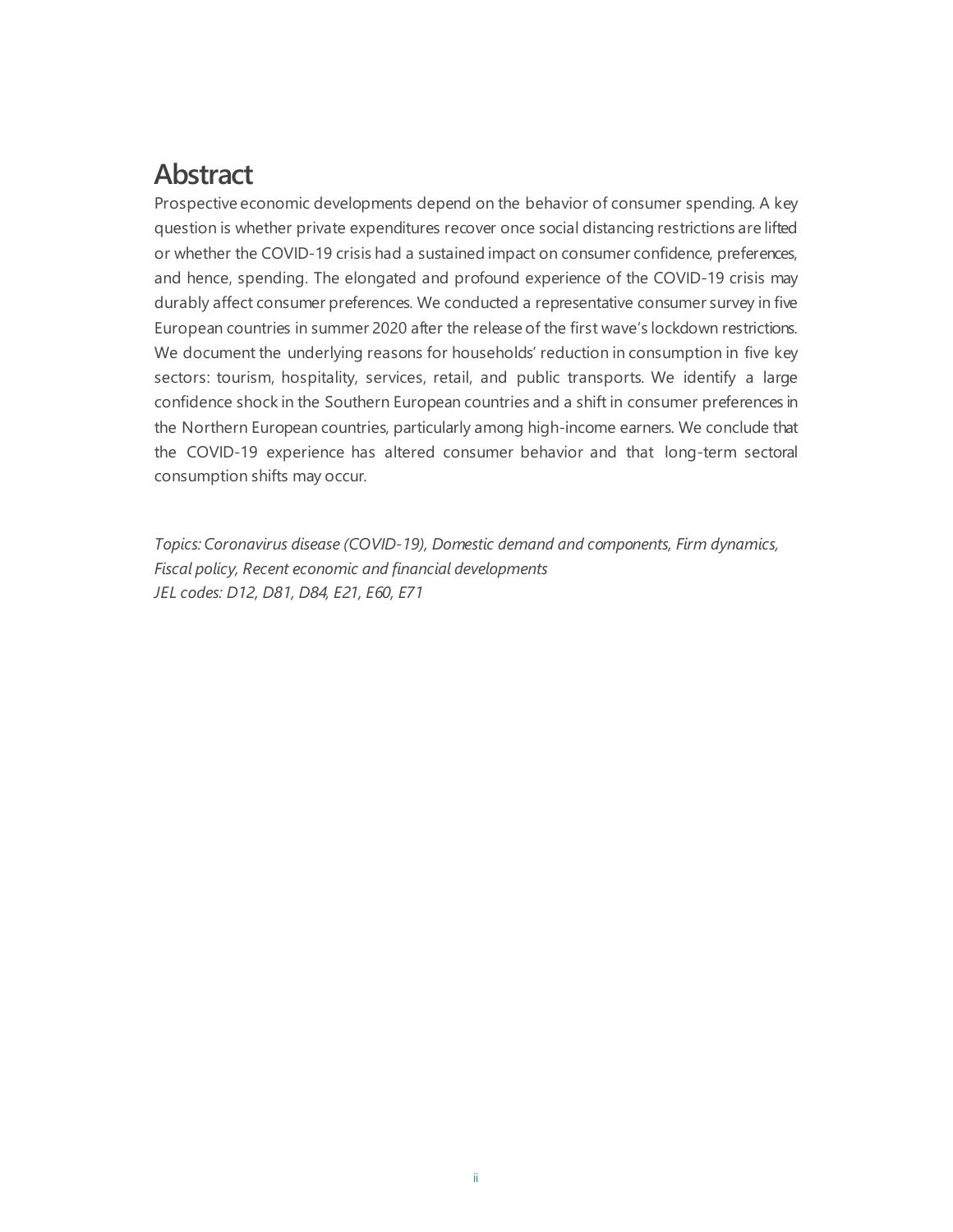# Abstract

Prospective economic developments depend on the behavior of consumer spending. A key question is whether private expenditures recover once social distancing restrictions are lifted or whether the COVID-19 crisis had a sustained impact on consumer confidence, preferences, and hence, spending. The elongated and profound experience of the COVID-19 crisis may durably affect consumer preferences. We conducted a representative consumer survey in five European countries in summer 2020 after the release of the first wave's lockdown restrictions. We document the underlying reasons for households' reduction in consumption in five key sectors: tourism, hospitality, services, retail, and public transports. We identify a large confidence shock in the Southern European countries and a shift in consumer preferences in the Northern European countries, particularly among high-income earners. We conclude that the COVID-19 experience has altered consumer behavior and that long-term sectoral consumption shifts may occur.

*Topics: Coronavirus disease (COVID-19), Domestic demand and components, Firm dynamics, Fiscal policy, Recent economic and financial developments*
*JEL codes: D12, D81, D84, E21, E60, E71*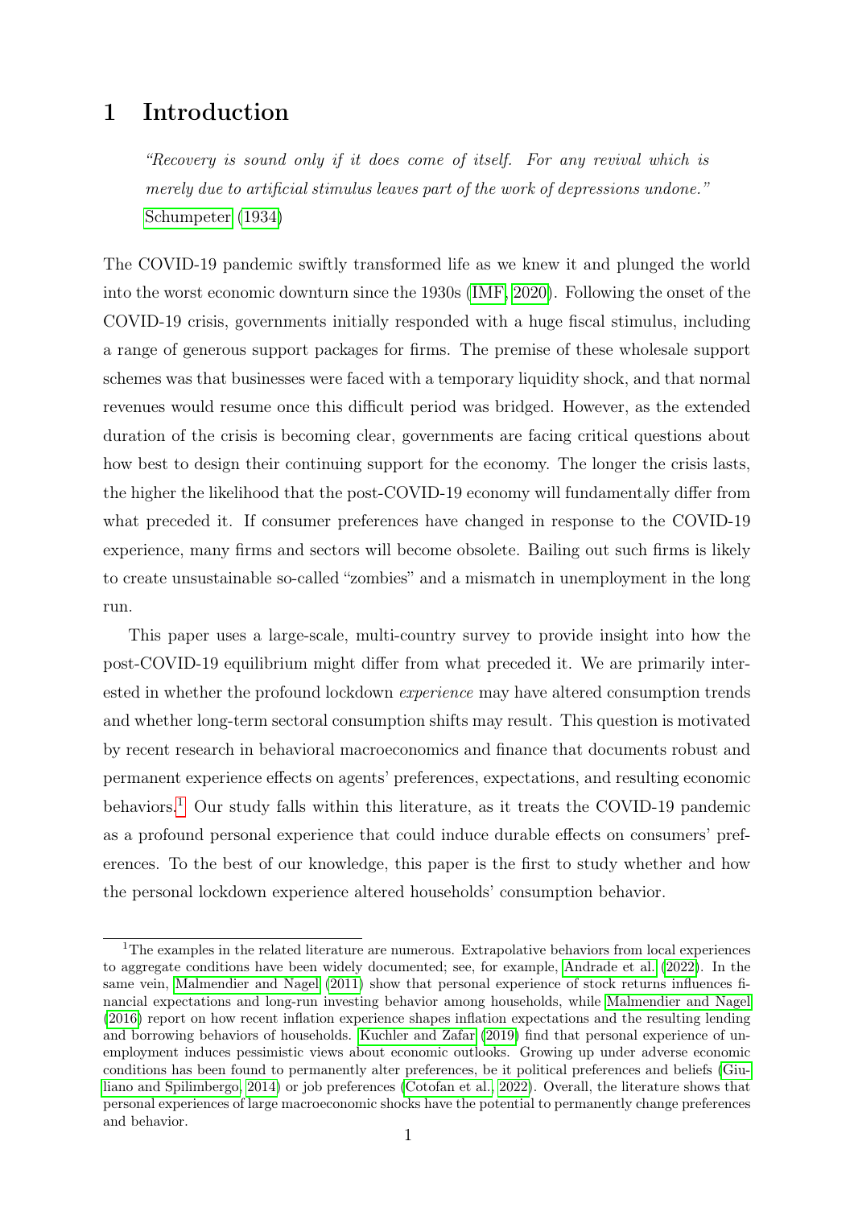# 1 Introduction

> *"Recovery is sound only if it does come of itself. For any revival which is merely due to artificial stimulus leaves part of the work of depressions undone."* Schumpeter (1934)

The COVID-19 pandemic swiftly transformed life as we knew it and plunged the world into the worst economic downturn since the 1930s (IMF, 2020). Following the onset of the COVID-19 crisis, governments initially responded with a huge fiscal stimulus, including a range of generous support packages for firms. The premise of these wholesale support schemes was that businesses were faced with a temporary liquidity shock, and that normal revenues would resume once this difficult period was bridged. However, as the extended duration of the crisis is becoming clear, governments are facing critical questions about how best to design their continuing support for the economy. The longer the crisis lasts, the higher the likelihood that the post-COVID-19 economy will fundamentally differ from what preceded it. If consumer preferences have changed in response to the COVID-19 experience, many firms and sectors will become obsolete. Bailing out such firms is likely to create unsustainable so-called "zombies" and a mismatch in unemployment in the long run.

This paper uses a large-scale, multi-country survey to provide insight into how the post-COVID-19 equilibrium might differ from what preceded it. We are primarily interested in whether the profound lockdown *experience* may have altered consumption trends and whether long-term sectoral consumption shifts may result. This question is motivated by recent research in behavioral macroeconomics and finance that documents robust and permanent experience effects on agents' preferences, expectations, and resulting economic behaviors.[1] Our study falls within this literature, as it treats the COVID-19 pandemic as a profound personal experience that could induce durable effects on consumers' preferences. To the best of our knowledge, this paper is the first to study whether and how the personal lockdown experience altered households' consumption behavior.

[1] The examples in the related literature are numerous. Extrapolative behaviors from local experiences to aggregate conditions have been widely documented; see, for example, Andrade et al. (2022). In the same vein, Malmendier and Nagel (2011) show that personal experience of stock returns influences financial expectations and long-run investing behavior among households, while Malmendier and Nagel (2016) report on how recent inflation experience shapes inflation expectations and the resulting lending and borrowing behaviors of households. Kuchler and Zafar (2019) find that personal experience of unemployment induces pessimistic views about economic outlooks. Growing up under adverse economic conditions has been found to permanently alter preferences, be it political preferences and beliefs (Giuliano and Spilimbergo, 2014) or job preferences (Cotofan et al., 2022). Overall, the literature shows that personal experiences of large macroeconomic shocks have the potential to permanently change preferences and behavior.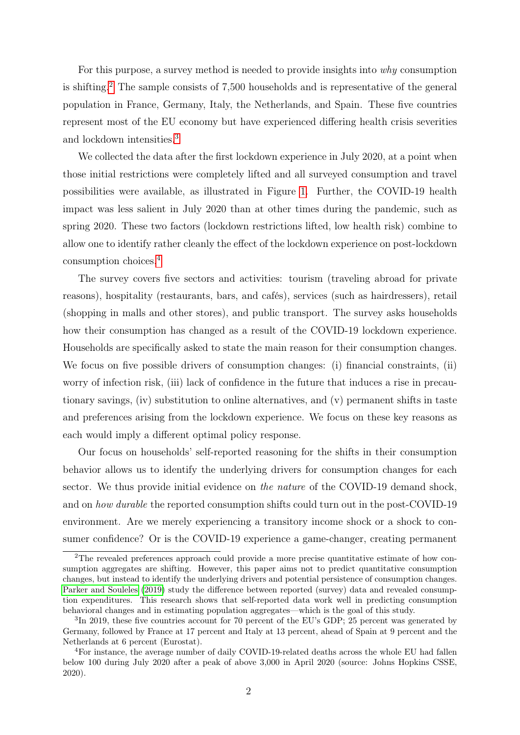For this purpose, a survey method is needed to provide insights into *why* consumption is shifting.[2] The sample consists of 7,500 households and is representative of the general population in France, Germany, Italy, the Netherlands, and Spain. These five countries represent most of the EU economy but have experienced differing health crisis severities and lockdown intensities.[3]

We collected the data after the first lockdown experience in July 2020, at a point when those initial restrictions were completely lifted and all surveyed consumption and travel possibilities were available, as illustrated in Figure 1. Further, the COVID-19 health impact was less salient in July 2020 than at other times during the pandemic, such as spring 2020. These two factors (lockdown restrictions lifted, low health risk) combine to allow one to identify rather cleanly the effect of the lockdown experience on post-lockdown consumption choices.[4]

The survey covers five sectors and activities: tourism (traveling abroad for private reasons), hospitality (restaurants, bars, and cafés), services (such as hairdressers), retail (shopping in malls and other stores), and public transport. The survey asks households how their consumption has changed as a result of the COVID-19 lockdown experience. Households are specifically asked to state the main reason for their consumption changes. We focus on five possible drivers of consumption changes: (i) financial constraints, (ii) worry of infection risk, (iii) lack of confidence in the future that induces a rise in precautionary savings, (iv) substitution to online alternatives, and (v) permanent shifts in taste and preferences arising from the lockdown experience. We focus on these key reasons as each would imply a different optimal policy response.

Our focus on households' self-reported reasoning for the shifts in their consumption behavior allows us to identify the underlying drivers for consumption changes for each sector. We thus provide initial evidence on *the nature* of the COVID-19 demand shock, and on *how durable* the reported consumption shifts could turn out in the post-COVID-19 environment. Are we merely experiencing a transitory income shock or a shock to consumer confidence? Or is the COVID-19 experience a game-changer, creating permanent

[2]The revealed preferences approach could provide a more precise quantitative estimate of how consumption aggregates are shifting. However, this paper aims not to predict quantitative consumption changes, but instead to identify the underlying drivers and potential persistence of consumption changes. Parker and Souleles (2019) study the difference between reported (survey) data and revealed consumption expenditures. This research shows that self-reported data work well in predicting consumption behavioral changes and in estimating population aggregates—which is the goal of this study.

[3]In 2019, these five countries account for 70 percent of the EU's GDP; 25 percent was generated by Germany, followed by France at 17 percent and Italy at 13 percent, ahead of Spain at 9 percent and the Netherlands at 6 percent (Eurostat).

[4]For instance, the average number of daily COVID-19-related deaths across the whole EU had fallen below 100 during July 2020 after a peak of above 3,000 in April 2020 (source: Johns Hopkins CSSE, 2020).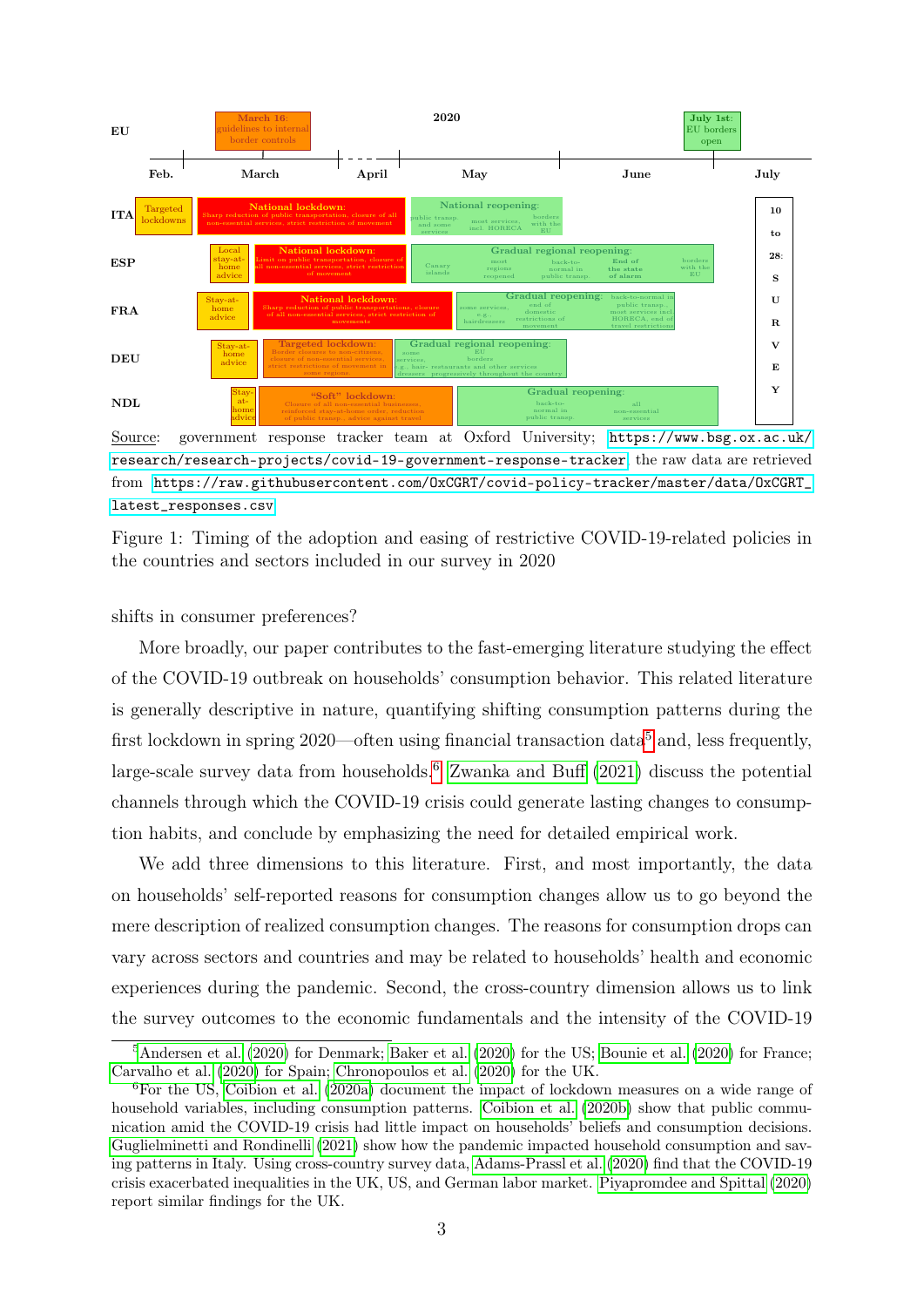| | Feb. | March | April | May | June | July |
|---|---|---|---|---|---|---|
| EU | | March 16: guidelines to internal border controls | | | | July 1st: EU borders open |
| ITA | Targeted lockdowns | National lockdown: Sharp reduction of public transportation, closure of all non-essential services, strict restriction of movement | | National reopening: public transp. and some services; most services incl. HORECA; borders with the EU | | 10 to 28: SURVEY |
| ESP | Local stay-at-home advice | National lockdown: Limit on public transportation, closure of all non-essential services, strict restriction of movement | | Gradual regional reopening: Canary islands; most regions reopened; back-to-normal in public transp.; End of the state of alarm; borders with the EU | | |
| FRA | Stay-at-home advice | National lockdown: Sharp reduction of public transportations, closure of all non-essential services, strict restriction of movements | | Gradual reopening: some services, e.g., hairdressers; end of domestic restrictions of movement; back-to-normal in public transp., most services incl. HORECA, end of travel restrictions | | |
| DEU | Stay-at-home advice | Targeted lockdown: Border closures to non-citizens, closure of non-essential services, strict restrictions of movement in some regions | | Gradual regional reopening: some services, e.g., hair-dressers; EU borders; restaurants and other services progressively throughout the country | | |
| NDL | Stay-at-home advice | "Soft" lockdown: Closure of all non-essential businesses, reinforced stay-at-home order, reduction of public transp., advice against travel | | Gradual reopening: back-to-normal in public transp.; all non-essential services | | |

Source: government response tracker team at Oxford University; https://www.bsg.ox.ac.uk/research/research-projects/covid-19-government-response-tracker the raw data are retrieved from https://raw.githubusercontent.com/OxCGRT/covid-policy-tracker/master/data/OxCGRT_latest_responses.csv

Figure 1: Timing of the adoption and easing of restrictive COVID-19-related policies in the countries and sectors included in our survey in 2020

shifts in consumer preferences?

More broadly, our paper contributes to the fast-emerging literature studying the effect of the COVID-19 outbreak on households' consumption behavior. This related literature is generally descriptive in nature, quantifying shifting consumption patterns during the first lockdown in spring 2020—often using financial transaction data[5] and, less frequently, large-scale survey data from households.[6] Zwanka and Buff (2021) discuss the potential channels through which the COVID-19 crisis could generate lasting changes to consumption habits, and conclude by emphasizing the need for detailed empirical work.

We add three dimensions to this literature. First, and most importantly, the data on households' self-reported reasons for consumption changes allow us to go beyond the mere description of realized consumption changes. The reasons for consumption drops can vary across sectors and countries and may be related to households' health and economic experiences during the pandemic. Second, the cross-country dimension allows us to link the survey outcomes to the economic fundamentals and the intensity of the COVID-19

[5] Andersen et al. (2020) for Denmark; Baker et al. (2020) for the US; Bounie et al. (2020) for France; Carvalho et al. (2020) for Spain; Chronopoulos et al. (2020) for the UK.

[6] For the US, Coibion et al. (2020a) document the impact of lockdown measures on a wide range of household variables, including consumption patterns. Coibion et al. (2020b) show that public communication amid the COVID-19 crisis had little impact on households' beliefs and consumption decisions. Guglielminetti and Rondinelli (2021) show how the pandemic impacted household consumption and saving patterns in Italy. Using cross-country survey data, Adams-Prassl et al. (2020) find that the COVID-19 crisis exacerbated inequalities in the UK, US, and German labor market. Piyapromdee and Spittal (2020) report similar findings for the UK.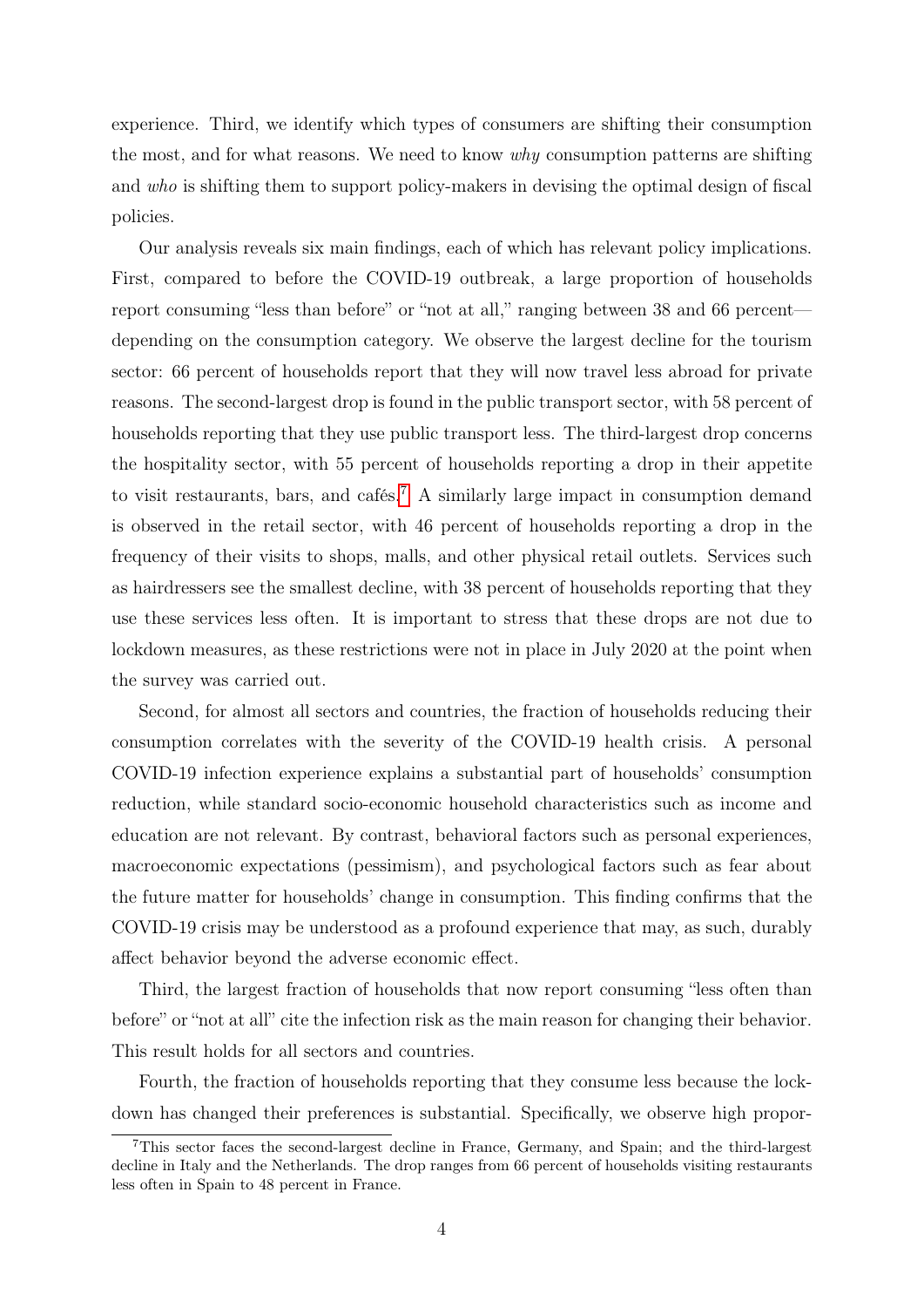experience. Third, we identify which types of consumers are shifting their consumption the most, and for what reasons. We need to know *why* consumption patterns are shifting and *who* is shifting them to support policy-makers in devising the optimal design of fiscal policies.

Our analysis reveals six main findings, each of which has relevant policy implications. First, compared to before the COVID-19 outbreak, a large proportion of households report consuming "less than before" or "not at all," ranging between 38 and 66 percent—depending on the consumption category. We observe the largest decline for the tourism sector: 66 percent of households report that they will now travel less abroad for private reasons. The second-largest drop is found in the public transport sector, with 58 percent of households reporting that they use public transport less. The third-largest drop concerns the hospitality sector, with 55 percent of households reporting a drop in their appetite to visit restaurants, bars, and cafés.[7] A similarly large impact in consumption demand is observed in the retail sector, with 46 percent of households reporting a drop in the frequency of their visits to shops, malls, and other physical retail outlets. Services such as hairdressers see the smallest decline, with 38 percent of households reporting that they use these services less often. It is important to stress that these drops are not due to lockdown measures, as these restrictions were not in place in July 2020 at the point when the survey was carried out.

Second, for almost all sectors and countries, the fraction of households reducing their consumption correlates with the severity of the COVID-19 health crisis. A personal COVID-19 infection experience explains a substantial part of households' consumption reduction, while standard socio-economic household characteristics such as income and education are not relevant. By contrast, behavioral factors such as personal experiences, macroeconomic expectations (pessimism), and psychological factors such as fear about the future matter for households' change in consumption. This finding confirms that the COVID-19 crisis may be understood as a profound experience that may, as such, durably affect behavior beyond the adverse economic effect.

Third, the largest fraction of households that now report consuming "less often than before" or "not at all" cite the infection risk as the main reason for changing their behavior. This result holds for all sectors and countries.

Fourth, the fraction of households reporting that they consume less because the lockdown has changed their preferences is substantial. Specifically, we observe high propor-

[7] This sector faces the second-largest decline in France, Germany, and Spain; and the third-largest decline in Italy and the Netherlands. The drop ranges from 66 percent of households visiting restaurants less often in Spain to 48 percent in France.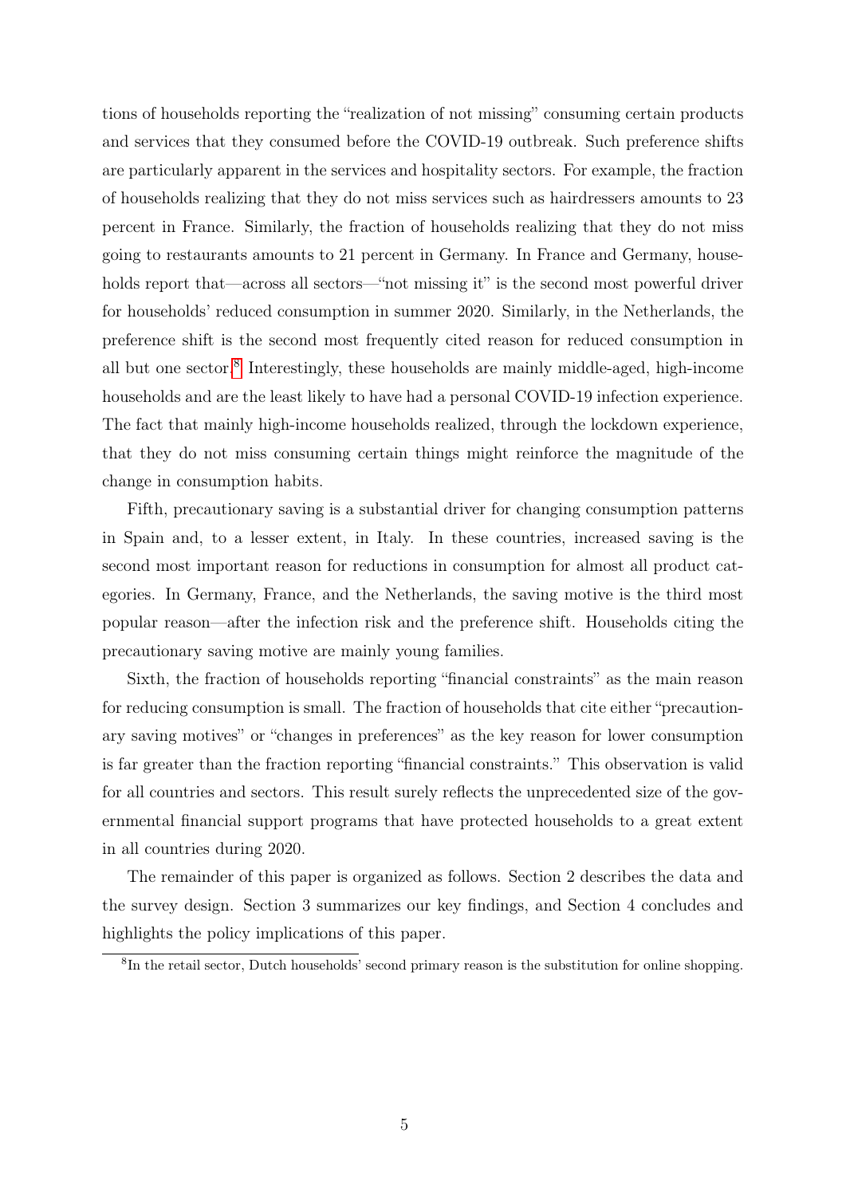tions of households reporting the "realization of not missing" consuming certain products and services that they consumed before the COVID-19 outbreak. Such preference shifts are particularly apparent in the services and hospitality sectors. For example, the fraction of households realizing that they do not miss services such as hairdressers amounts to 23 percent in France. Similarly, the fraction of households realizing that they do not miss going to restaurants amounts to 21 percent in Germany. In France and Germany, households report that—across all sectors—"not missing it" is the second most powerful driver for households' reduced consumption in summer 2020. Similarly, in the Netherlands, the preference shift is the second most frequently cited reason for reduced consumption in all but one sector.[8] Interestingly, these households are mainly middle-aged, high-income households and are the least likely to have had a personal COVID-19 infection experience. The fact that mainly high-income households realized, through the lockdown experience, that they do not miss consuming certain things might reinforce the magnitude of the change in consumption habits.

Fifth, precautionary saving is a substantial driver for changing consumption patterns in Spain and, to a lesser extent, in Italy. In these countries, increased saving is the second most important reason for reductions in consumption for almost all product categories. In Germany, France, and the Netherlands, the saving motive is the third most popular reason—after the infection risk and the preference shift. Households citing the precautionary saving motive are mainly young families.

Sixth, the fraction of households reporting "financial constraints" as the main reason for reducing consumption is small. The fraction of households that cite either "precautionary saving motives" or "changes in preferences" as the key reason for lower consumption is far greater than the fraction reporting "financial constraints." This observation is valid for all countries and sectors. This result surely reflects the unprecedented size of the governmental financial support programs that have protected households to a great extent in all countries during 2020.

The remainder of this paper is organized as follows. Section 2 describes the data and the survey design. Section 3 summarizes our key findings, and Section 4 concludes and highlights the policy implications of this paper.

[8] In the retail sector, Dutch households' second primary reason is the substitution for online shopping.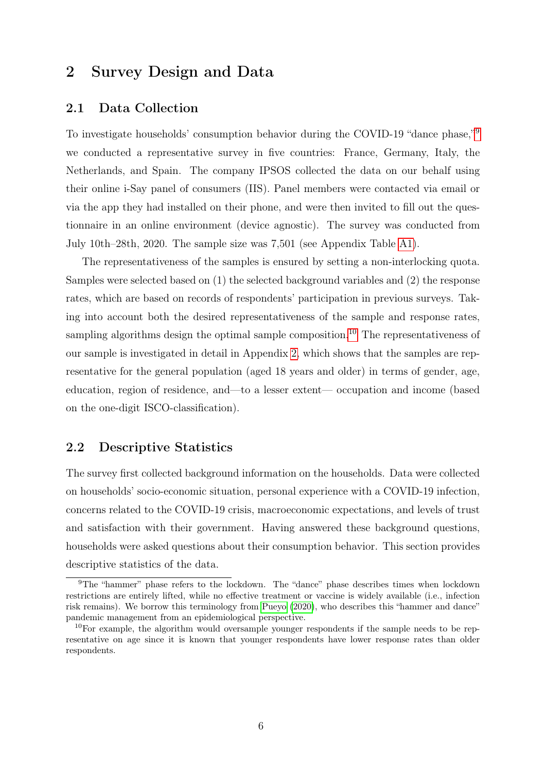# 2 Survey Design and Data

## 2.1 Data Collection

To investigate households' consumption behavior during the COVID-19 "dance phase,"[9] we conducted a representative survey in five countries: France, Germany, Italy, the Netherlands, and Spain. The company IPSOS collected the data on our behalf using their online i-Say panel of consumers (IIS). Panel members were contacted via email or via the app they had installed on their phone, and were then invited to fill out the questionnaire in an online environment (device agnostic). The survey was conducted from July 10th–28th, 2020. The sample size was 7,501 (see Appendix Table A1).

The representativeness of the samples is ensured by setting a non-interlocking quota. Samples were selected based on (1) the selected background variables and (2) the response rates, which are based on records of respondents' participation in previous surveys. Taking into account both the desired representativeness of the sample and response rates, sampling algorithms design the optimal sample composition.[10] The representativeness of our sample is investigated in detail in Appendix 2, which shows that the samples are representative for the general population (aged 18 years and older) in terms of gender, age, education, region of residence, and—to a lesser extent— occupation and income (based on the one-digit ISCO-classification).

## 2.2 Descriptive Statistics

The survey first collected background information on the households. Data were collected on households' socio-economic situation, personal experience with a COVID-19 infection, concerns related to the COVID-19 crisis, macroeconomic expectations, and levels of trust and satisfaction with their government. Having answered these background questions, households were asked questions about their consumption behavior. This section provides descriptive statistics of the data.

[9] The "hammer" phase refers to the lockdown. The "dance" phase describes times when lockdown restrictions are entirely lifted, while no effective treatment or vaccine is widely available (i.e., infection risk remains). We borrow this terminology from Pueyo (2020), who describes this "hammer and dance" pandemic management from an epidemiological perspective.

[10] For example, the algorithm would oversample younger respondents if the sample needs to be representative on age since it is known that younger respondents have lower response rates than older respondents.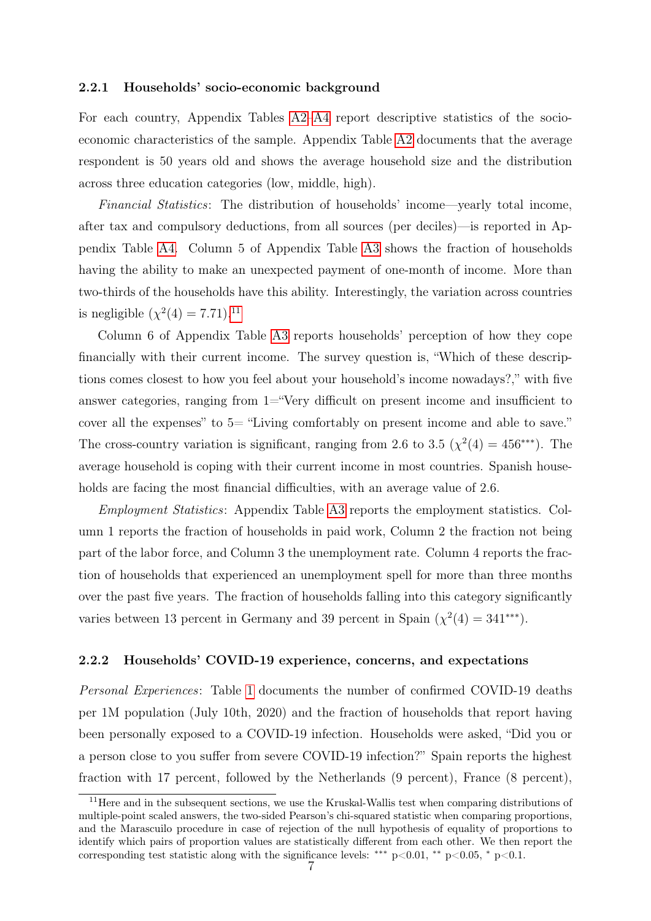### 2.2.1 Households' socio-economic background

For each country, Appendix Tables A2–A4 report descriptive statistics of the socio-economic characteristics of the sample. Appendix Table A2 documents that the average respondent is 50 years old and shows the average household size and the distribution across three education categories (low, middle, high).

*Financial Statistics*: The distribution of households' income—yearly total income, after tax and compulsory deductions, from all sources (per deciles)—is reported in Appendix Table A4. Column 5 of Appendix Table A3 shows the fraction of households having the ability to make an unexpected payment of one-month of income. More than two-thirds of the households have this ability. Interestingly, the variation across countries is negligible ($\chi^2(4) = 7.71$).[11]

Column 6 of Appendix Table A3 reports households' perception of how they cope financially with their current income. The survey question is, "Which of these descriptions comes closest to how you feel about your household's income nowadays?," with five answer categories, ranging from 1="Very difficult on present income and insufficient to cover all the expenses" to 5= "Living comfortably on present income and able to save." The cross-country variation is significant, ranging from 2.6 to 3.5 ($\chi^2(4) = 456^{***}$). The average household is coping with their current income in most countries. Spanish households are facing the most financial difficulties, with an average value of 2.6.

*Employment Statistics*: Appendix Table A3 reports the employment statistics. Column 1 reports the fraction of households in paid work, Column 2 the fraction not being part of the labor force, and Column 3 the unemployment rate. Column 4 reports the fraction of households that experienced an unemployment spell for more than three months over the past five years. The fraction of households falling into this category significantly varies between 13 percent in Germany and 39 percent in Spain ($\chi^2(4) = 341^{***}$).

### 2.2.2 Households' COVID-19 experience, concerns, and expectations

*Personal Experiences*: Table 1 documents the number of confirmed COVID-19 deaths per 1M population (July 10th, 2020) and the fraction of households that report having been personally exposed to a COVID-19 infection. Households were asked, "Did you or a person close to you suffer from severe COVID-19 infection?" Spain reports the highest fraction with 17 percent, followed by the Netherlands (9 percent), France (8 percent),

[11] Here and in the subsequent sections, we use the Kruskal-Wallis test when comparing distributions of multiple-point scaled answers, the two-sided Pearson's chi-squared statistic when comparing proportions, and the Marascuilo procedure in case of rejection of the null hypothesis of equality of proportions to identify which pairs of proportion values are statistically different from each other. We then report the corresponding test statistic along with the significance levels: $^{***}$ p<0.01, $^{**}$ p<0.05, $^{*}$ p<0.1.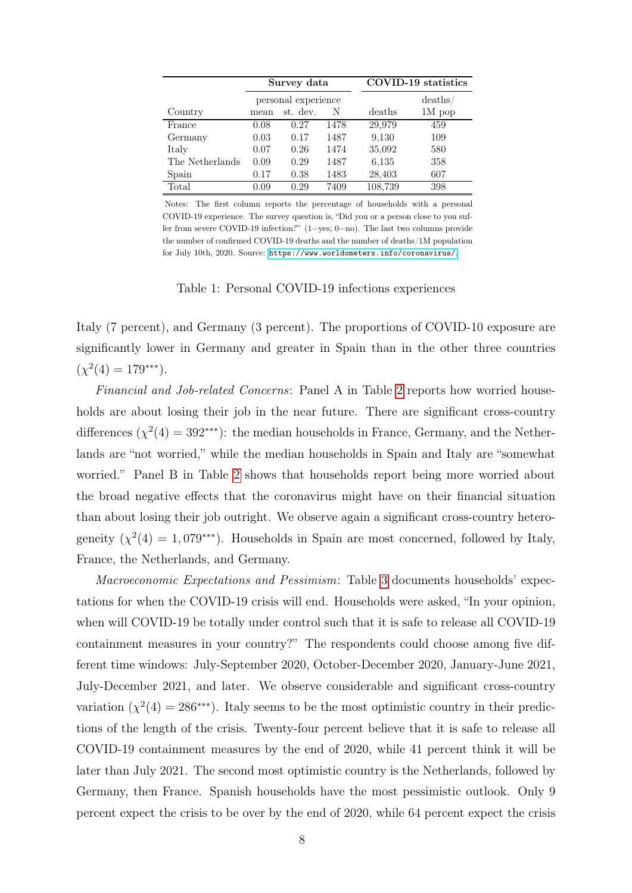| | **Survey data** | | | **COVID-19 statistics** | |
|---|---|---|---|---|---|
| | personal experience | | | | deaths/ |
| Country | mean | st. dev. | N | deaths | 1M pop |
| France | 0.08 | 0.27 | 1478 | 29,979 | 459 |
| Germany | 0.03 | 0.17 | 1487 | 9,130 | 109 |
| Italy | 0.07 | 0.26 | 1474 | 35,092 | 580 |
| The Netherlands | 0.09 | 0.29 | 1487 | 6,135 | 358 |
| Spain | 0.17 | 0.38 | 1483 | 28,403 | 607 |
| Total | 0.09 | 0.29 | 7409 | 108,739 | 398 |

Notes: The first column reports the percentage of households with a personal COVID-19 experience. The survey question is, "Did you or a person close to you suffer from severe COVID-19 infection?" (1=yes; 0=no). The last two columns provide the number of confirmed COVID-19 deaths and the number of deaths/1M population for July 10th, 2020. Source: https://www.worldometers.info/coronavirus/.

Table 1: Personal COVID-19 infections experiences

Italy (7 percent), and Germany (3 percent). The proportions of COVID-10 exposure are significantly lower in Germany and greater in Spain than in the other three countries ($\chi^2(4) = 179^{***}$).

*Financial and Job-related Concerns*: Panel A in Table 2 reports how worried households are about losing their job in the near future. There are significant cross-country differences ($\chi^2(4) = 392^{***}$): the median households in France, Germany, and the Netherlands are "not worried," while the median households in Spain and Italy are "somewhat worried." Panel B in Table 2 shows that households report being more worried about the broad negative effects that the coronavirus might have on their financial situation than about losing their job outright. We observe again a significant cross-country heterogeneity ($\chi^2(4) = 1,079^{***}$). Households in Spain are most concerned, followed by Italy, France, the Netherlands, and Germany.

*Macroeconomic Expectations and Pessimism*: Table 3 documents households' expectations for when the COVID-19 crisis will end. Households were asked, "In your opinion, when will COVID-19 be totally under control such that it is safe to release all COVID-19 containment measures in your country?" The respondents could choose among five different time windows: July-September 2020, October-December 2020, January-June 2021, July-December 2021, and later. We observe considerable and significant cross-country variation ($\chi^2(4) = 286^{***}$). Italy seems to be the most optimistic country in their predictions of the length of the crisis. Twenty-four percent believe that it is safe to release all COVID-19 containment measures by the end of 2020, while 41 percent think it will be later than July 2021. The second most optimistic country is the Netherlands, followed by Germany, then France. Spanish households have the most pessimistic outlook. Only 9 percent expect the crisis to be over by the end of 2020, while 64 percent expect the crisis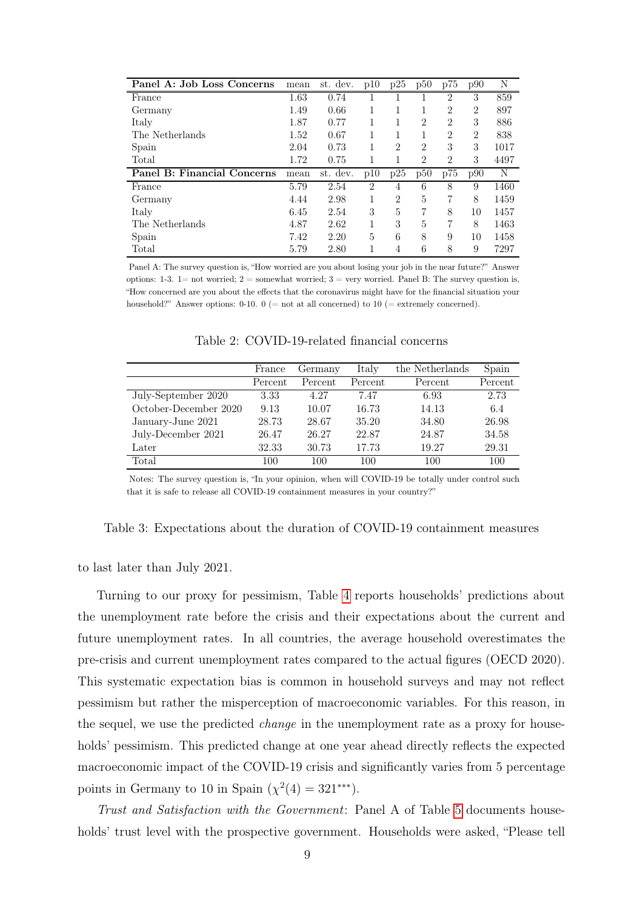| **Panel A: Job Loss Concerns** | mean | st. dev. | p10 | p25 | p50 | p75 | p90 | N |
|---|---|---|---|---|---|---|---|---|
| France | 1.63 | 0.74 | 1 | 1 | 1 | 2 | 3 | 859 |
| Germany | 1.49 | 0.66 | 1 | 1 | 1 | 2 | 2 | 897 |
| Italy | 1.87 | 0.77 | 1 | 1 | 2 | 2 | 3 | 886 |
| The Netherlands | 1.52 | 0.67 | 1 | 1 | 1 | 2 | 2 | 838 |
| Spain | 2.04 | 0.73 | 1 | 2 | 2 | 3 | 3 | 1017 |
| Total | 1.72 | 0.75 | 1 | 1 | 2 | 2 | 3 | 4497 |
| **Panel B: Financial Concerns** | mean | st. dev. | p10 | p25 | p50 | p75 | p90 | N |
| France | 5.79 | 2.54 | 2 | 4 | 6 | 8 | 9 | 1460 |
| Germany | 4.44 | 2.98 | 1 | 2 | 5 | 7 | 8 | 1459 |
| Italy | 6.45 | 2.54 | 3 | 5 | 7 | 8 | 10 | 1457 |
| The Netherlands | 4.87 | 2.62 | 1 | 3 | 5 | 7 | 8 | 1463 |
| Spain | 7.42 | 2.20 | 5 | 6 | 8 | 9 | 10 | 1458 |
| Total | 5.79 | 2.80 | 1 | 4 | 6 | 8 | 9 | 7297 |

Panel A: The survey question is, "How worried are you about losing your job in the near future?" Answer options: 1-3. 1= not worried; 2 = somewhat worried; 3 = very worried. Panel B: The survey question is, "How concerned are you about the effects that the coronavirus might have for the financial situation your household?" Answer options: 0-10. 0 (= not at all concerned) to 10 (= extremely concerned).

Table 2: COVID-19-related financial concerns

| | France | Germany | Italy | the Netherlands | Spain |
|---|---|---|---|---|---|
| | Percent | Percent | Percent | Percent | Percent |
| July-September 2020 | 3.33 | 4.27 | 7.47 | 6.93 | 2.73 |
| October-December 2020 | 9.13 | 10.07 | 16.73 | 14.13 | 6.4 |
| January-June 2021 | 28.73 | 28.67 | 35.20 | 34.80 | 26.98 |
| July-December 2021 | 26.47 | 26.27 | 22.87 | 24.87 | 34.58 |
| Later | 32.33 | 30.73 | 17.73 | 19.27 | 29.31 |
| Total | 100 | 100 | 100 | 100 | 100 |

Notes: The survey question is, "In your opinion, when will COVID-19 be totally under control such that it is safe to release all COVID-19 containment measures in your country?"

Table 3: Expectations about the duration of COVID-19 containment measures

to last later than July 2021.

Turning to our proxy for pessimism, Table 4 reports households' predictions about the unemployment rate before the crisis and their expectations about the current and future unemployment rates. In all countries, the average household overestimates the pre-crisis and current unemployment rates compared to the actual figures (OECD 2020). This systematic expectation bias is common in household surveys and may not reflect pessimism but rather the misperception of macroeconomic variables. For this reason, in the sequel, we use the predicted *change* in the unemployment rate as a proxy for households' pessimism. This predicted change at one year ahead directly reflects the expected macroeconomic impact of the COVID-19 crisis and significantly varies from 5 percentage points in Germany to 10 in Spain ($\chi^2(4) = 321^{***}$).

*Trust and Satisfaction with the Government*: Panel A of Table 5 documents households' trust level with the prospective government. Households were asked, "Please tell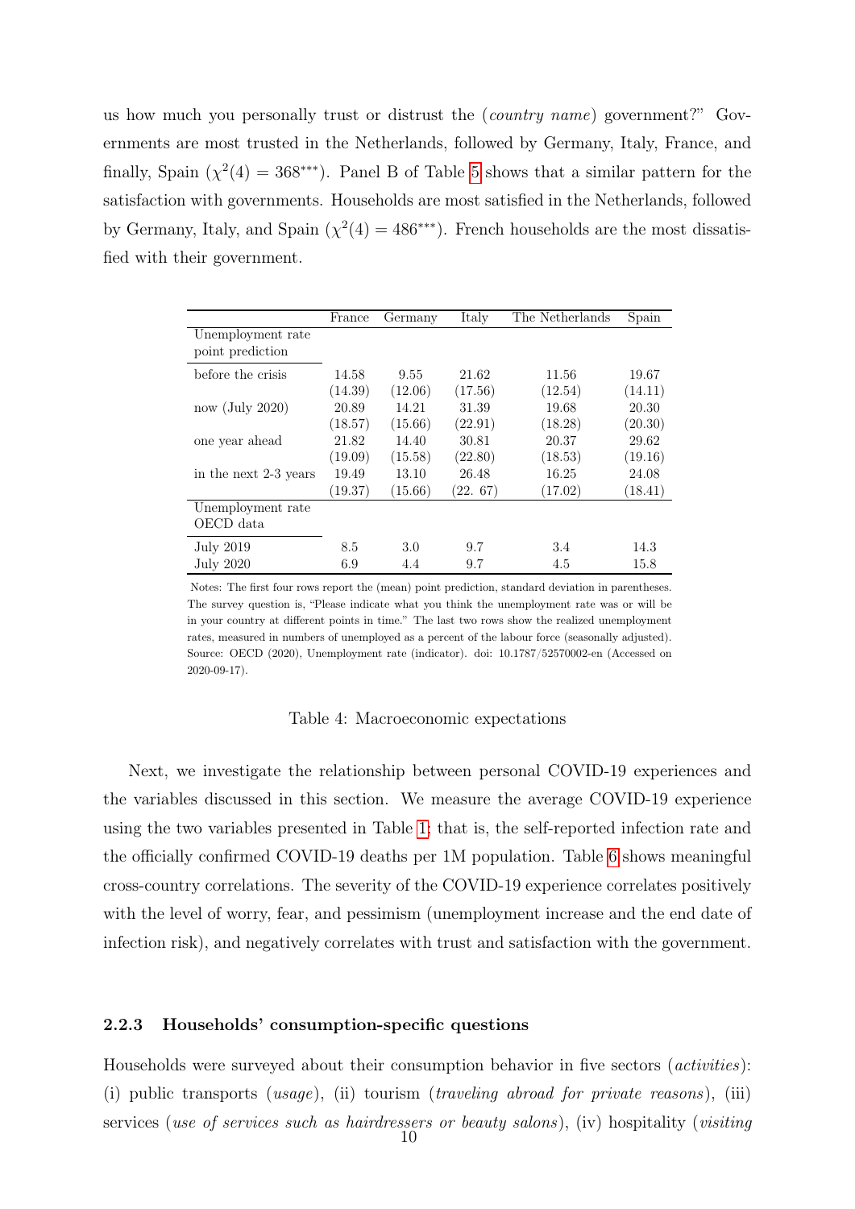us how much you personally trust or distrust the (*country name*) government?" Governments are most trusted in the Netherlands, followed by Germany, Italy, France, and finally, Spain ($\chi^2(4) = 368^{***}$). Panel B of Table 5 shows that a similar pattern for the satisfaction with governments. Households are most satisfied in the Netherlands, followed by Germany, Italy, and Spain ($\chi^2(4) = 486^{***}$). French households are the most dissatisfied with their government.

| | France | Germany | Italy | The Netherlands | Spain |
|---|---|---|---|---|---|
| Unemployment rate point prediction | | | | | |
| before the crisis | 14.58 | 9.55 | 21.62 | 11.56 | 19.67 |
| | (14.39) | (12.06) | (17.56) | (12.54) | (14.11) |
| now (July 2020) | 20.89 | 14.21 | 31.39 | 19.68 | 20.30 |
| | (18.57) | (15.66) | (22.91) | (18.28) | (20.30) |
| one year ahead | 21.82 | 14.40 | 30.81 | 20.37 | 29.62 |
| | (19.09) | (15.58) | (22.80) | (18.53) | (19.16) |
| in the next 2-3 years | 19.49 | 13.10 | 26.48 | 16.25 | 24.08 |
| | (19.37) | (15.66) | (22. 67) | (17.02) | (18.41) |
| Unemployment rate OECD data | | | | | |
| July 2019 | 8.5 | 3.0 | 9.7 | 3.4 | 14.3 |
| July 2020 | 6.9 | 4.4 | 9.7 | 4.5 | 15.8 |

Notes: The first four rows report the (mean) point prediction, standard deviation in parentheses. The survey question is, "Please indicate what you think the unemployment rate was or will be in your country at different points in time." The last two rows show the realized unemployment rates, measured in numbers of unemployed as a percent of the labour force (seasonally adjusted). Source: OECD (2020), Unemployment rate (indicator). doi: 10.1787/52570002-en (Accessed on 2020-09-17).

Table 4: Macroeconomic expectations

Next, we investigate the relationship between personal COVID-19 experiences and the variables discussed in this section. We measure the average COVID-19 experience using the two variables presented in Table 1; that is, the self-reported infection rate and the officially confirmed COVID-19 deaths per 1M population. Table 6 shows meaningful cross-country correlations. The severity of the COVID-19 experience correlates positively with the level of worry, fear, and pessimism (unemployment increase and the end date of infection risk), and negatively correlates with trust and satisfaction with the government.

#### 2.2.3 Households' consumption-specific questions

Households were surveyed about their consumption behavior in five sectors (*activities*): (i) public transports (*usage*), (ii) tourism (*traveling abroad for private reasons*), (iii) services (*use of services such as hairdressers or beauty salons*), (iv) hospitality (*visiting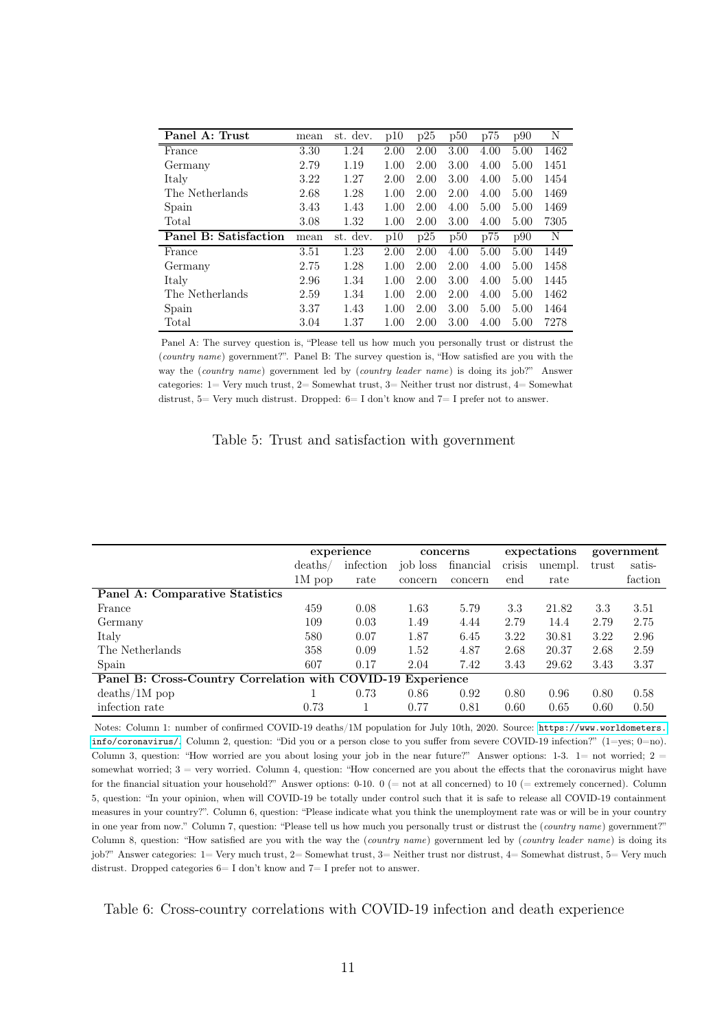| Panel A: Trust | mean | st. dev. | p10 | p25 | p50 | p75 | p90 | N |
|---|---|---|---|---|---|---|---|---|
| France | 3.30 | 1.24 | 2.00 | 2.00 | 3.00 | 4.00 | 5.00 | 1462 |
| Germany | 2.79 | 1.19 | 1.00 | 2.00 | 3.00 | 4.00 | 5.00 | 1451 |
| Italy | 3.22 | 1.27 | 2.00 | 2.00 | 3.00 | 4.00 | 5.00 | 1454 |
| The Netherlands | 2.68 | 1.28 | 1.00 | 2.00 | 2.00 | 4.00 | 5.00 | 1469 |
| Spain | 3.43 | 1.43 | 1.00 | 2.00 | 4.00 | 5.00 | 5.00 | 1469 |
| Total | 3.08 | 1.32 | 1.00 | 2.00 | 3.00 | 4.00 | 5.00 | 7305 |
| **Panel B: Satisfaction** | mean | st. dev. | p10 | p25 | p50 | p75 | p90 | N |
| France | 3.51 | 1.23 | 2.00 | 2.00 | 4.00 | 5.00 | 5.00 | 1449 |
| Germany | 2.75 | 1.28 | 1.00 | 2.00 | 2.00 | 4.00 | 5.00 | 1458 |
| Italy | 2.96 | 1.34 | 1.00 | 2.00 | 3.00 | 4.00 | 5.00 | 1445 |
| The Netherlands | 2.59 | 1.34 | 1.00 | 2.00 | 2.00 | 4.00 | 5.00 | 1462 |
| Spain | 3.37 | 1.43 | 1.00 | 2.00 | 3.00 | 5.00 | 5.00 | 1464 |
| Total | 3.04 | 1.37 | 1.00 | 2.00 | 3.00 | 4.00 | 5.00 | 7278 |

Panel A: The survey question is, "Please tell us how much you personally trust or distrust the (*country name*) government?". Panel B: The survey question is, "How satisfied are you with the way the (*country name*) government led by (*country leader name*) is doing its job?" Answer categories: 1= Very much trust, 2= Somewhat trust, 3= Neither trust nor distrust, 4= Somewhat distrust, 5= Very much distrust. Dropped: 6= I don't know and 7= I prefer not to answer.

Table 5: Trust and satisfaction with government

| | experience | | concerns | | expectations | | government | |
|---|---|---|---|---|---|---|---|---|
| | deaths/ 1M pop | infection rate | job loss concern | financial concern | crisis end | unempl. rate | trust | satis- faction |
| **Panel A: Comparative Statistics** | | | | | | | | |
| France | 459 | 0.08 | 1.63 | 5.79 | 3.3 | 21.82 | 3.3 | 3.51 |
| Germany | 109 | 0.03 | 1.49 | 4.44 | 2.79 | 14.4 | 2.79 | 2.75 |
| Italy | 580 | 0.07 | 1.87 | 6.45 | 3.22 | 30.81 | 3.22 | 2.96 |
| The Netherlands | 358 | 0.09 | 1.52 | 4.87 | 2.68 | 20.37 | 2.68 | 2.59 |
| Spain | 607 | 0.17 | 2.04 | 7.42 | 3.43 | 29.62 | 3.43 | 3.37 |
| **Panel B: Cross-Country Correlation with COVID-19 Experience** | | | | | | | | |
| deaths/1M pop | 1 | 0.73 | 0.86 | 0.92 | 0.80 | 0.96 | 0.80 | 0.58 |
| infection rate | 0.73 | 1 | 0.77 | 0.81 | 0.60 | 0.65 | 0.60 | 0.50 |

Notes: Column 1: number of confirmed COVID-19 deaths/1M population for July 10th, 2020. Source: https://www.worldometers.info/coronavirus/. Column 2, question: "Did you or a person close to you suffer from severe COVID-19 infection?" (1=yes; 0=no). Column 3, question: "How worried are you about losing your job in the near future?" Answer options: 1-3. 1= not worried; 2 = somewhat worried; 3 = very worried. Column 4, question: "How concerned are you about the effects that the coronavirus might have for the financial situation your household?" Answer options: 0-10. 0 (= not at all concerned) to 10 (= extremely concerned). Column 5, question: "In your opinion, when will COVID-19 be totally under control such that it is safe to release all COVID-19 containment measures in your country?". Column 6, question: "Please indicate what you think the unemployment rate was or will be in your country in one year from now." Column 7, question: "Please tell us how much you personally trust or distrust the (*country name*) government?" Column 8, question: "How satisfied are you with the way the (*country name*) government led by (*country leader name*) is doing its job?" Answer categories: 1= Very much trust, 2= Somewhat trust, 3= Neither trust nor distrust, 4= Somewhat distrust, 5= Very much distrust. Dropped categories 6= I don't know and 7= I prefer not to answer.

Table 6: Cross-country correlations with COVID-19 infection and death experience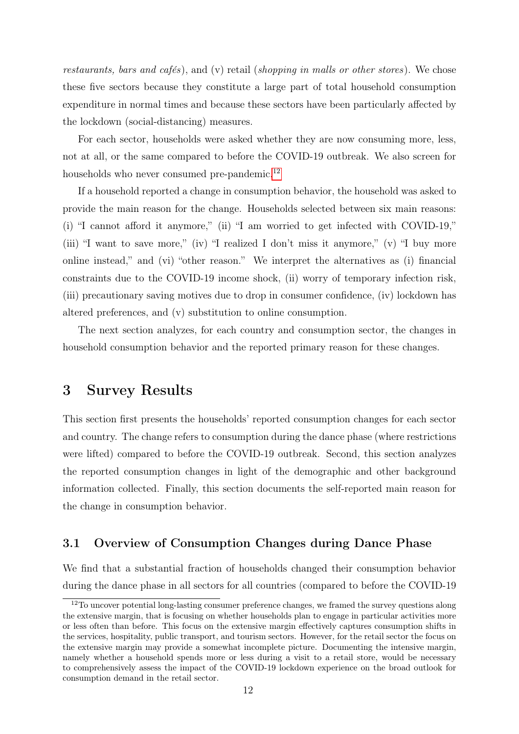*restaurants, bars and cafés*), and (v) retail (*shopping in malls or other stores*). We chose these five sectors because they constitute a large part of total household consumption expenditure in normal times and because these sectors have been particularly affected by the lockdown (social-distancing) measures.

For each sector, households were asked whether they are now consuming more, less, not at all, or the same compared to before the COVID-19 outbreak. We also screen for households who never consumed pre-pandemic.[12]

If a household reported a change in consumption behavior, the household was asked to provide the main reason for the change. Households selected between six main reasons: (i) "I cannot afford it anymore," (ii) "I am worried to get infected with COVID-19," (iii) "I want to save more," (iv) "I realized I don't miss it anymore," (v) "I buy more online instead," and (vi) "other reason." We interpret the alternatives as (i) financial constraints due to the COVID-19 income shock, (ii) worry of temporary infection risk, (iii) precautionary saving motives due to drop in consumer confidence, (iv) lockdown has altered preferences, and (v) substitution to online consumption.

The next section analyzes, for each country and consumption sector, the changes in household consumption behavior and the reported primary reason for these changes.

# 3 Survey Results

This section first presents the households' reported consumption changes for each sector and country. The change refers to consumption during the dance phase (where restrictions were lifted) compared to before the COVID-19 outbreak. Second, this section analyzes the reported consumption changes in light of the demographic and other background information collected. Finally, this section documents the self-reported main reason for the change in consumption behavior.

## 3.1 Overview of Consumption Changes during Dance Phase

We find that a substantial fraction of households changed their consumption behavior during the dance phase in all sectors for all countries (compared to before the COVID-19

[12] To uncover potential long-lasting consumer preference changes, we framed the survey questions along the extensive margin, that is focusing on whether households plan to engage in particular activities more or less often than before. This focus on the extensive margin effectively captures consumption shifts in the services, hospitality, public transport, and tourism sectors. However, for the retail sector the focus on the extensive margin may provide a somewhat incomplete picture. Documenting the intensive margin, namely whether a household spends more or less during a visit to a retail store, would be necessary to comprehensively assess the impact of the COVID-19 lockdown experience on the broad outlook for consumption demand in the retail sector.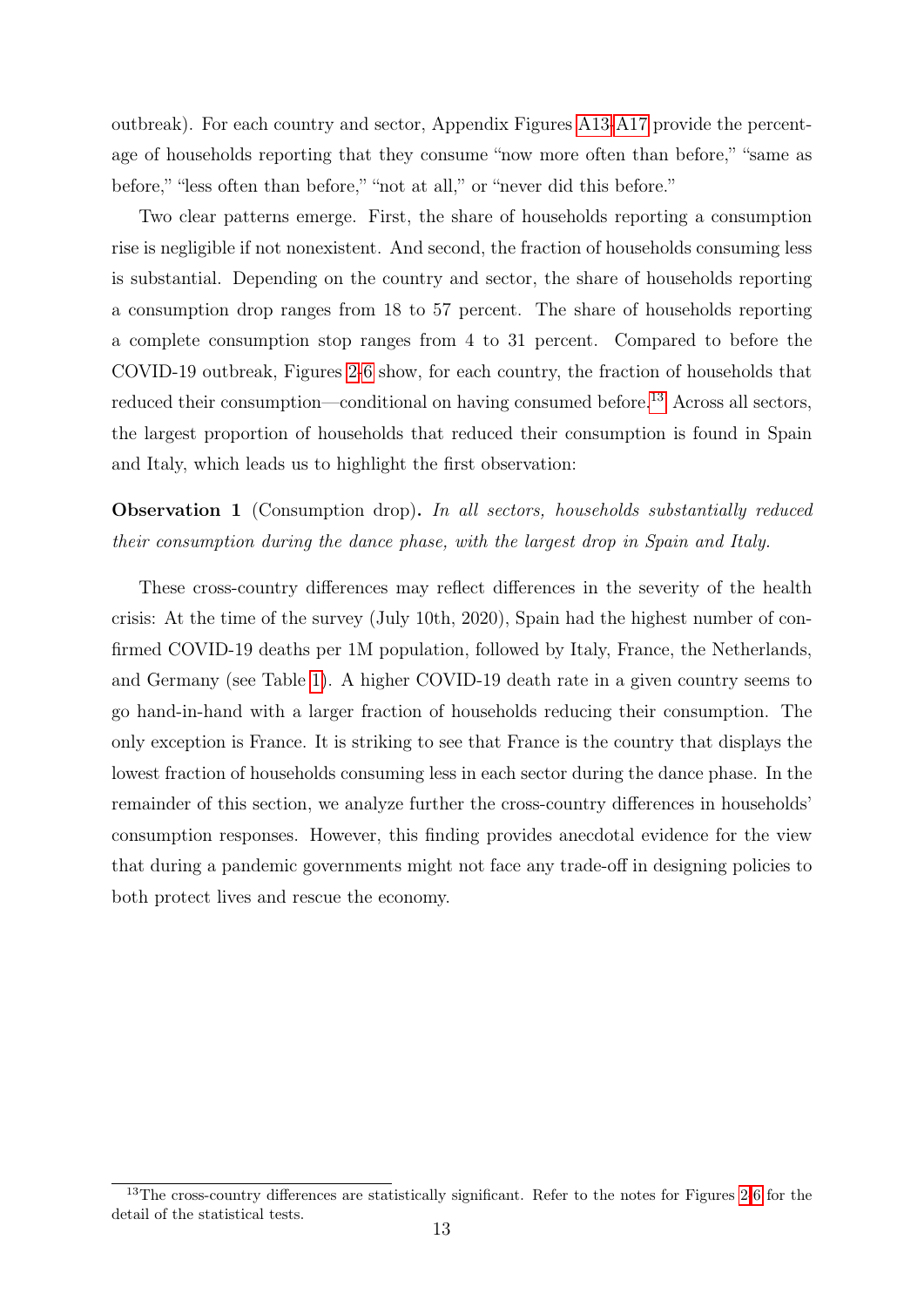outbreak). For each country and sector, Appendix Figures A13-A17 provide the percentage of households reporting that they consume "now more often than before," "same as before," "less often than before," "not at all," or "never did this before."

Two clear patterns emerge. First, the share of households reporting a consumption rise is negligible if not nonexistent. And second, the fraction of households consuming less is substantial. Depending on the country and sector, the share of households reporting a consumption drop ranges from 18 to 57 percent. The share of households reporting a complete consumption stop ranges from 4 to 31 percent. Compared to before the COVID-19 outbreak, Figures 2-6 show, for each country, the fraction of households that reduced their consumption—conditional on having consumed before.[13] Across all sectors, the largest proportion of households that reduced their consumption is found in Spain and Italy, which leads us to highlight the first observation:

**Observation 1** (Consumption drop)**.** *In all sectors, households substantially reduced their consumption during the dance phase, with the largest drop in Spain and Italy.*

These cross-country differences may reflect differences in the severity of the health crisis: At the time of the survey (July 10th, 2020), Spain had the highest number of confirmed COVID-19 deaths per 1M population, followed by Italy, France, the Netherlands, and Germany (see Table 1). A higher COVID-19 death rate in a given country seems to go hand-in-hand with a larger fraction of households reducing their consumption. The only exception is France. It is striking to see that France is the country that displays the lowest fraction of households consuming less in each sector during the dance phase. In the remainder of this section, we analyze further the cross-country differences in households' consumption responses. However, this finding provides anecdotal evidence for the view that during a pandemic governments might not face any trade-off in designing policies to both protect lives and rescue the economy.

[13] The cross-country differences are statistically significant. Refer to the notes for Figures 2-6 for the detail of the statistical tests.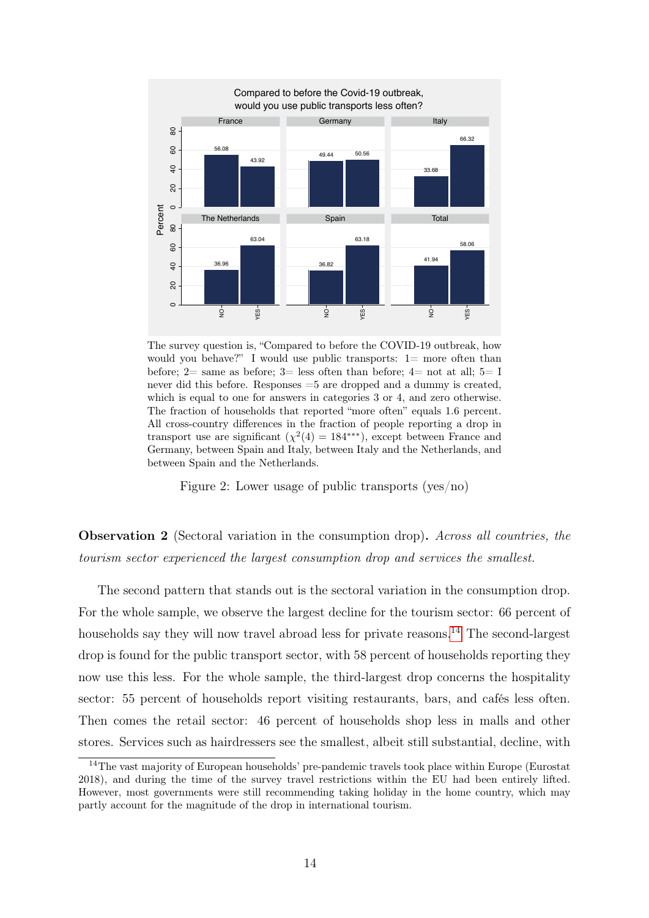The survey question is, "Compared to before the COVID-19 outbreak, how would you behave?" I would use public transports: 1= more often than before; 2= same as before; 3= less often than before; 4= not at all; 5= I never did this before. Responses =5 are dropped and a dummy is created, which is equal to one for answers in categories 3 or 4, and zero otherwise. The fraction of households that reported "more often" equals 1.6 percent. All cross-country differences in the fraction of people reporting a drop in transport use are significant ($\chi^2(4) = 184^{***}$), except between France and Germany, between Spain and Italy, between Italy and the Netherlands, and between Spain and the Netherlands.

Figure 2: Lower usage of public transports (yes/no)

**Observation 2** (Sectoral variation in the consumption drop)**.** *Across all countries, the tourism sector experienced the largest consumption drop and services the smallest.*

The second pattern that stands out is the sectoral variation in the consumption drop. For the whole sample, we observe the largest decline for the tourism sector: 66 percent of households say they will now travel abroad less for private reasons.[14] The second-largest drop is found for the public transport sector, with 58 percent of households reporting they now use this less. For the whole sample, the third-largest drop concerns the hospitality sector: 55 percent of households report visiting restaurants, bars, and cafés less often. Then comes the retail sector: 46 percent of households shop less in malls and other stores. Services such as hairdressers see the smallest, albeit still substantial, decline, with

[14] The vast majority of European households' pre-pandemic travels took place within Europe (Eurostat 2018), and during the time of the survey travel restrictions within the EU had been entirely lifted. However, most governments were still recommending taking holiday in the home country, which may partly account for the magnitude of the drop in international tourism.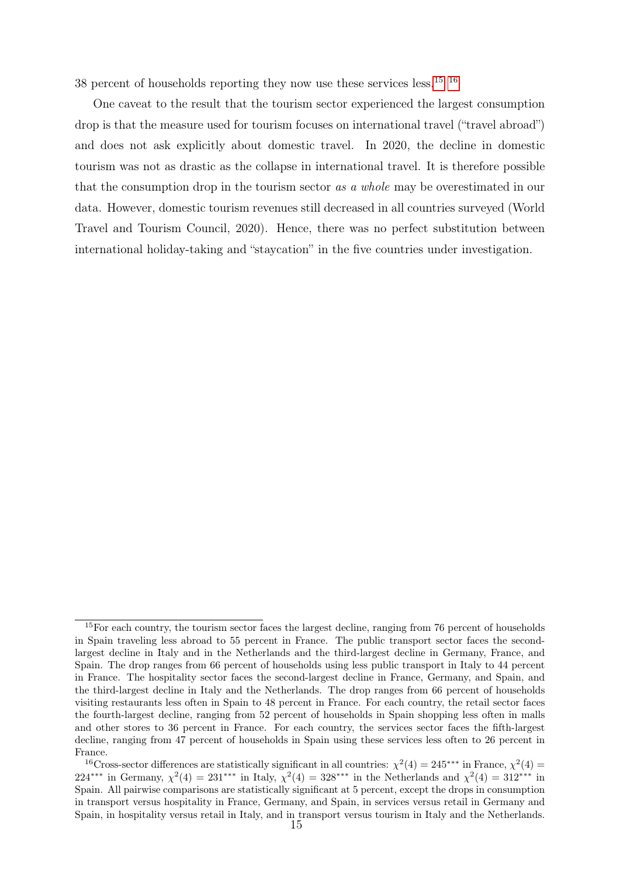38 percent of households reporting they now use these services less.[15, 16]

One caveat to the result that the tourism sector experienced the largest consumption drop is that the measure used for tourism focuses on international travel ("travel abroad") and does not ask explicitly about domestic travel. In 2020, the decline in domestic tourism was not as drastic as the collapse in international travel. It is therefore possible that the consumption drop in the tourism sector *as a whole* may be overestimated in our data. However, domestic tourism revenues still decreased in all countries surveyed (World Travel and Tourism Council, 2020). Hence, there was no perfect substitution between international holiday-taking and "staycation" in the five countries under investigation.

---

[15] For each country, the tourism sector faces the largest decline, ranging from 76 percent of households in Spain traveling less abroad to 55 percent in France. The public transport sector faces the second-largest decline in Italy and in the Netherlands and the third-largest decline in Germany, France, and Spain. The drop ranges from 66 percent of households using less public transport in Italy to 44 percent in France. The hospitality sector faces the second-largest decline in France, Germany, and Spain, and the third-largest decline in Italy and the Netherlands. The drop ranges from 66 percent of households visiting restaurants less often in Spain to 48 percent in France. For each country, the retail sector faces the fourth-largest decline, ranging from 52 percent of households in Spain shopping less often in malls and other stores to 36 percent in France. For each country, the services sector faces the fifth-largest decline, ranging from 47 percent of households in Spain using these services less often to 26 percent in France.

[16] Cross-sector differences are statistically significant in all countries: $\chi^2(4) = 245^{***}$ in France, $\chi^2(4) = 224^{***}$ in Germany, $\chi^2(4) = 231^{***}$ in Italy, $\chi^2(4) = 328^{***}$ in the Netherlands and $\chi^2(4) = 312^{***}$ in Spain. All pairwise comparisons are statistically significant at 5 percent, except the drops in consumption in transport versus hospitality in France, Germany, and Spain, in services versus retail in Germany and Spain, in hospitality versus retail in Italy, and in transport versus tourism in Italy and the Netherlands.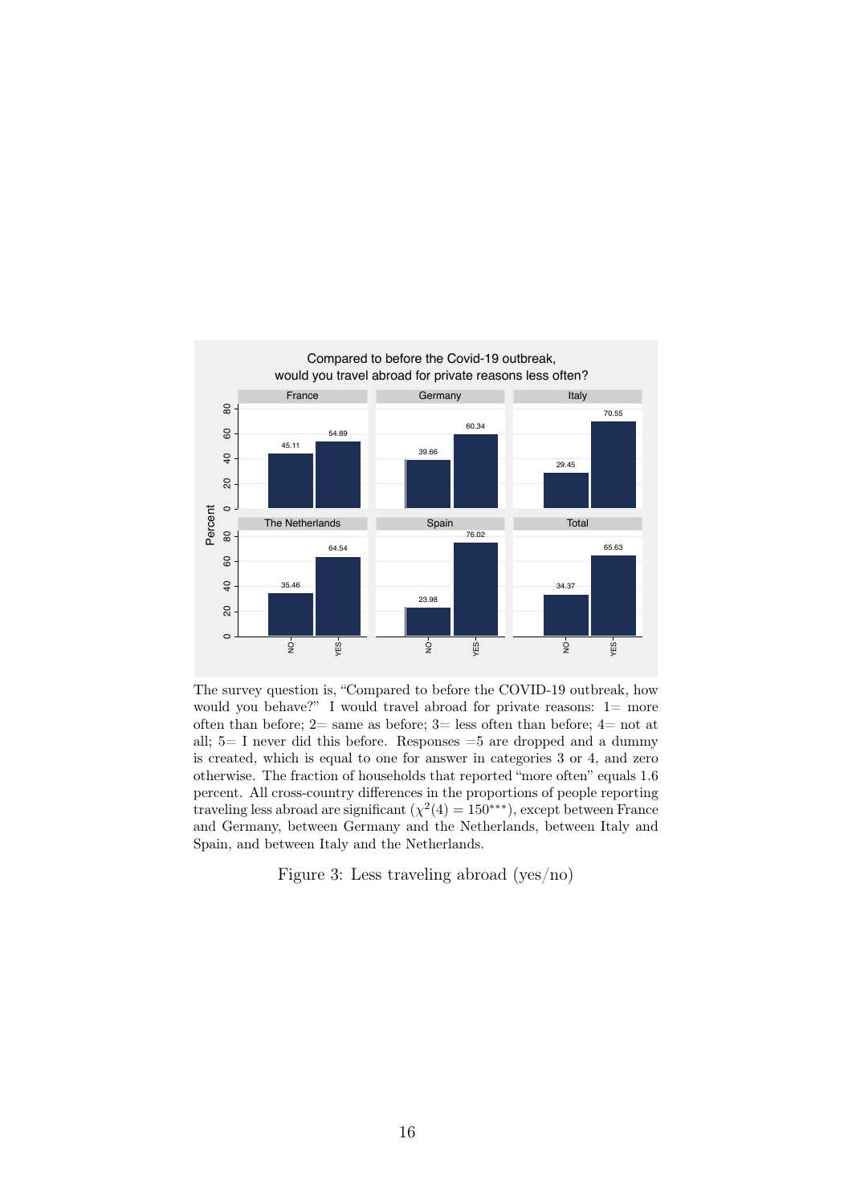The survey question is, "Compared to before the COVID-19 outbreak, how would you behave?" I would travel abroad for private reasons: 1= more often than before; 2= same as before; 3= less often than before; 4= not at all; 5= I never did this before. Responses =5 are dropped and a dummy is created, which is equal to one for answer in categories 3 or 4, and zero otherwise. The fraction of households that reported "more often" equals 1.6 percent. All cross-country differences in the proportions of people reporting traveling less abroad are significant ($\chi^2(4) = 150^{***}$), except between France and Germany, between Germany and the Netherlands, between Italy and Spain, and between Italy and the Netherlands.

Figure 3: Less traveling abroad (yes/no)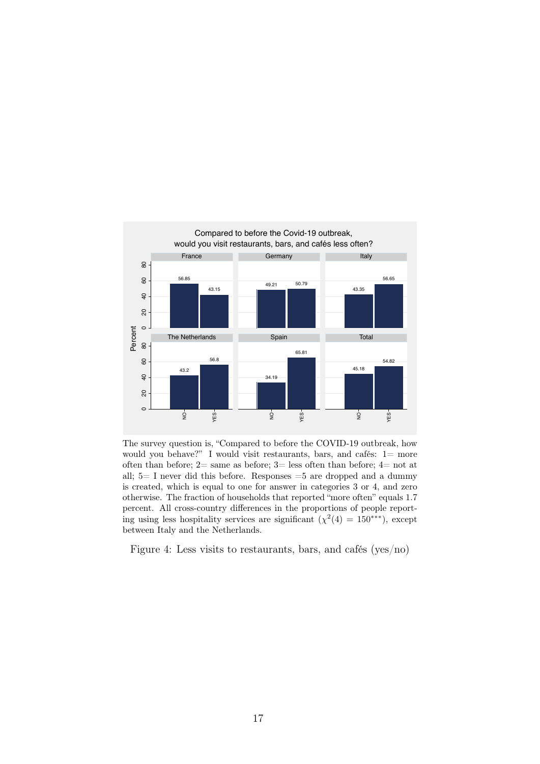The survey question is, "Compared to before the COVID-19 outbreak, how would you behave?" I would visit restaurants, bars, and cafés: 1= more often than before; 2= same as before; 3= less often than before; 4= not at all; 5= I never did this before. Responses =5 are dropped and a dummy is created, which is equal to one for answer in categories 3 or 4, and zero otherwise. The fraction of households that reported "more often" equals 1.7 percent. All cross-country differences in the proportions of people reporting using less hospitality services are significant ($\chi^2(4) = 150^{***}$), except between Italy and the Netherlands.

Figure 4: Less visits to restaurants, bars, and cafés (yes/no)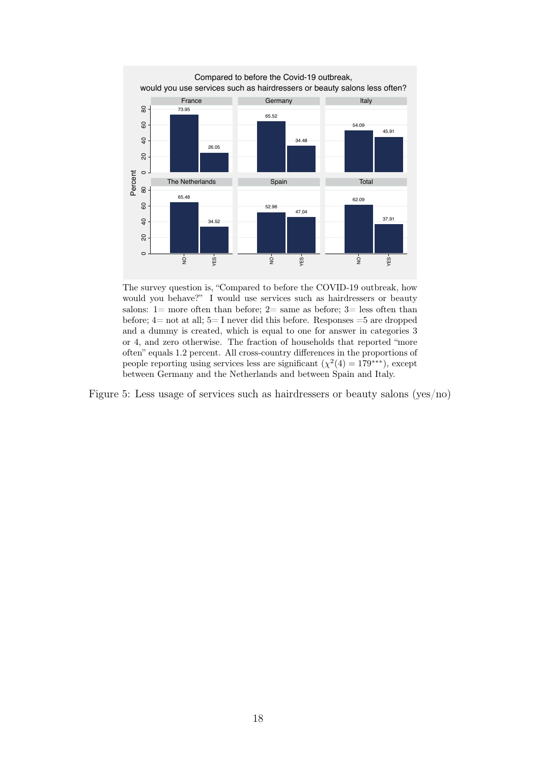Compared to before the Covid-19 outbreak, would you use services such as hairdressers or beauty salons less often?

| | NO | YES |
|---|---|---|
| France | 73.95 | 26.05 |
| Germany | 65.52 | 34.48 |
| Italy | 54.09 | 45.91 |
| The Netherlands | 65.48 | 34.52 |
| Spain | 52.96 | 47.04 |
| Total | 62.09 | 37.91 |

The survey question is, "Compared to before the COVID-19 outbreak, how would you behave?" I would use services such as hairdressers or beauty salons: 1= more often than before; 2= same as before; 3= less often than before; 4= not at all; 5= I never did this before. Responses =5 are dropped and a dummy is created, which is equal to one for answer in categories 3 or 4, and zero otherwise. The fraction of households that reported "more often" equals 1.2 percent. All cross-country differences in the proportions of people reporting using services less are significant ($\chi^2(4) = 179^{***}$), except between Germany and the Netherlands and between Spain and Italy.

Figure 5: Less usage of services such as hairdressers or beauty salons (yes/no)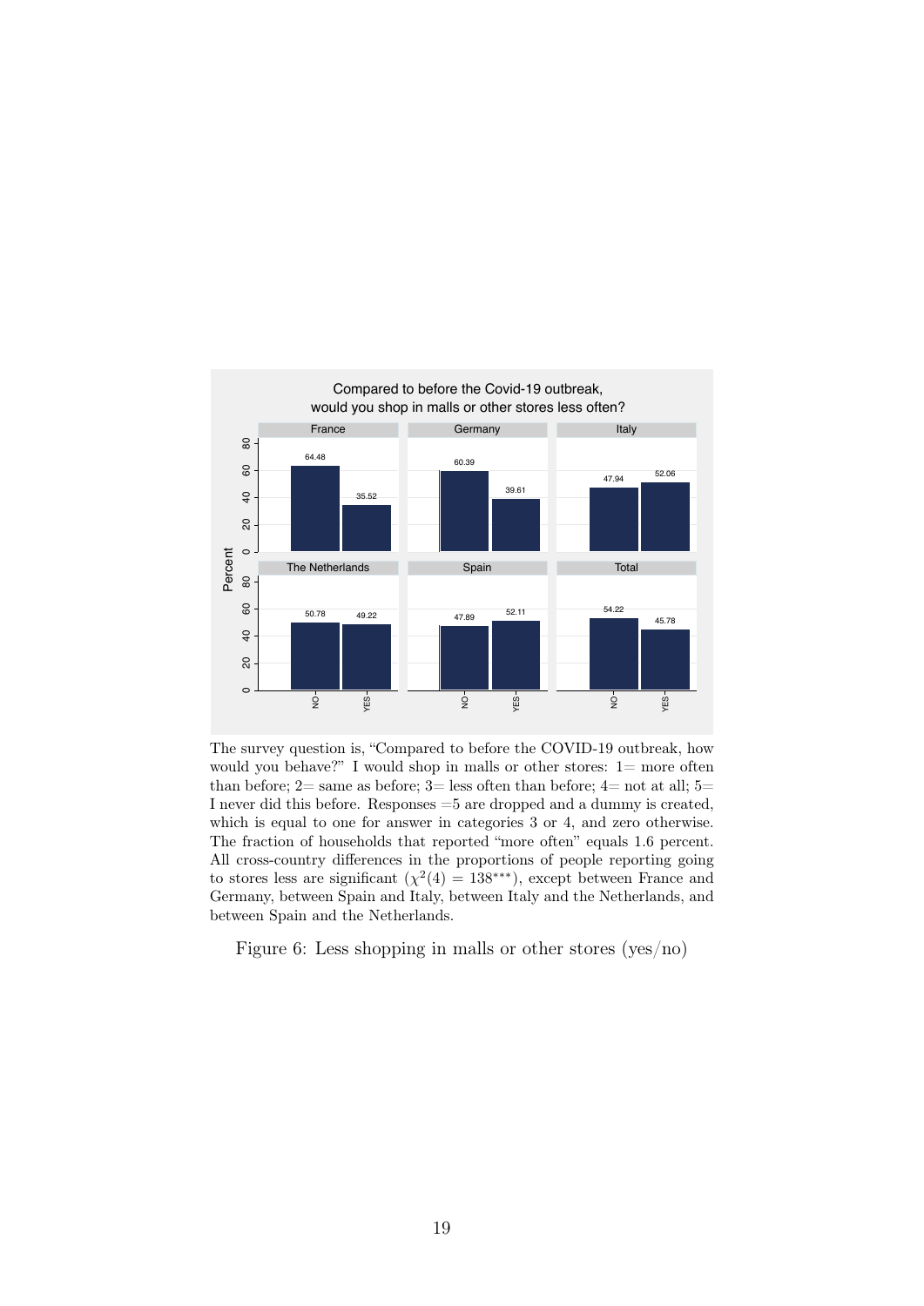Compared to before the Covid-19 outbreak, would you shop in malls or other stores less often?

| | NO | YES |
|---|---|---|
| France | 64.48 | 35.52 |
| Germany | 60.39 | 39.61 |
| Italy | 47.94 | 52.06 |
| The Netherlands | 50.78 | 49.22 |
| Spain | 47.89 | 52.11 |
| Total | 54.22 | 45.78 |

The survey question is, "Compared to before the COVID-19 outbreak, how would you behave?" I would shop in malls or other stores: 1= more often than before; 2= same as before; 3= less often than before; 4= not at all; 5= I never did this before. Responses =5 are dropped and a dummy is created, which is equal to one for answer in categories 3 or 4, and zero otherwise. The fraction of households that reported "more often" equals 1.6 percent. All cross-country differences in the proportions of people reporting going to stores less are significant ($\chi^2(4) = 138^{***}$), except between France and Germany, between Spain and Italy, between Italy and the Netherlands, and between Spain and the Netherlands.

Figure 6: Less shopping in malls or other stores (yes/no)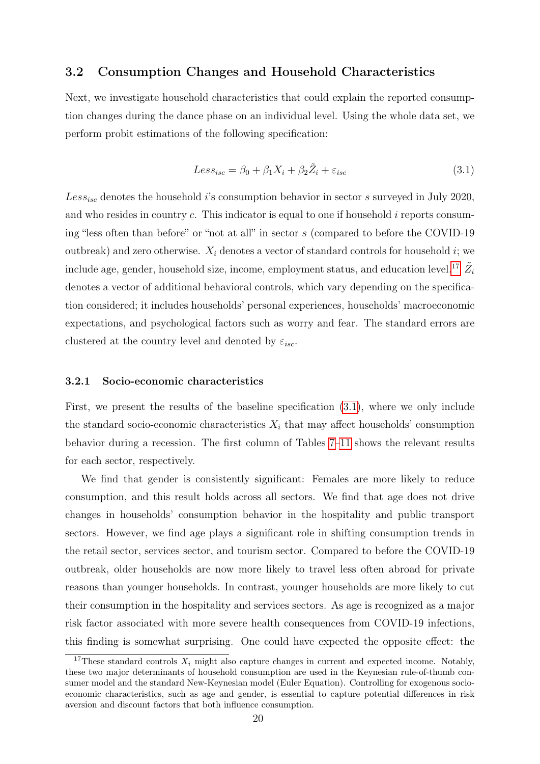## 3.2 Consumption Changes and Household Characteristics

Next, we investigate household characteristics that could explain the reported consumption changes during the dance phase on an individual level. Using the whole data set, we perform probit estimations of the following specification:

$$Less_{isc} = \beta_0 + \beta_1 X_i + \beta_2 \tilde{Z}_i + \varepsilon_{isc} \tag{3.1}$$

$Less_{isc}$ denotes the household $i$'s consumption behavior in sector $s$ surveyed in July 2020, and who resides in country $c$. This indicator is equal to one if household $i$ reports consuming "less often than before" or "not at all" in sector $s$ (compared to before the COVID-19 outbreak) and zero otherwise. $X_i$ denotes a vector of standard controls for household $i$; we include age, gender, household size, income, employment status, and education level.[17] $\tilde{Z}_i$ denotes a vector of additional behavioral controls, which vary depending on the specification considered; it includes households' personal experiences, households' macroeconomic expectations, and psychological factors such as worry and fear. The standard errors are clustered at the country level and denoted by $\varepsilon_{isc}$.

### 3.2.1 Socio-economic characteristics

First, we present the results of the baseline specification (3.1), where we only include the standard socio-economic characteristics $X_i$ that may affect households' consumption behavior during a recession. The first column of Tables 7–11 shows the relevant results for each sector, respectively.

We find that gender is consistently significant: Females are more likely to reduce consumption, and this result holds across all sectors. We find that age does not drive changes in households' consumption behavior in the hospitality and public transport sectors. However, we find age plays a significant role in shifting consumption trends in the retail sector, services sector, and tourism sector. Compared to before the COVID-19 outbreak, older households are now more likely to travel less often abroad for private reasons than younger households. In contrast, younger households are more likely to cut their consumption in the hospitality and services sectors. As age is recognized as a major risk factor associated with more severe health consequences from COVID-19 infections, this finding is somewhat surprising. One could have expected the opposite effect: the

[17] These standard controls $X_i$ might also capture changes in current and expected income. Notably, these two major determinants of household consumption are used in the Keynesian rule-of-thumb consumer model and the standard New-Keynesian model (Euler Equation). Controlling for exogenous socio-economic characteristics, such as age and gender, is essential to capture potential differences in risk aversion and discount factors that both influence consumption.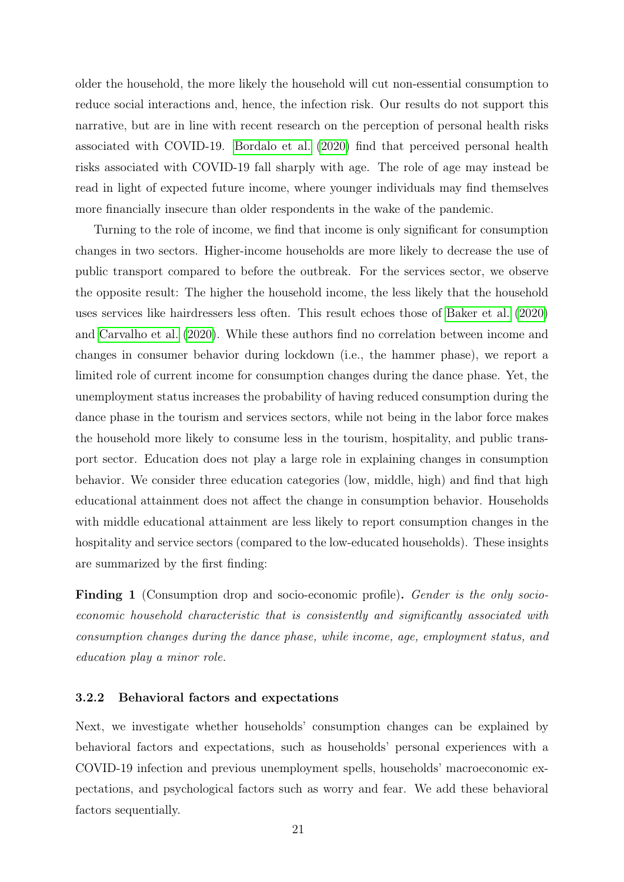older the household, the more likely the household will cut non-essential consumption to reduce social interactions and, hence, the infection risk. Our results do not support this narrative, but are in line with recent research on the perception of personal health risks associated with COVID-19. Bordalo et al. (2020) find that perceived personal health risks associated with COVID-19 fall sharply with age. The role of age may instead be read in light of expected future income, where younger individuals may find themselves more financially insecure than older respondents in the wake of the pandemic.

Turning to the role of income, we find that income is only significant for consumption changes in two sectors. Higher-income households are more likely to decrease the use of public transport compared to before the outbreak. For the services sector, we observe the opposite result: The higher the household income, the less likely that the household uses services like hairdressers less often. This result echoes those of Baker et al. (2020) and Carvalho et al. (2020). While these authors find no correlation between income and changes in consumer behavior during lockdown (i.e., the hammer phase), we report a limited role of current income for consumption changes during the dance phase. Yet, the unemployment status increases the probability of having reduced consumption during the dance phase in the tourism and services sectors, while not being in the labor force makes the household more likely to consume less in the tourism, hospitality, and public transport sector. Education does not play a large role in explaining changes in consumption behavior. We consider three education categories (low, middle, high) and find that high educational attainment does not affect the change in consumption behavior. Households with middle educational attainment are less likely to report consumption changes in the hospitality and service sectors (compared to the low-educated households). These insights are summarized by the first finding:

**Finding 1** (Consumption drop and socio-economic profile)**.** *Gender is the only socio-economic household characteristic that is consistently and significantly associated with consumption changes during the dance phase, while income, age, employment status, and education play a minor role.*

#### 3.2.2 Behavioral factors and expectations

Next, we investigate whether households' consumption changes can be explained by behavioral factors and expectations, such as households' personal experiences with a COVID-19 infection and previous unemployment spells, households' macroeconomic expectations, and psychological factors such as worry and fear. We add these behavioral factors sequentially.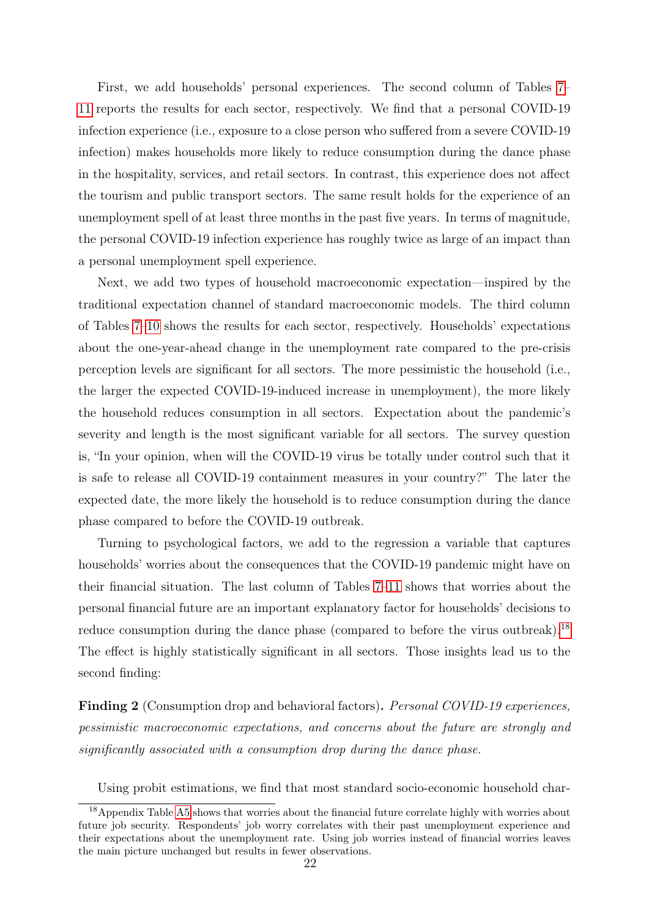First, we add households' personal experiences. The second column of Tables 7–11 reports the results for each sector, respectively. We find that a personal COVID-19 infection experience (i.e., exposure to a close person who suffered from a severe COVID-19 infection) makes households more likely to reduce consumption during the dance phase in the hospitality, services, and retail sectors. In contrast, this experience does not affect the tourism and public transport sectors. The same result holds for the experience of an unemployment spell of at least three months in the past five years. In terms of magnitude, the personal COVID-19 infection experience has roughly twice as large of an impact than a personal unemployment spell experience.

Next, we add two types of household macroeconomic expectation—inspired by the traditional expectation channel of standard macroeconomic models. The third column of Tables 7–10 shows the results for each sector, respectively. Households' expectations about the one-year-ahead change in the unemployment rate compared to the pre-crisis perception levels are significant for all sectors. The more pessimistic the household (i.e., the larger the expected COVID-19-induced increase in unemployment), the more likely the household reduces consumption in all sectors. Expectation about the pandemic's severity and length is the most significant variable for all sectors. The survey question is, "In your opinion, when will the COVID-19 virus be totally under control such that it is safe to release all COVID-19 containment measures in your country?" The later the expected date, the more likely the household is to reduce consumption during the dance phase compared to before the COVID-19 outbreak.

Turning to psychological factors, we add to the regression a variable that captures households' worries about the consequences that the COVID-19 pandemic might have on their financial situation. The last column of Tables 7–11 shows that worries about the personal financial future are an important explanatory factor for households' decisions to reduce consumption during the dance phase (compared to before the virus outbreak).[18] The effect is highly statistically significant in all sectors. Those insights lead us to the second finding:

**Finding 2** (Consumption drop and behavioral factors)**.** *Personal COVID-19 experiences, pessimistic macroeconomic expectations, and concerns about the future are strongly and significantly associated with a consumption drop during the dance phase.*

Using probit estimations, we find that most standard socio-economic household char-

[18] Appendix Table A5 shows that worries about the financial future correlate highly with worries about future job security. Respondents' job worry correlates with their past unemployment experience and their expectations about the unemployment rate. Using job worries instead of financial worries leaves the main picture unchanged but results in fewer observations.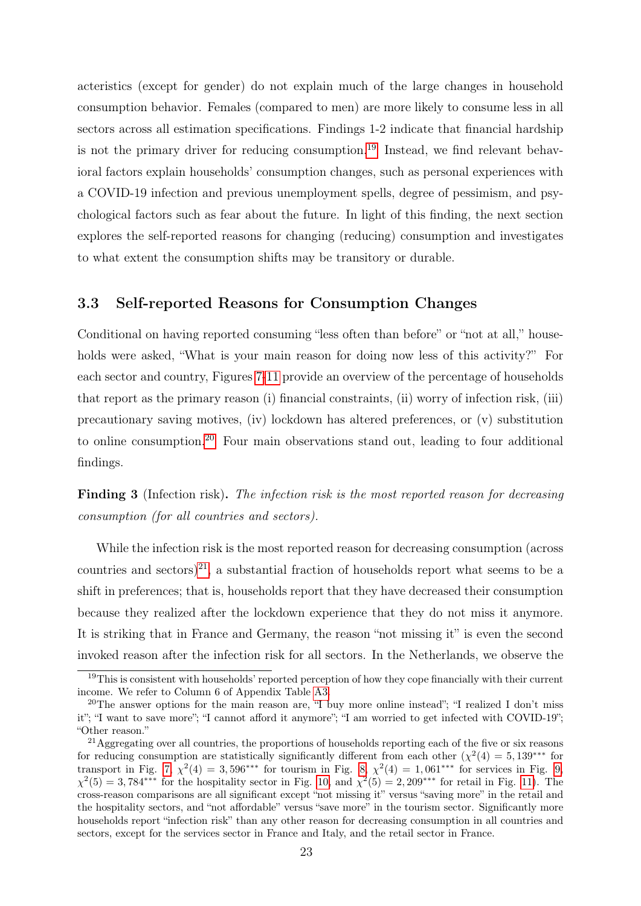acteristics (except for gender) do not explain much of the large changes in household consumption behavior. Females (compared to men) are more likely to consume less in all sectors across all estimation specifications. Findings 1-2 indicate that financial hardship is not the primary driver for reducing consumption.[19] Instead, we find relevant behavioral factors explain households' consumption changes, such as personal experiences with a COVID-19 infection and previous unemployment spells, degree of pessimism, and psychological factors such as fear about the future. In light of this finding, the next section explores the self-reported reasons for changing (reducing) consumption and investigates to what extent the consumption shifts may be transitory or durable.

### 3.3 Self-reported Reasons for Consumption Changes

Conditional on having reported consuming "less often than before" or "not at all," households were asked, "What is your main reason for doing now less of this activity?" For each sector and country, Figures 7-11 provide an overview of the percentage of households that report as the primary reason (i) financial constraints, (ii) worry of infection risk, (iii) precautionary saving motives, (iv) lockdown has altered preferences, or (v) substitution to online consumption.[20] Four main observations stand out, leading to four additional findings.

**Finding 3** (Infection risk)**.** *The infection risk is the most reported reason for decreasing consumption (for all countries and sectors).*

While the infection risk is the most reported reason for decreasing consumption (across countries and sectors)[21], a substantial fraction of households report what seems to be a shift in preferences; that is, households report that they have decreased their consumption because they realized after the lockdown experience that they do not miss it anymore. It is striking that in France and Germany, the reason "not missing it" is even the second invoked reason after the infection risk for all sectors. In the Netherlands, we observe the

[19] This is consistent with households' reported perception of how they cope financially with their current income. We refer to Column 6 of Appendix Table A3.

[20] The answer options for the main reason are, "I buy more online instead"; "I realized I don't miss it"; "I want to save more"; "I cannot afford it anymore"; "I am worried to get infected with COVID-19"; "Other reason."

[21] Aggregating over all countries, the proportions of households reporting each of the five or six reasons for reducing consumption are statistically significantly different from each other ($\chi^2(4) = 5,139^{***}$ for transport in Fig. 7, $\chi^2(4) = 3,596^{***}$ for tourism in Fig. 8, $\chi^2(4) = 1,061^{***}$ for services in Fig. 9, $\chi^2(5) = 3,784^{***}$ for the hospitality sector in Fig. 10, and $\chi^2(5) = 2,209^{***}$ for retail in Fig. 11). The cross-reason comparisons are all significant except "not missing it" versus "saving more" in the retail and the hospitality sectors, and "not affordable" versus "save more" in the tourism sector. Significantly more households report "infection risk" than any other reason for decreasing consumption in all countries and sectors, except for the services sector in France and Italy, and the retail sector in France.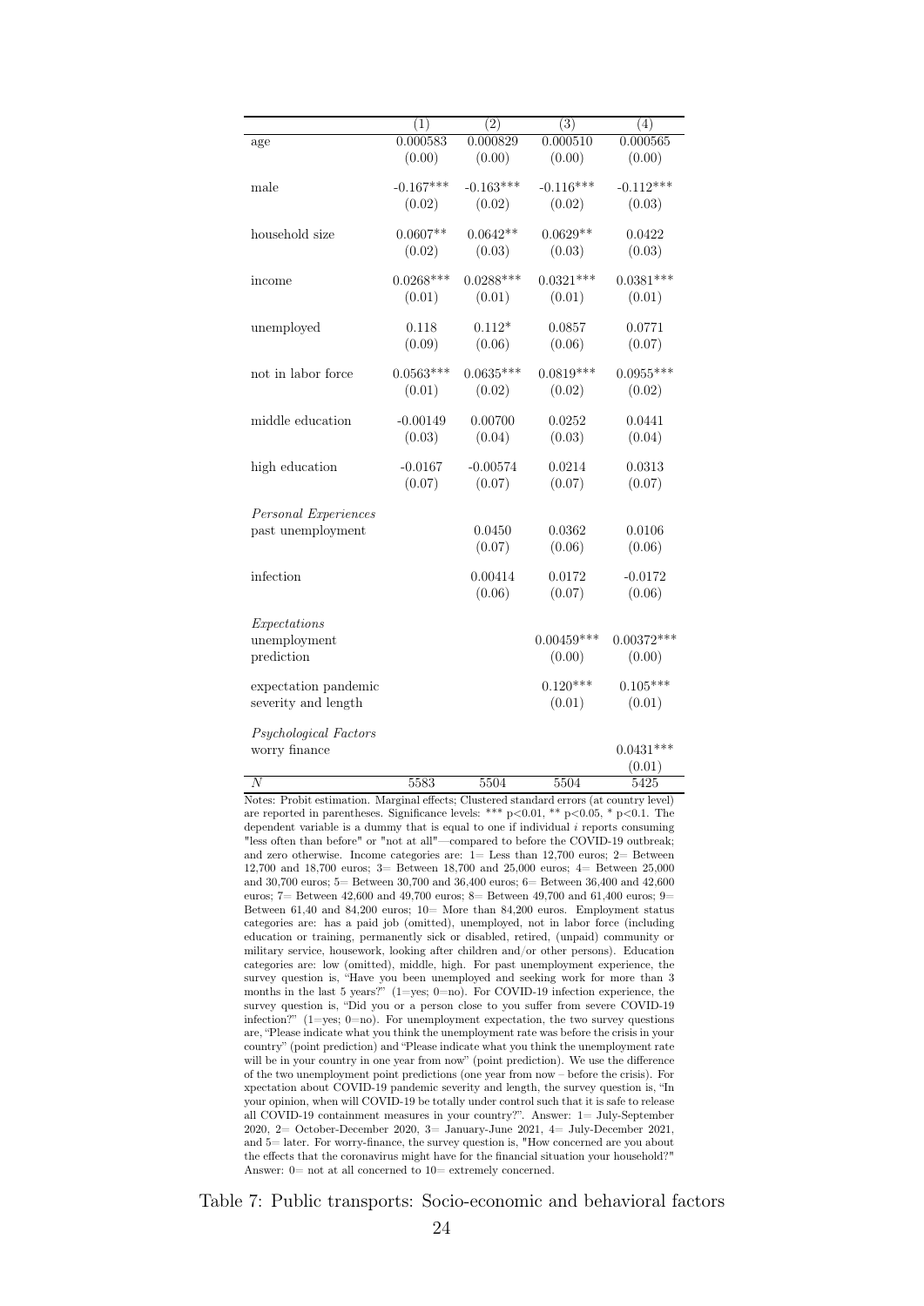| | (1) | (2) | (3) | (4) |
|---|---|---|---|---|
| age | 0.000583 | 0.000829 | 0.000510 | 0.000565 |
| | (0.00) | (0.00) | (0.00) | (0.00) |
| male | -0.167*** | -0.163*** | -0.116*** | -0.112*** |
| | (0.02) | (0.02) | (0.02) | (0.03) |
| household size | 0.0607** | 0.0642** | 0.0629** | 0.0422 |
| | (0.02) | (0.03) | (0.03) | (0.03) |
| income | 0.0268*** | 0.0288*** | 0.0321*** | 0.0381*** |
| | (0.01) | (0.01) | (0.01) | (0.01) |
| unemployed | 0.118 | 0.112* | 0.0857 | 0.0771 |
| | (0.09) | (0.06) | (0.06) | (0.07) |
| not in labor force | 0.0563*** | 0.0635*** | 0.0819*** | 0.0955*** |
| | (0.01) | (0.02) | (0.02) | (0.02) |
| middle education | -0.00149 | 0.00700 | 0.0252 | 0.0441 |
| | (0.03) | (0.04) | (0.03) | (0.04) |
| high education | -0.0167 | -0.00574 | 0.0214 | 0.0313 |
| | (0.07) | (0.07) | (0.07) | (0.07) |
| *Personal Experiences* | | | | |
| past unemployment | | 0.0450 | 0.0362 | 0.0106 |
| | | (0.07) | (0.06) | (0.06) |
| infection | | 0.00414 | 0.0172 | -0.0172 |
| | | (0.06) | (0.07) | (0.06) |
| *Expectations* | | | | |
| unemployment prediction | | | 0.00459*** | 0.00372*** |
| | | | (0.00) | (0.00) |
| expectation pandemic severity and length | | | 0.120*** | 0.105*** |
| | | | (0.01) | (0.01) |
| *Psychological Factors* | | | | |
| worry finance | | | | 0.0431*** |
| | | | | (0.01) |
| $N$ | 5583 | 5504 | 5504 | 5425 |

Notes: Probit estimation. Marginal effects; Clustered standard errors (at country level) are reported in parentheses. Significance levels: *** p<0.01, ** p<0.05, * p<0.1. The dependent variable is a dummy that is equal to one if individual $i$ reports consuming "less often than before" or "not at all"—compared to before the COVID-19 outbreak; and zero otherwise. Income categories are: 1= Less than 12,700 euros; 2= Between 12,700 and 18,700 euros; 3= Between 18,700 and 25,000 euros; 4= Between 25,000 and 30,700 euros; 5= Between 30,700 and 36,400 euros; 6= Between 36,400 and 42,600 euros; 7= Between 42,600 and 49,700 euros; 8= Between 49,700 and 61,400 euros; 9= Between 61,40 and 84,200 euros; 10= More than 84,200 euros. Employment status categories are: has a paid job (omitted), unemployed, not in labor force (including education or training, permanently sick or disabled, retired, (unpaid) community or military service, housework, looking after children and/or other persons). Education categories are: low (omitted), middle, high. For past unemployment experience, the survey question is, "Have you been unemployed and seeking work for more than 3 months in the last 5 years?" (1=yes; 0=no). For COVID-19 infection experience, the survey question is, "Did you or a person close to you suffer from severe COVID-19 infection?" (1=yes; 0=no). For unemployment expectation, the two survey questions are, "Please indicate what you think the unemployment rate was before the crisis in your country" (point prediction) and "Please indicate what you think the unemployment rate will be in your country in one year from now" (point prediction). We use the difference of the two unemployment point predictions (one year from now – before the crisis). For xpectation about COVID-19 pandemic severity and length, the survey question is, "In your opinion, when will COVID-19 be totally under control such that it is safe to release all COVID-19 containment measures in your country?". Answer: 1= July-September 2020, 2= October-December 2020, 3= January-June 2021, 4= July-December 2021, and 5= later. For worry-finance, the survey question is, "How concerned are you about the effects that the coronavirus might have for the financial situation your household?" Answer: 0= not at all concerned to 10= extremely concerned.

Table 7: Public transports: Socio-economic and behavioral factors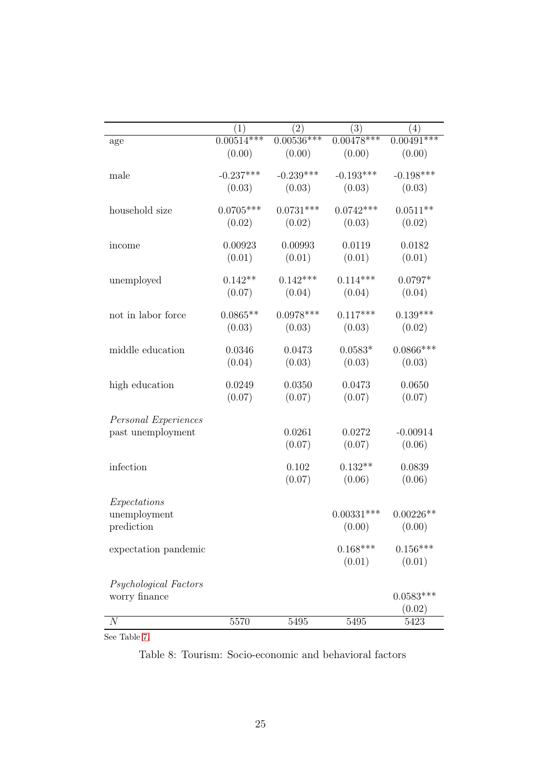| | (1) | (2) | (3) | (4) |
|---|---|---|---|---|
| age | 0.00514*** | 0.00536*** | 0.00478*** | 0.00491*** |
| | (0.00) | (0.00) | (0.00) | (0.00) |
| male | -0.237*** | -0.239*** | -0.193*** | -0.198*** |
| | (0.03) | (0.03) | (0.03) | (0.03) |
| household size | 0.0705*** | 0.0731*** | 0.0742*** | 0.0511** |
| | (0.02) | (0.02) | (0.03) | (0.02) |
| income | 0.00923 | 0.00993 | 0.0119 | 0.0182 |
| | (0.01) | (0.01) | (0.01) | (0.01) |
| unemployed | 0.142** | 0.142*** | 0.114*** | 0.0797* |
| | (0.07) | (0.04) | (0.04) | (0.04) |
| not in labor force | 0.0865** | 0.0978*** | 0.117*** | 0.139*** |
| | (0.03) | (0.03) | (0.03) | (0.02) |
| middle education | 0.0346 | 0.0473 | 0.0583* | 0.0866*** |
| | (0.04) | (0.03) | (0.03) | (0.03) |
| high education | 0.0249 | 0.0350 | 0.0473 | 0.0650 |
| | (0.07) | (0.07) | (0.07) | (0.07) |
| *Personal Experiences* | | | | |
| past unemployment | | 0.0261 | 0.0272 | -0.00914 |
| | | (0.07) | (0.07) | (0.06) |
| infection | | 0.102 | 0.132** | 0.0839 |
| | | (0.07) | (0.06) | (0.06) |
| *Expectations* | | | | |
| unemployment prediction | | | 0.00331*** | 0.00226** |
| | | | (0.00) | (0.00) |
| expectation pandemic | | | 0.168*** | 0.156*** |
| | | | (0.01) | (0.01) |
| *Psychological Factors* | | | | |
| worry finance | | | | 0.0583*** |
| | | | | (0.02) |
| $N$ | 5570 | 5495 | 5495 | 5423 |

See Table 7

Table 8: Tourism: Socio-economic and behavioral factors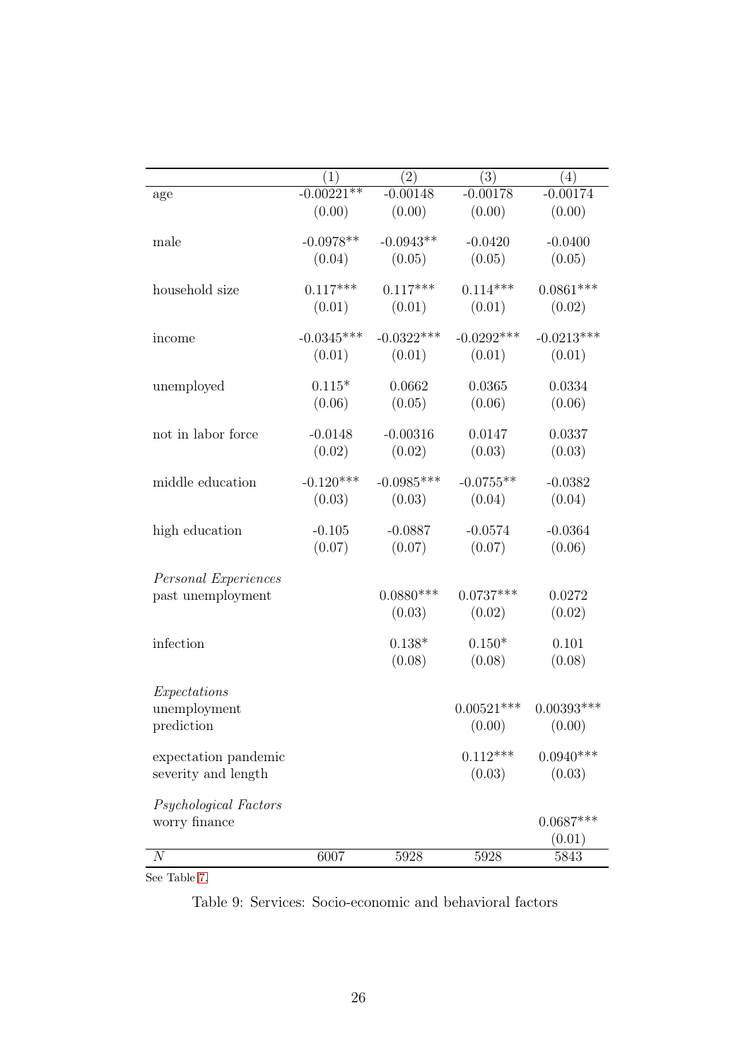| | (1) | (2) | (3) | (4) |
|---|---|---|---|---|
| age | -0.00221** | -0.00148 | -0.00178 | -0.00174 |
| | (0.00) | (0.00) | (0.00) | (0.00) |
| male | -0.0978** | -0.0943** | -0.0420 | -0.0400 |
| | (0.04) | (0.05) | (0.05) | (0.05) |
| household size | 0.117*** | 0.117*** | 0.114*** | 0.0861*** |
| | (0.01) | (0.01) | (0.01) | (0.02) |
| income | -0.0345*** | -0.0322*** | -0.0292*** | -0.0213*** |
| | (0.01) | (0.01) | (0.01) | (0.01) |
| unemployed | 0.115* | 0.0662 | 0.0365 | 0.0334 |
| | (0.06) | (0.05) | (0.06) | (0.06) |
| not in labor force | -0.0148 | -0.00316 | 0.0147 | 0.0337 |
| | (0.02) | (0.02) | (0.03) | (0.03) |
| middle education | -0.120*** | -0.0985*** | -0.0755** | -0.0382 |
| | (0.03) | (0.03) | (0.04) | (0.04) |
| high education | -0.105 | -0.0887 | -0.0574 | -0.0364 |
| | (0.07) | (0.07) | (0.07) | (0.06) |
| *Personal Experiences* | | | | |
| past unemployment | | 0.0880*** | 0.0737*** | 0.0272 |
| | | (0.03) | (0.02) | (0.02) |
| infection | | 0.138* | 0.150* | 0.101 |
| | | (0.08) | (0.08) | (0.08) |
| *Expectations* | | | | |
| unemployment prediction | | | 0.00521*** | 0.00393*** |
| | | | (0.00) | (0.00) |
| expectation pandemic severity and length | | | 0.112*** | 0.0940*** |
| | | | (0.03) | (0.03) |
| *Psychological Factors* | | | | |
| worry finance | | | | 0.0687*** |
| | | | | (0.01) |
| $N$ | 6007 | 5928 | 5928 | 5843 |

See Table 7

Table 9: Services: Socio-economic and behavioral factors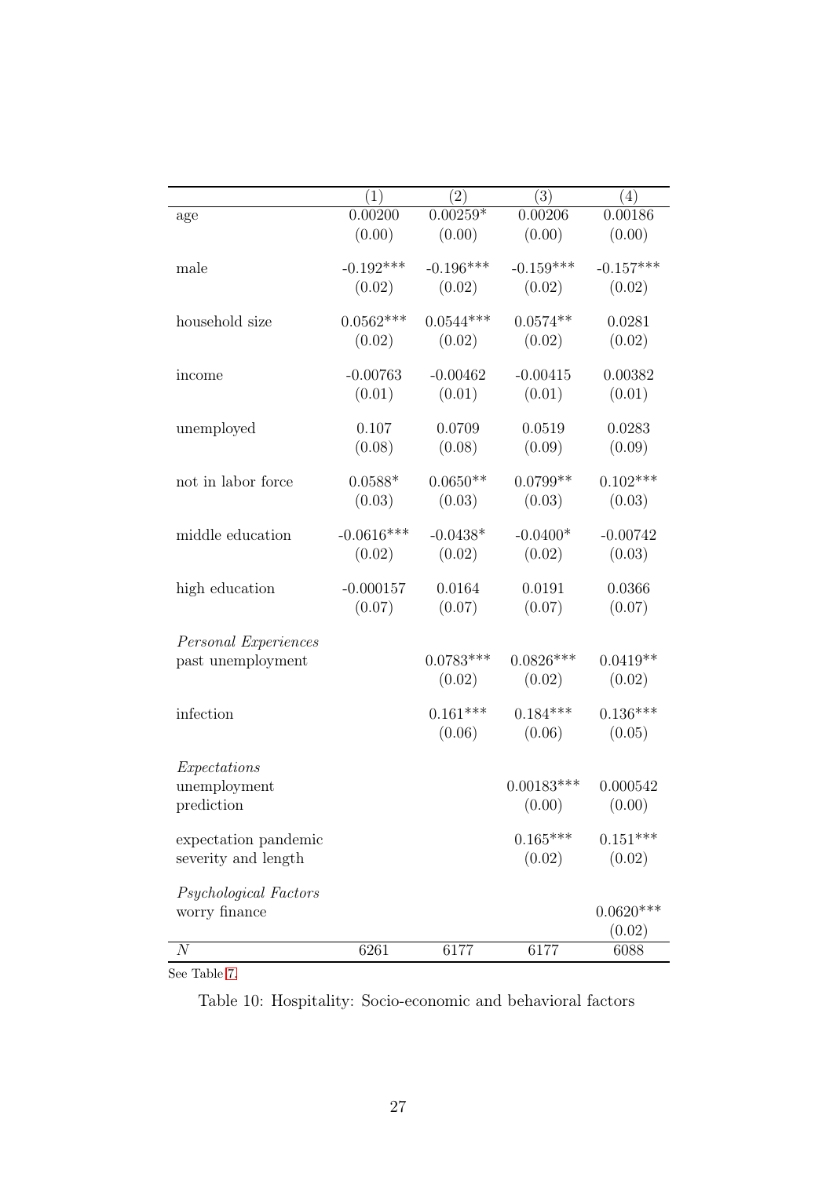| | (1) | (2) | (3) | (4) |
|---|---|---|---|---|
| age | 0.00200 | 0.00259* | 0.00206 | 0.00186 |
| | (0.00) | (0.00) | (0.00) | (0.00) |
| male | -0.192*** | -0.196*** | -0.159*** | -0.157*** |
| | (0.02) | (0.02) | (0.02) | (0.02) |
| household size | 0.0562*** | 0.0544*** | 0.0574** | 0.0281 |
| | (0.02) | (0.02) | (0.02) | (0.02) |
| income | -0.00763 | -0.00462 | -0.00415 | 0.00382 |
| | (0.01) | (0.01) | (0.01) | (0.01) |
| unemployed | 0.107 | 0.0709 | 0.0519 | 0.0283 |
| | (0.08) | (0.08) | (0.09) | (0.09) |
| not in labor force | 0.0588* | 0.0650** | 0.0799** | 0.102*** |
| | (0.03) | (0.03) | (0.03) | (0.03) |
| middle education | -0.0616*** | -0.0438* | -0.0400* | -0.00742 |
| | (0.02) | (0.02) | (0.02) | (0.03) |
| high education | -0.000157 | 0.0164 | 0.0191 | 0.0366 |
| | (0.07) | (0.07) | (0.07) | (0.07) |
| *Personal Experiences* | | | | |
| past unemployment | | 0.0783*** | 0.0826*** | 0.0419** |
| | | (0.02) | (0.02) | (0.02) |
| infection | | 0.161*** | 0.184*** | 0.136*** |
| | | (0.06) | (0.06) | (0.05) |
| *Expectations* | | | | |
| unemployment prediction | | | 0.00183*** | 0.000542 |
| | | | (0.00) | (0.00) |
| expectation pandemic severity and length | | | 0.165*** | 0.151*** |
| | | | (0.02) | (0.02) |
| *Psychological Factors* | | | | |
| worry finance | | | | 0.0620*** |
| | | | | (0.02) |
| $N$ | 6261 | 6177 | 6177 | 6088 |

See Table 7.

Table 10: Hospitality: Socio-economic and behavioral factors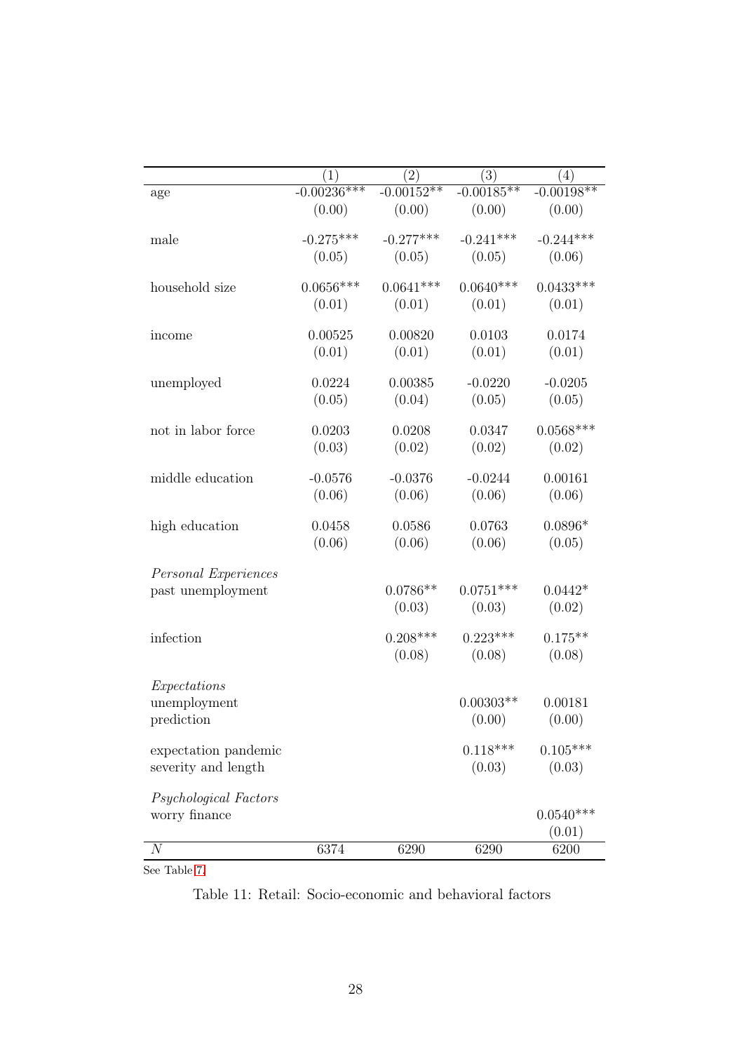| | (1) | (2) | (3) | (4) |
|---|---|---|---|---|
| age | -0.00236*** | -0.00152** | -0.00185** | -0.00198** |
| | (0.00) | (0.00) | (0.00) | (0.00) |
| male | -0.275*** | -0.277*** | -0.241*** | -0.244*** |
| | (0.05) | (0.05) | (0.05) | (0.06) |
| household size | 0.0656*** | 0.0641*** | 0.0640*** | 0.0433*** |
| | (0.01) | (0.01) | (0.01) | (0.01) |
| income | 0.00525 | 0.00820 | 0.0103 | 0.0174 |
| | (0.01) | (0.01) | (0.01) | (0.01) |
| unemployed | 0.0224 | 0.00385 | -0.0220 | -0.0205 |
| | (0.05) | (0.04) | (0.05) | (0.05) |
| not in labor force | 0.0203 | 0.0208 | 0.0347 | 0.0568*** |
| | (0.03) | (0.02) | (0.02) | (0.02) |
| middle education | -0.0576 | -0.0376 | -0.0244 | 0.00161 |
| | (0.06) | (0.06) | (0.06) | (0.06) |
| high education | 0.0458 | 0.0586 | 0.0763 | 0.0896* |
| | (0.06) | (0.06) | (0.06) | (0.05) |
| *Personal Experiences* | | | | |
| past unemployment | | 0.0786** | 0.0751*** | 0.0442* |
| | | (0.03) | (0.03) | (0.02) |
| infection | | 0.208*** | 0.223*** | 0.175** |
| | | (0.08) | (0.08) | (0.08) |
| *Expectations* | | | | |
| unemployment prediction | | | 0.00303** | 0.00181 |
| | | | (0.00) | (0.00) |
| expectation pandemic severity and length | | | 0.118*** | 0.105*** |
| | | | (0.03) | (0.03) |
| *Psychological Factors* | | | | |
| worry finance | | | | 0.0540*** |
| | | | | (0.01) |
| $N$ | 6374 | 6290 | 6290 | 6200 |

See Table 7.

Table 11: Retail: Socio-economic and behavioral factors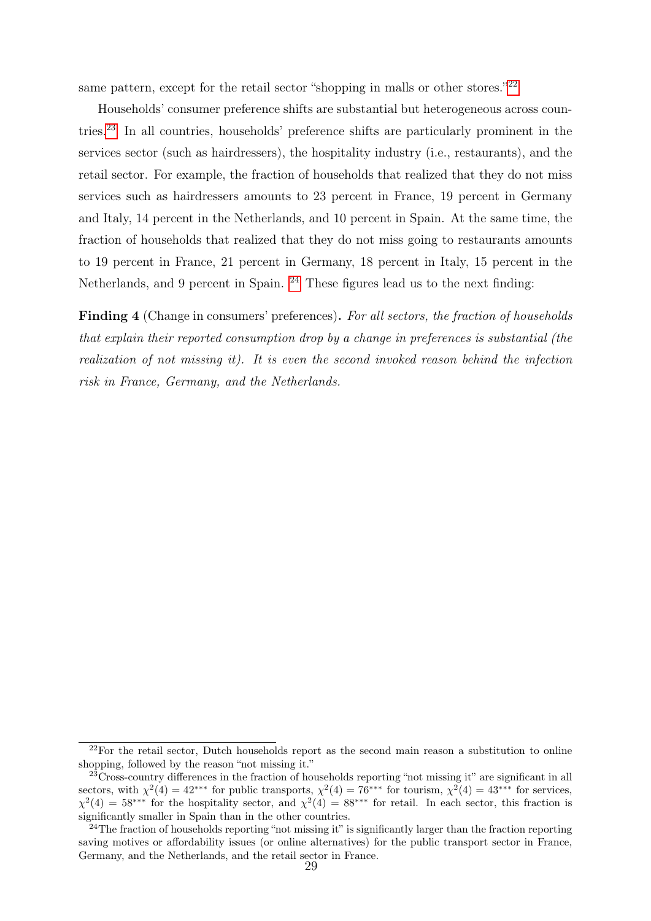same pattern, except for the retail sector "shopping in malls or other stores."[22]

Households' consumer preference shifts are substantial but heterogeneous across countries.[23] In all countries, households' preference shifts are particularly prominent in the services sector (such as hairdressers), the hospitality industry (i.e., restaurants), and the retail sector. For example, the fraction of households that realized that they do not miss services such as hairdressers amounts to 23 percent in France, 19 percent in Germany and Italy, 14 percent in the Netherlands, and 10 percent in Spain. At the same time, the fraction of households that realized that they do not miss going to restaurants amounts to 19 percent in France, 21 percent in Germany, 18 percent in Italy, 15 percent in the Netherlands, and 9 percent in Spain. [24] These figures lead us to the next finding:

**Finding 4** (Change in consumers' preferences)**.** *For all sectors, the fraction of households that explain their reported consumption drop by a change in preferences is substantial (the realization of not missing it). It is even the second invoked reason behind the infection risk in France, Germany, and the Netherlands.*

---

[22]For the retail sector, Dutch households report as the second main reason a substitution to online shopping, followed by the reason "not missing it."

[23]Cross-country differences in the fraction of households reporting "not missing it" are significant in all sectors, with $\chi^2(4) = 42^{***}$ for public transports, $\chi^2(4) = 76^{***}$ for tourism, $\chi^2(4) = 43^{***}$ for services, $\chi^2(4) = 58^{***}$ for the hospitality sector, and $\chi^2(4) = 88^{***}$ for retail. In each sector, this fraction is significantly smaller in Spain than in the other countries.

[24]The fraction of households reporting "not missing it" is significantly larger than the fraction reporting saving motives or affordability issues (or online alternatives) for the public transport sector in France, Germany, and the Netherlands, and the retail sector in France.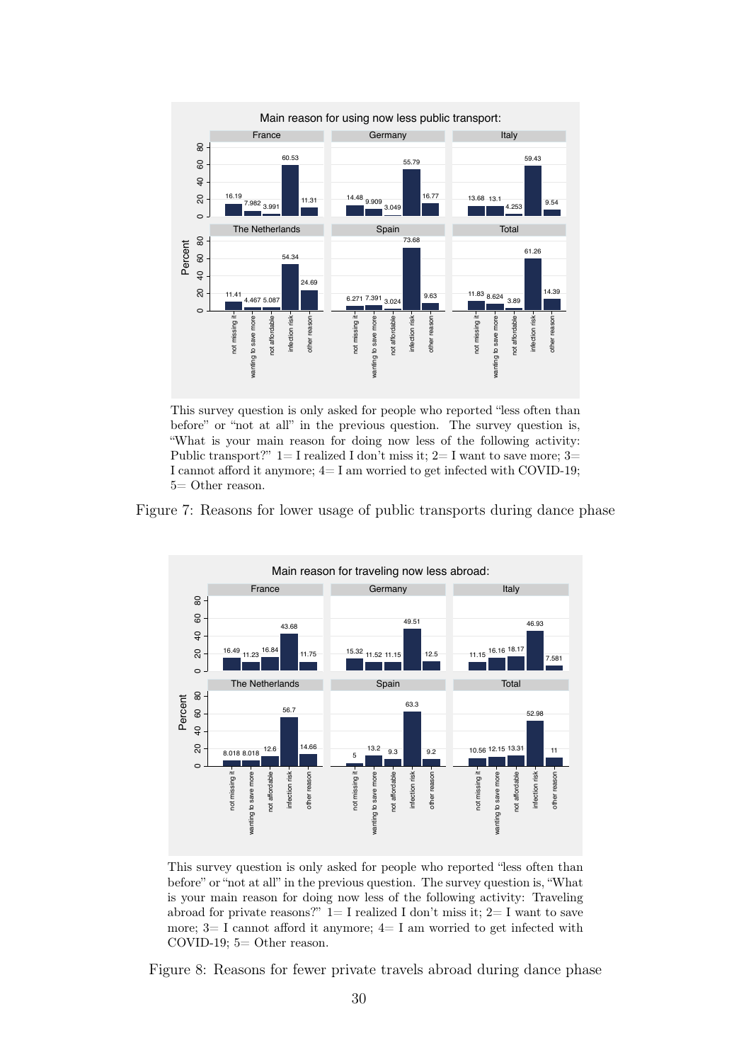This survey question is only asked for people who reported "less often than before" or "not at all" in the previous question. The survey question is, "What is your main reason for doing now less of the following activity: Public transport?" 1= I realized I don't miss it; 2= I want to save more; 3= I cannot afford it anymore; 4= I am worried to get infected with COVID-19; 5= Other reason.

Figure 7: Reasons for lower usage of public transports during dance phase

This survey question is only asked for people who reported "less often than before" or "not at all" in the previous question. The survey question is, "What is your main reason for doing now less of the following activity: Traveling abroad for private reasons?" 1= I realized I don't miss it; 2= I want to save more; 3= I cannot afford it anymore; 4= I am worried to get infected with COVID-19; 5= Other reason.

Figure 8: Reasons for fewer private travels abroad during dance phase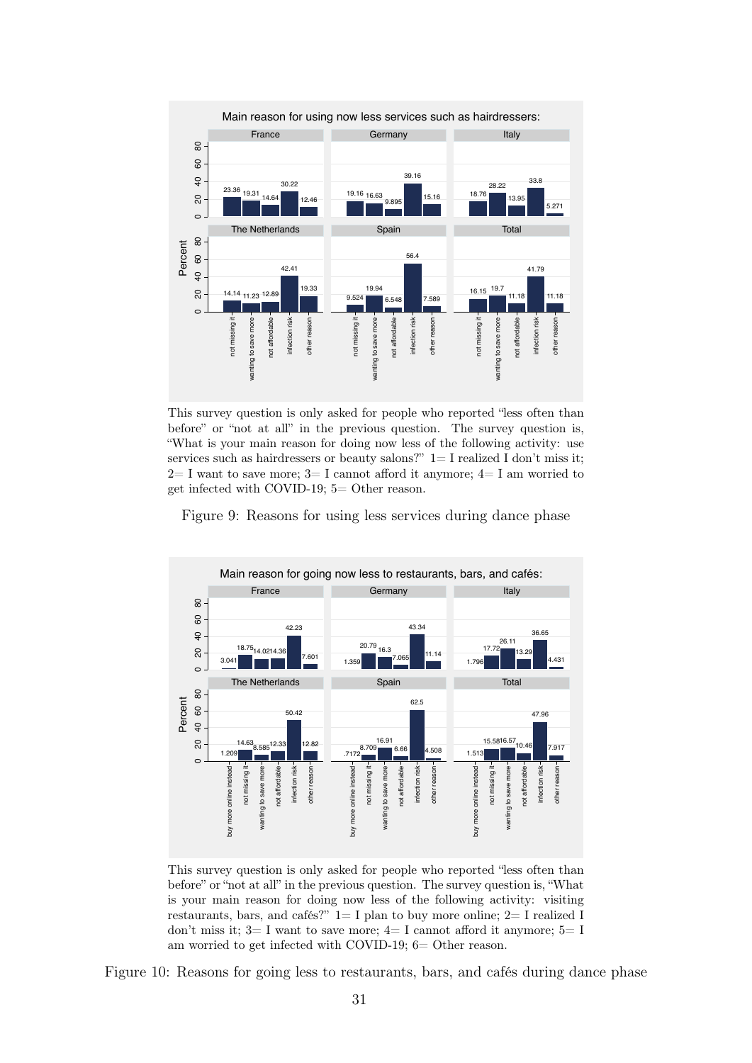This survey question is only asked for people who reported "less often than before" or "not at all" in the previous question. The survey question is, "What is your main reason for doing now less of the following activity: use services such as hairdressers or beauty salons?" 1= I realized I don't miss it; 2= I want to save more; 3= I cannot afford it anymore; 4= I am worried to get infected with COVID-19; 5= Other reason.

Figure 9: Reasons for using less services during dance phase

This survey question is only asked for people who reported "less often than before" or "not at all" in the previous question. The survey question is, "What is your main reason for doing now less of the following activity: visiting restaurants, bars, and cafés?" 1= I plan to buy more online; 2= I realized I don't miss it; 3= I want to save more; 4= I cannot afford it anymore; 5= I am worried to get infected with COVID-19; 6= Other reason.

Figure 10: Reasons for going less to restaurants, bars, and cafés during dance phase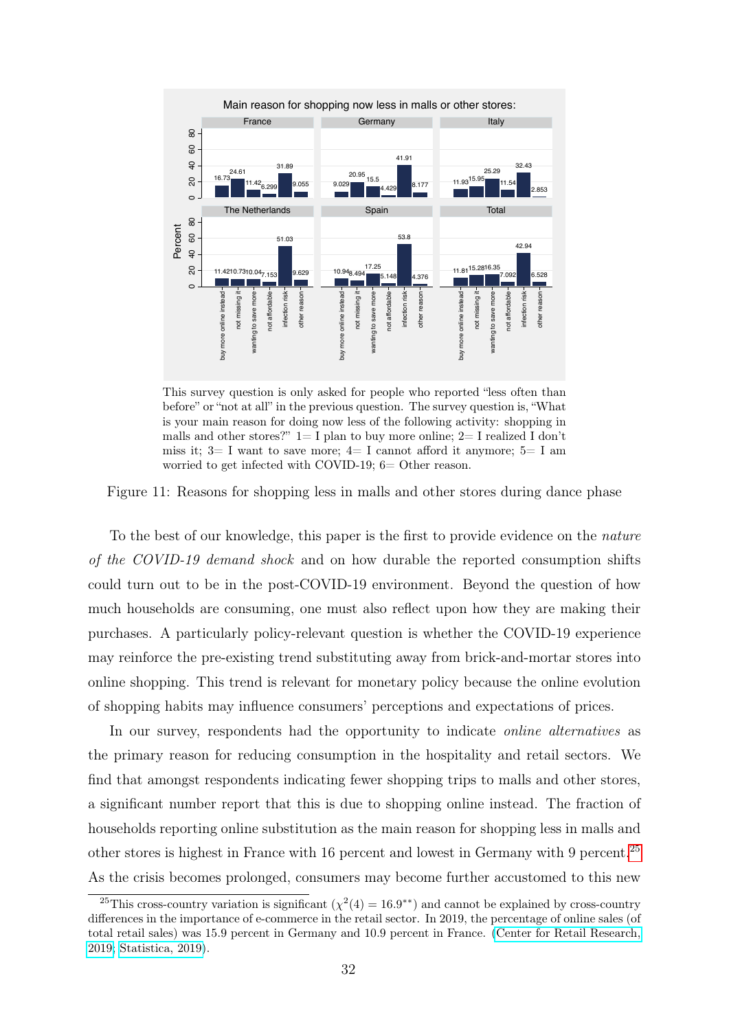This survey question is only asked for people who reported "less often than before" or "not at all" in the previous question. The survey question is, "What is your main reason for doing now less of the following activity: shopping in malls and other stores?" 1= I plan to buy more online; 2= I realized I don't miss it; 3= I want to save more; 4= I cannot afford it anymore; 5= I am worried to get infected with COVID-19; 6= Other reason.

Figure 11: Reasons for shopping less in malls and other stores during dance phase

To the best of our knowledge, this paper is the first to provide evidence on the *nature of the COVID-19 demand shock* and on how durable the reported consumption shifts could turn out to be in the post-COVID-19 environment. Beyond the question of how much households are consuming, one must also reflect upon how they are making their purchases. A particularly policy-relevant question is whether the COVID-19 experience may reinforce the pre-existing trend substituting away from brick-and-mortar stores into online shopping. This trend is relevant for monetary policy because the online evolution of shopping habits may influence consumers' perceptions and expectations of prices.

In our survey, respondents had the opportunity to indicate *online alternatives* as the primary reason for reducing consumption in the hospitality and retail sectors. We find that amongst respondents indicating fewer shopping trips to malls and other stores, a significant number report that this is due to shopping online instead. The fraction of households reporting online substitution as the main reason for shopping less in malls and other stores is highest in France with 16 percent and lowest in Germany with 9 percent.[25] As the crisis becomes prolonged, consumers may become further accustomed to this new

[25] This cross-country variation is significant ($\chi^2(4) = 16.9^{**}$) and cannot be explained by cross-country differences in the importance of e-commerce in the retail sector. In 2019, the percentage of online sales (of total retail sales) was 15.9 percent in Germany and 10.9 percent in France. (Center for Retail Research, 2019; Statistica, 2019).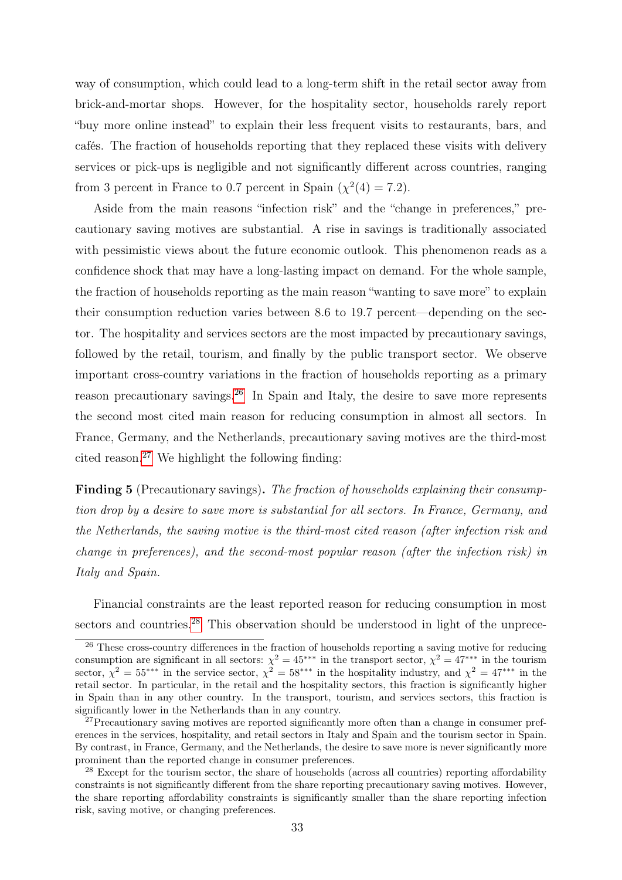way of consumption, which could lead to a long-term shift in the retail sector away from brick-and-mortar shops. However, for the hospitality sector, households rarely report "buy more online instead" to explain their less frequent visits to restaurants, bars, and cafés. The fraction of households reporting that they replaced these visits with delivery services or pick-ups is negligible and not significantly different across countries, ranging from 3 percent in France to 0.7 percent in Spain ($\chi^2(4) = 7.2$).

Aside from the main reasons "infection risk" and the "change in preferences," precautionary saving motives are substantial. A rise in savings is traditionally associated with pessimistic views about the future economic outlook. This phenomenon reads as a confidence shock that may have a long-lasting impact on demand. For the whole sample, the fraction of households reporting as the main reason "wanting to save more" to explain their consumption reduction varies between 8.6 to 19.7 percent—depending on the sector. The hospitality and services sectors are the most impacted by precautionary savings, followed by the retail, tourism, and finally by the public transport sector. We observe important cross-country variations in the fraction of households reporting as a primary reason precautionary savings.[26] In Spain and Italy, the desire to save more represents the second most cited main reason for reducing consumption in almost all sectors. In France, Germany, and the Netherlands, precautionary saving motives are the third-most cited reason.[27] We highlight the following finding:

**Finding 5** (Precautionary savings)**.** *The fraction of households explaining their consumption drop by a desire to save more is substantial for all sectors. In France, Germany, and the Netherlands, the saving motive is the third-most cited reason (after infection risk and change in preferences), and the second-most popular reason (after the infection risk) in Italy and Spain.*

Financial constraints are the least reported reason for reducing consumption in most sectors and countries.[28] This observation should be understood in light of the unprece-

[26] These cross-country differences in the fraction of households reporting a saving motive for reducing consumption are significant in all sectors: $\chi^2 = 45^{***}$ in the transport sector, $\chi^2 = 47^{***}$ in the tourism sector, $\chi^2 = 55^{***}$ in the service sector, $\chi^2 = 58^{***}$ in the hospitality industry, and $\chi^2 = 47^{***}$ in the retail sector. In particular, in the retail and the hospitality sectors, this fraction is significantly higher in Spain than in any other country. In the transport, tourism, and services sectors, this fraction is significantly lower in the Netherlands than in any country.

[27] Precautionary saving motives are reported significantly more often than a change in consumer preferences in the services, hospitality, and retail sectors in Italy and Spain and the tourism sector in Spain. By contrast, in France, Germany, and the Netherlands, the desire to save more is never significantly more prominent than the reported change in consumer preferences.

[28] Except for the tourism sector, the share of households (across all countries) reporting affordability constraints is not significantly different from the share reporting precautionary saving motives. However, the share reporting affordability constraints is significantly smaller than the share reporting infection risk, saving motive, or changing preferences.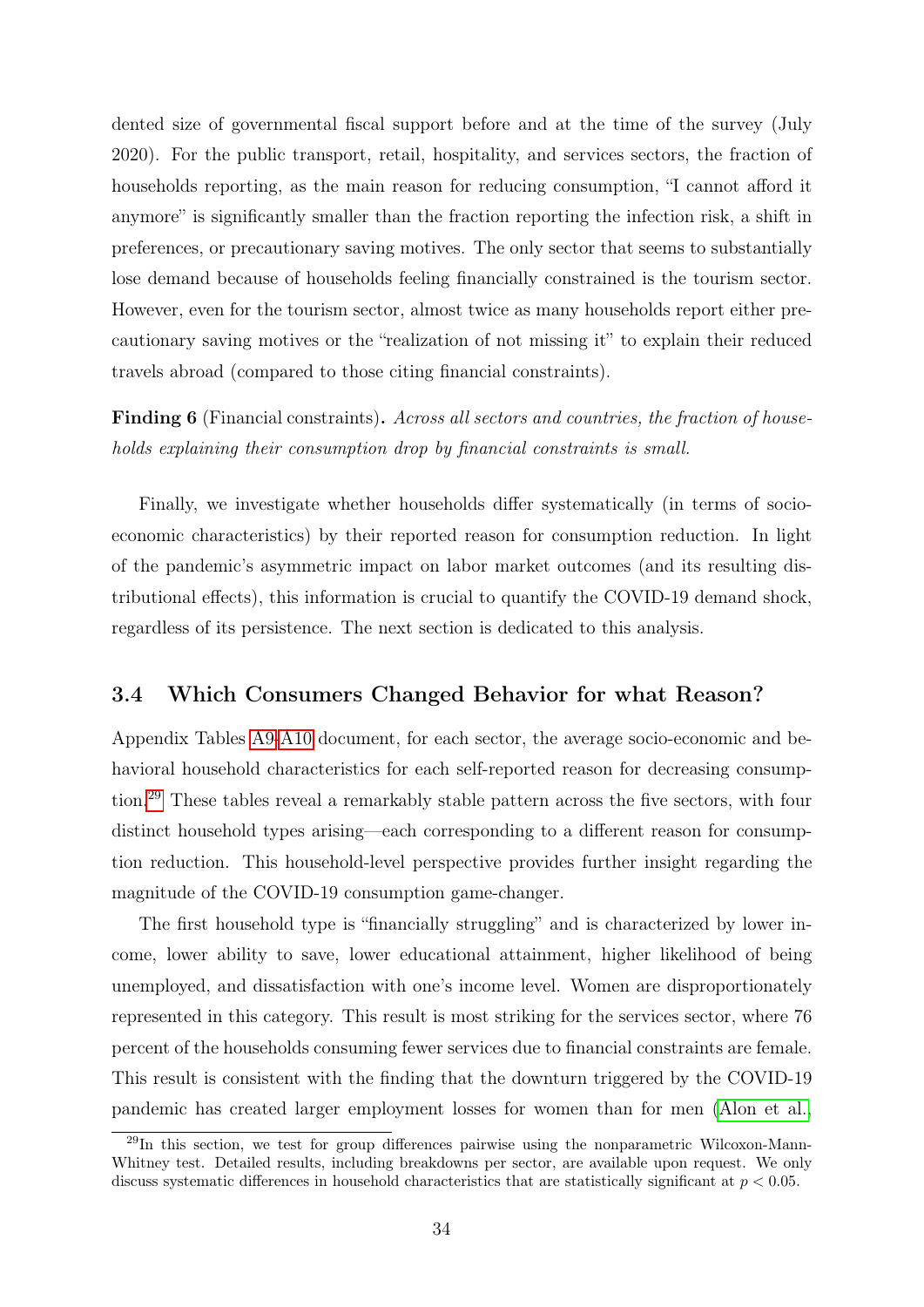dented size of governmental fiscal support before and at the time of the survey (July 2020). For the public transport, retail, hospitality, and services sectors, the fraction of households reporting, as the main reason for reducing consumption, "I cannot afford it anymore" is significantly smaller than the fraction reporting the infection risk, a shift in preferences, or precautionary saving motives. The only sector that seems to substantially lose demand because of households feeling financially constrained is the tourism sector. However, even for the tourism sector, almost twice as many households report either precautionary saving motives or the "realization of not missing it" to explain their reduced travels abroad (compared to those citing financial constraints).

**Finding 6** (Financial constraints)**.** *Across all sectors and countries, the fraction of households explaining their consumption drop by financial constraints is small.*

Finally, we investigate whether households differ systematically (in terms of socio-economic characteristics) by their reported reason for consumption reduction. In light of the pandemic's asymmetric impact on labor market outcomes (and its resulting distributional effects), this information is crucial to quantify the COVID-19 demand shock, regardless of its persistence. The next section is dedicated to this analysis.

### 3.4 Which Consumers Changed Behavior for what Reason?

Appendix Tables A9-A10 document, for each sector, the average socio-economic and behavioral household characteristics for each self-reported reason for decreasing consumption.[29] These tables reveal a remarkably stable pattern across the five sectors, with four distinct household types arising—each corresponding to a different reason for consumption reduction. This household-level perspective provides further insight regarding the magnitude of the COVID-19 consumption game-changer.

The first household type is "financially struggling" and is characterized by lower income, lower ability to save, lower educational attainment, higher likelihood of being unemployed, and dissatisfaction with one's income level. Women are disproportionately represented in this category. This result is most striking for the services sector, where 76 percent of the households consuming fewer services due to financial constraints are female. This result is consistent with the finding that the downturn triggered by the COVID-19 pandemic has created larger employment losses for women than for men (Alon et al.,

[29] In this section, we test for group differences pairwise using the nonparametric Wilcoxon-Mann-Whitney test. Detailed results, including breakdowns per sector, are available upon request. We only discuss systematic differences in household characteristics that are statistically significant at $p < 0.05$.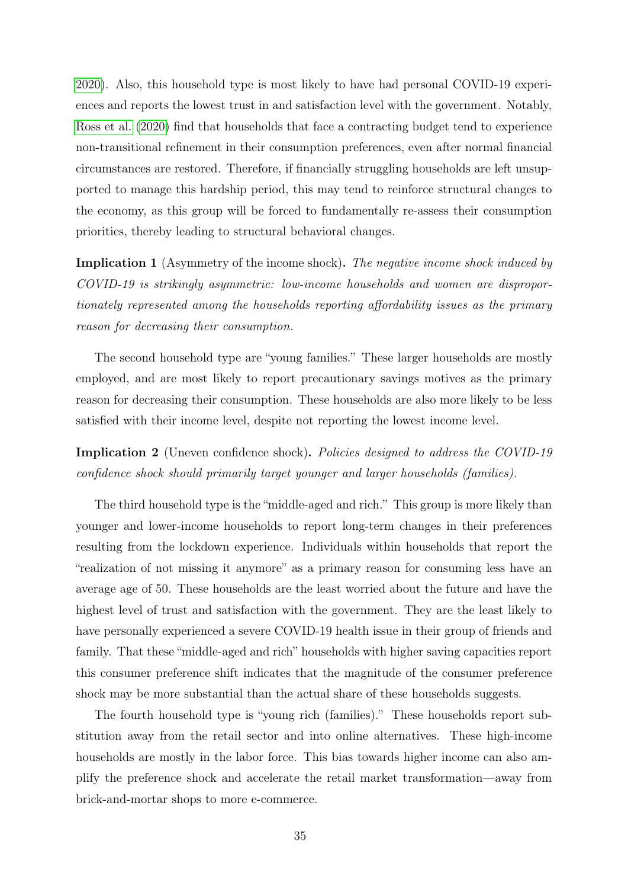2020). Also, this household type is most likely to have had personal COVID-19 experiences and reports the lowest trust in and satisfaction level with the government. Notably, Ross et al. (2020) find that households that face a contracting budget tend to experience non-transitional refinement in their consumption preferences, even after normal financial circumstances are restored. Therefore, if financially struggling households are left unsupported to manage this hardship period, this may tend to reinforce structural changes to the economy, as this group will be forced to fundamentally re-assess their consumption priorities, thereby leading to structural behavioral changes.

**Implication 1** (Asymmetry of the income shock)**.** *The negative income shock induced by COVID-19 is strikingly asymmetric: low-income households and women are disproportionately represented among the households reporting affordability issues as the primary reason for decreasing their consumption.*

The second household type are "young families." These larger households are mostly employed, and are most likely to report precautionary savings motives as the primary reason for decreasing their consumption. These households are also more likely to be less satisfied with their income level, despite not reporting the lowest income level.

**Implication 2** (Uneven confidence shock)**.** *Policies designed to address the COVID-19 confidence shock should primarily target younger and larger households (families).*

The third household type is the "middle-aged and rich." This group is more likely than younger and lower-income households to report long-term changes in their preferences resulting from the lockdown experience. Individuals within households that report the "realization of not missing it anymore" as a primary reason for consuming less have an average age of 50. These households are the least worried about the future and have the highest level of trust and satisfaction with the government. They are the least likely to have personally experienced a severe COVID-19 health issue in their group of friends and family. That these "middle-aged and rich" households with higher saving capacities report this consumer preference shift indicates that the magnitude of the consumer preference shock may be more substantial than the actual share of these households suggests.

The fourth household type is "young rich (families)." These households report substitution away from the retail sector and into online alternatives. These high-income households are mostly in the labor force. This bias towards higher income can also amplify the preference shock and accelerate the retail market transformation—away from brick-and-mortar shops to more e-commerce.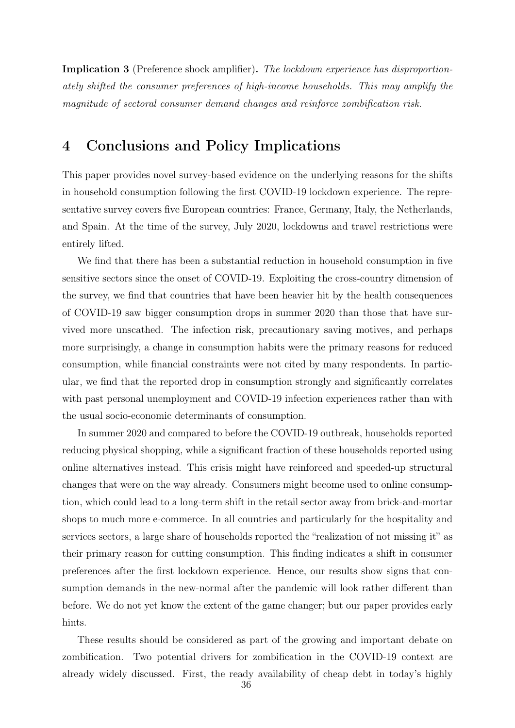**Implication 3** (Preference shock amplifier)**.** *The lockdown experience has disproportionately shifted the consumer preferences of high-income households. This may amplify the magnitude of sectoral consumer demand changes and reinforce zombification risk.*

# 4 Conclusions and Policy Implications

This paper provides novel survey-based evidence on the underlying reasons for the shifts in household consumption following the first COVID-19 lockdown experience. The representative survey covers five European countries: France, Germany, Italy, the Netherlands, and Spain. At the time of the survey, July 2020, lockdowns and travel restrictions were entirely lifted.

We find that there has been a substantial reduction in household consumption in five sensitive sectors since the onset of COVID-19. Exploiting the cross-country dimension of the survey, we find that countries that have been heavier hit by the health consequences of COVID-19 saw bigger consumption drops in summer 2020 than those that have survived more unscathed. The infection risk, precautionary saving motives, and perhaps more surprisingly, a change in consumption habits were the primary reasons for reduced consumption, while financial constraints were not cited by many respondents. In particular, we find that the reported drop in consumption strongly and significantly correlates with past personal unemployment and COVID-19 infection experiences rather than with the usual socio-economic determinants of consumption.

In summer 2020 and compared to before the COVID-19 outbreak, households reported reducing physical shopping, while a significant fraction of these households reported using online alternatives instead. This crisis might have reinforced and speeded-up structural changes that were on the way already. Consumers might become used to online consumption, which could lead to a long-term shift in the retail sector away from brick-and-mortar shops to much more e-commerce. In all countries and particularly for the hospitality and services sectors, a large share of households reported the "realization of not missing it" as their primary reason for cutting consumption. This finding indicates a shift in consumer preferences after the first lockdown experience. Hence, our results show signs that consumption demands in the new-normal after the pandemic will look rather different than before. We do not yet know the extent of the game changer; but our paper provides early hints.

These results should be considered as part of the growing and important debate on zombification. Two potential drivers for zombification in the COVID-19 context are already widely discussed. First, the ready availability of cheap debt in today's highly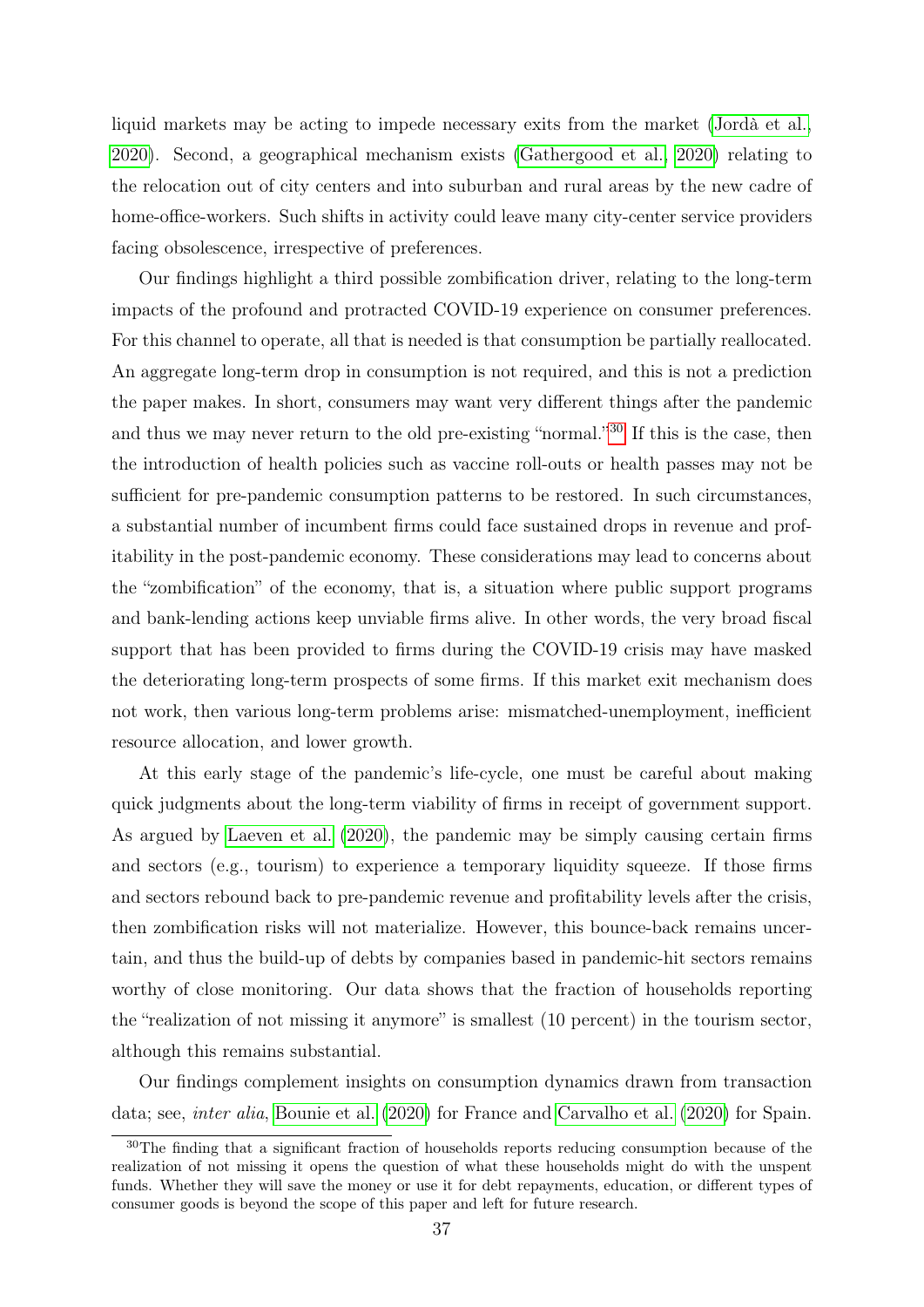liquid markets may be acting to impede necessary exits from the market (Jordà et al., 2020). Second, a geographical mechanism exists (Gathergood et al., 2020) relating to the relocation out of city centers and into suburban and rural areas by the new cadre of home-office-workers. Such shifts in activity could leave many city-center service providers facing obsolescence, irrespective of preferences.

Our findings highlight a third possible zombification driver, relating to the long-term impacts of the profound and protracted COVID-19 experience on consumer preferences. For this channel to operate, all that is needed is that consumption be partially reallocated. An aggregate long-term drop in consumption is not required, and this is not a prediction the paper makes. In short, consumers may want very different things after the pandemic and thus we may never return to the old pre-existing "normal."[30] If this is the case, then the introduction of health policies such as vaccine roll-outs or health passes may not be sufficient for pre-pandemic consumption patterns to be restored. In such circumstances, a substantial number of incumbent firms could face sustained drops in revenue and profitability in the post-pandemic economy. These considerations may lead to concerns about the "zombification" of the economy, that is, a situation where public support programs and bank-lending actions keep unviable firms alive. In other words, the very broad fiscal support that has been provided to firms during the COVID-19 crisis may have masked the deteriorating long-term prospects of some firms. If this market exit mechanism does not work, then various long-term problems arise: mismatched-unemployment, inefficient resource allocation, and lower growth.

At this early stage of the pandemic's life-cycle, one must be careful about making quick judgments about the long-term viability of firms in receipt of government support. As argued by Laeven et al. (2020), the pandemic may be simply causing certain firms and sectors (e.g., tourism) to experience a temporary liquidity squeeze. If those firms and sectors rebound back to pre-pandemic revenue and profitability levels after the crisis, then zombification risks will not materialize. However, this bounce-back remains uncertain, and thus the build-up of debts by companies based in pandemic-hit sectors remains worthy of close monitoring. Our data shows that the fraction of households reporting the "realization of not missing it anymore" is smallest (10 percent) in the tourism sector, although this remains substantial.

Our findings complement insights on consumption dynamics drawn from transaction data; see, *inter alia*, Bounie et al. (2020) for France and Carvalho et al. (2020) for Spain.

[30] The finding that a significant fraction of households reports reducing consumption because of the realization of not missing it opens the question of what these households might do with the unspent funds. Whether they will save the money or use it for debt repayments, education, or different types of consumer goods is beyond the scope of this paper and left for future research.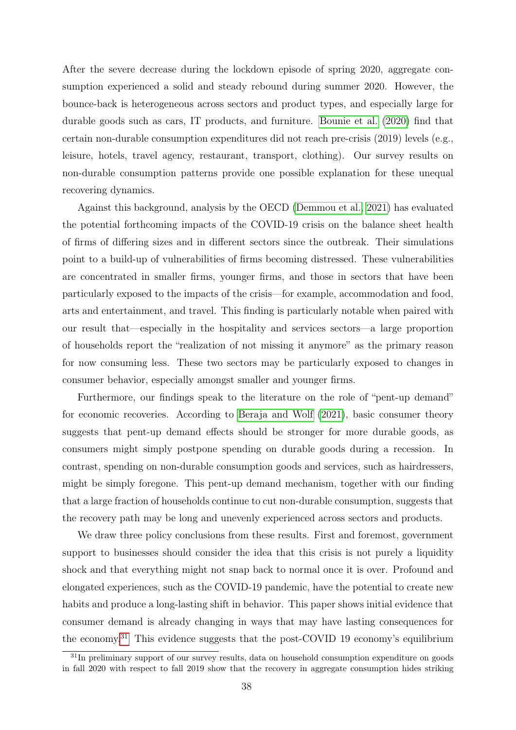After the severe decrease during the lockdown episode of spring 2020, aggregate consumption experienced a solid and steady rebound during summer 2020. However, the bounce-back is heterogeneous across sectors and product types, and especially large for durable goods such as cars, IT products, and furniture. Bounie et al. (2020) find that certain non-durable consumption expenditures did not reach pre-crisis (2019) levels (e.g., leisure, hotels, travel agency, restaurant, transport, clothing). Our survey results on non-durable consumption patterns provide one possible explanation for these unequal recovering dynamics.

Against this background, analysis by the OECD (Demmou et al., 2021) has evaluated the potential forthcoming impacts of the COVID-19 crisis on the balance sheet health of firms of differing sizes and in different sectors since the outbreak. Their simulations point to a build-up of vulnerabilities of firms becoming distressed. These vulnerabilities are concentrated in smaller firms, younger firms, and those in sectors that have been particularly exposed to the impacts of the crisis—for example, accommodation and food, arts and entertainment, and travel. This finding is particularly notable when paired with our result that—especially in the hospitality and services sectors—a large proportion of households report the "realization of not missing it anymore" as the primary reason for now consuming less. These two sectors may be particularly exposed to changes in consumer behavior, especially amongst smaller and younger firms.

Furthermore, our findings speak to the literature on the role of "pent-up demand" for economic recoveries. According to Beraja and Wolf (2021), basic consumer theory suggests that pent-up demand effects should be stronger for more durable goods, as consumers might simply postpone spending on durable goods during a recession. In contrast, spending on non-durable consumption goods and services, such as hairdressers, might be simply foregone. This pent-up demand mechanism, together with our finding that a large fraction of households continue to cut non-durable consumption, suggests that the recovery path may be long and unevenly experienced across sectors and products.

We draw three policy conclusions from these results. First and foremost, government support to businesses should consider the idea that this crisis is not purely a liquidity shock and that everything might not snap back to normal once it is over. Profound and elongated experiences, such as the COVID-19 pandemic, have the potential to create new habits and produce a long-lasting shift in behavior. This paper shows initial evidence that consumer demand is already changing in ways that may have lasting consequences for the economy.[31] This evidence suggests that the post-COVID 19 economy's equilibrium

[31] In preliminary support of our survey results, data on household consumption expenditure on goods in fall 2020 with respect to fall 2019 show that the recovery in aggregate consumption hides striking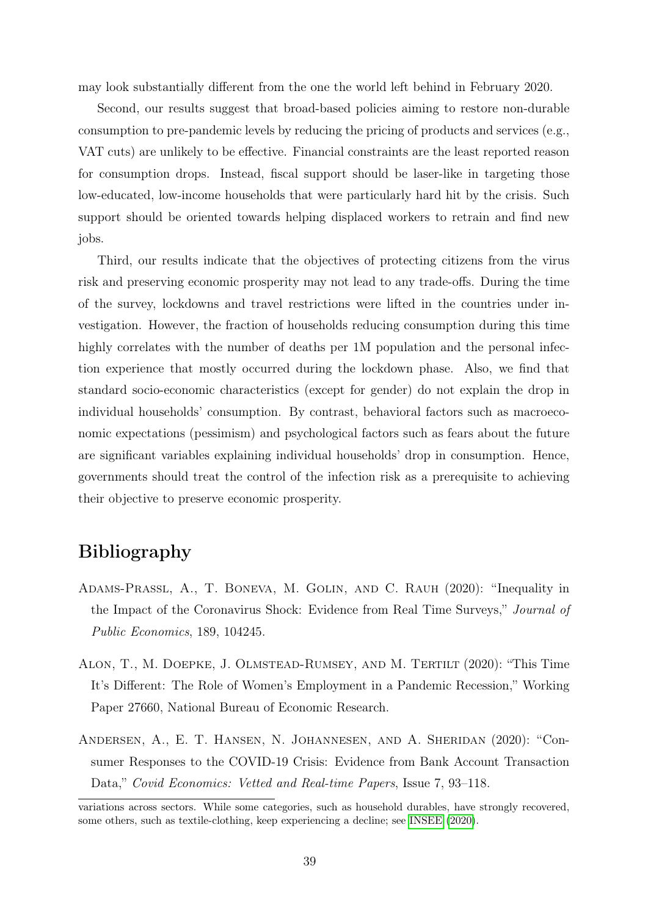may look substantially different from the one the world left behind in February 2020.

Second, our results suggest that broad-based policies aiming to restore non-durable consumption to pre-pandemic levels by reducing the pricing of products and services (e.g., VAT cuts) are unlikely to be effective. Financial constraints are the least reported reason for consumption drops. Instead, fiscal support should be laser-like in targeting those low-educated, low-income households that were particularly hard hit by the crisis. Such support should be oriented towards helping displaced workers to retrain and find new jobs.

Third, our results indicate that the objectives of protecting citizens from the virus risk and preserving economic prosperity may not lead to any trade-offs. During the time of the survey, lockdowns and travel restrictions were lifted in the countries under investigation. However, the fraction of households reducing consumption during this time highly correlates with the number of deaths per 1M population and the personal infection experience that mostly occurred during the lockdown phase. Also, we find that standard socio-economic characteristics (except for gender) do not explain the drop in individual households' consumption. By contrast, behavioral factors such as macroeconomic expectations (pessimism) and psychological factors such as fears about the future are significant variables explaining individual households' drop in consumption. Hence, governments should treat the control of the infection risk as a prerequisite to achieving their objective to preserve economic prosperity.

# Bibliography

Adams-Prassl, A., T. Boneva, M. Golin, and C. Rauh (2020): "Inequality in the Impact of the Coronavirus Shock: Evidence from Real Time Surveys," *Journal of Public Economics*, 189, 104245.

Alon, T., M. Doepke, J. Olmstead-Rumsey, and M. Tertilt (2020): "This Time It's Different: The Role of Women's Employment in a Pandemic Recession," Working Paper 27660, National Bureau of Economic Research.

Andersen, A., E. T. Hansen, N. Johannesen, and A. Sheridan (2020): "Consumer Responses to the COVID-19 Crisis: Evidence from Bank Account Transaction Data," *Covid Economics: Vetted and Real-time Papers*, Issue 7, 93–118.

variations across sectors. While some categories, such as household durables, have strongly recovered, some others, such as textile-clothing, keep experiencing a decline; see INSEE (2020).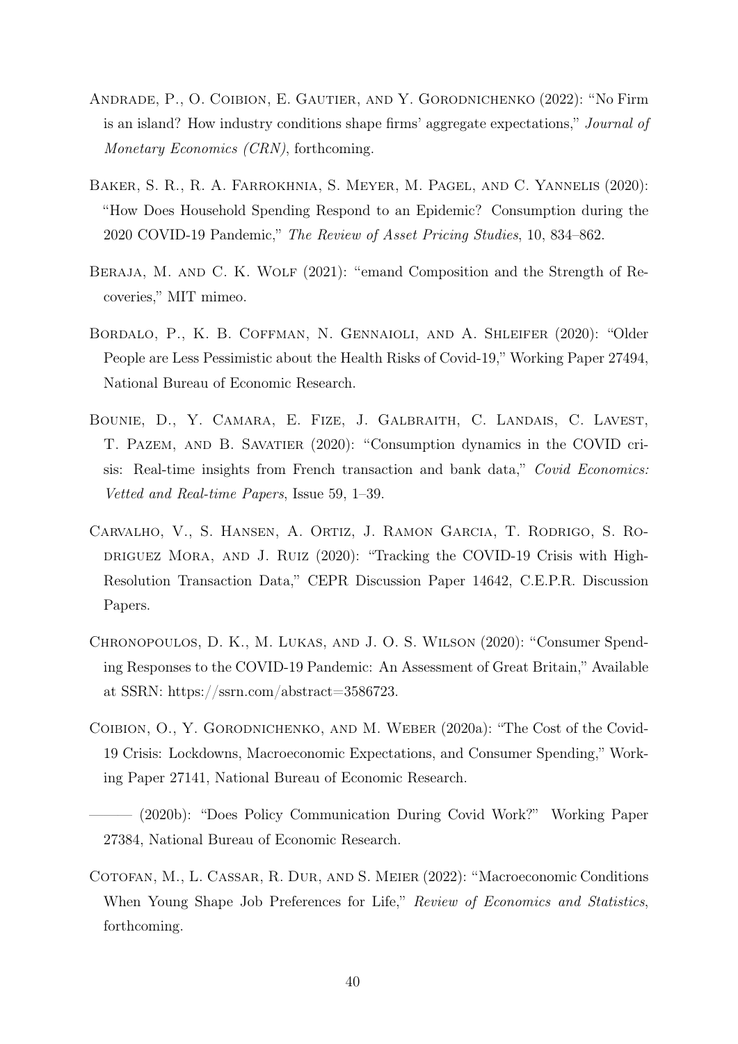Andrade, P., O. Coibion, E. Gautier, and Y. Gorodnichenko (2022): "No Firm is an island? How industry conditions shape firms' aggregate expectations," *Journal of Monetary Economics (CRN)*, forthcoming.

Baker, S. R., R. A. Farrokhnia, S. Meyer, M. Pagel, and C. Yannelis (2020): "How Does Household Spending Respond to an Epidemic? Consumption during the 2020 COVID-19 Pandemic," *The Review of Asset Pricing Studies*, 10, 834–862.

Beraja, M. and C. K. Wolf (2021): "emand Composition and the Strength of Recoveries," MIT mimeo.

Bordalo, P., K. B. Coffman, N. Gennaioli, and A. Shleifer (2020): "Older People are Less Pessimistic about the Health Risks of Covid-19," Working Paper 27494, National Bureau of Economic Research.

Bounie, D., Y. Camara, E. Fize, J. Galbraith, C. Landais, C. Lavest, T. Pazem, and B. Savatier (2020): "Consumption dynamics in the COVID crisis: Real-time insights from French transaction and bank data," *Covid Economics: Vetted and Real-time Papers*, Issue 59, 1–39.

Carvalho, V., S. Hansen, A. Ortiz, J. Ramon Garcia, T. Rodrigo, S. Rodriguez Mora, and J. Ruiz (2020): "Tracking the COVID-19 Crisis with High-Resolution Transaction Data," CEPR Discussion Paper 14642, C.E.P.R. Discussion Papers.

Chronopoulos, D. K., M. Lukas, and J. O. S. Wilson (2020): "Consumer Spending Responses to the COVID-19 Pandemic: An Assessment of Great Britain," Available at SSRN: https://ssrn.com/abstract=3586723.

Coibion, O., Y. Gorodnichenko, and M. Weber (2020a): "The Cost of the Covid-19 Crisis: Lockdowns, Macroeconomic Expectations, and Consumer Spending," Working Paper 27141, National Bureau of Economic Research.

——— (2020b): "Does Policy Communication During Covid Work?" Working Paper 27384, National Bureau of Economic Research.

Cotofan, M., L. Cassar, R. Dur, and S. Meier (2022): "Macroeconomic Conditions When Young Shape Job Preferences for Life," *Review of Economics and Statistics*, forthcoming.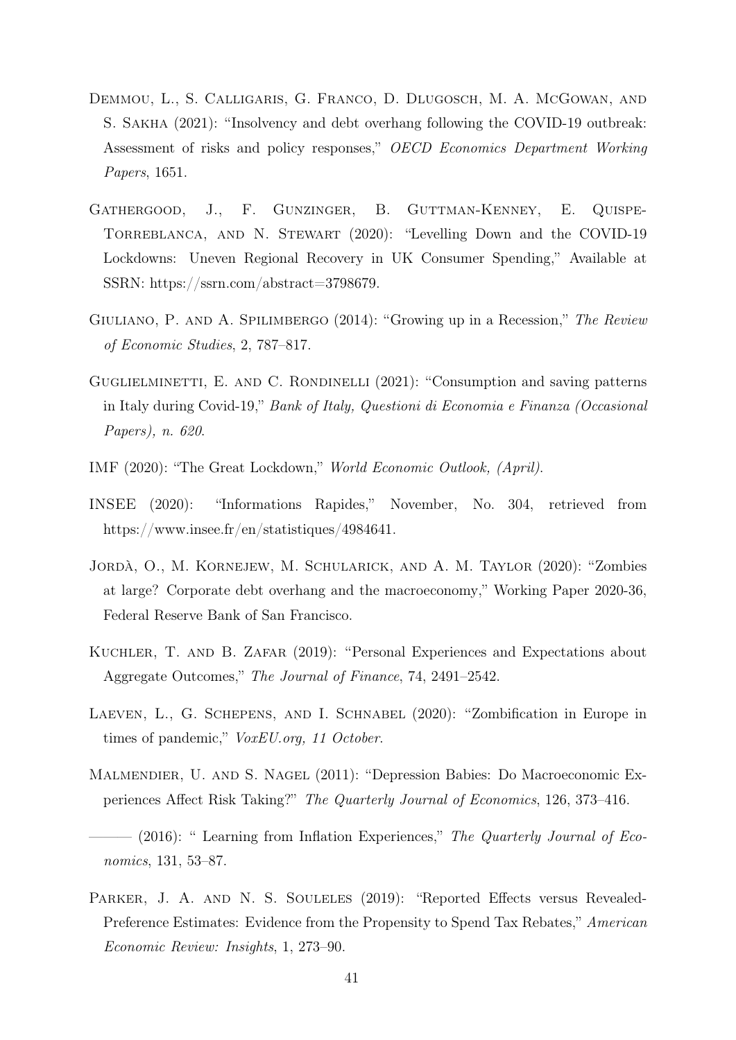Demmou, L., S. Calligaris, G. Franco, D. Dlugosch, M. A. McGowan, and S. Sakha (2021): "Insolvency and debt overhang following the COVID-19 outbreak: Assessment of risks and policy responses," *OECD Economics Department Working Papers*, 1651.

Gathergood, J., F. Gunzinger, B. Guttman-Kenney, E. Quispe-Torreblanca, and N. Stewart (2020): "Levelling Down and the COVID-19 Lockdowns: Uneven Regional Recovery in UK Consumer Spending," Available at SSRN: https://ssrn.com/abstract=3798679.

Giuliano, P. and A. Spilimbergo (2014): "Growing up in a Recession," *The Review of Economic Studies*, 2, 787–817.

Guglielminetti, E. and C. Rondinelli (2021): "Consumption and saving patterns in Italy during Covid-19," *Bank of Italy, Questioni di Economia e Finanza (Occasional Papers), n. 620*.

IMF (2020): "The Great Lockdown," *World Economic Outlook, (April)*.

INSEE (2020): "Informations Rapides," November, No. 304, retrieved from https://www.insee.fr/en/statistiques/4984641.

Jordà, O., M. Kornejew, M. Schularick, and A. M. Taylor (2020): "Zombies at large? Corporate debt overhang and the macroeconomy," Working Paper 2020-36, Federal Reserve Bank of San Francisco.

Kuchler, T. and B. Zafar (2019): "Personal Experiences and Expectations about Aggregate Outcomes," *The Journal of Finance*, 74, 2491–2542.

Laeven, L., G. Schepens, and I. Schnabel (2020): "Zombification in Europe in times of pandemic," *VoxEU.org, 11 October*.

Malmendier, U. and S. Nagel (2011): "Depression Babies: Do Macroeconomic Experiences Affect Risk Taking?" *The Quarterly Journal of Economics*, 126, 373–416.

——— (2016): " Learning from Inflation Experiences," *The Quarterly Journal of Economics*, 131, 53–87.

Parker, J. A. and N. S. Souleles (2019): "Reported Effects versus Revealed-Preference Estimates: Evidence from the Propensity to Spend Tax Rebates," *American Economic Review: Insights*, 1, 273–90.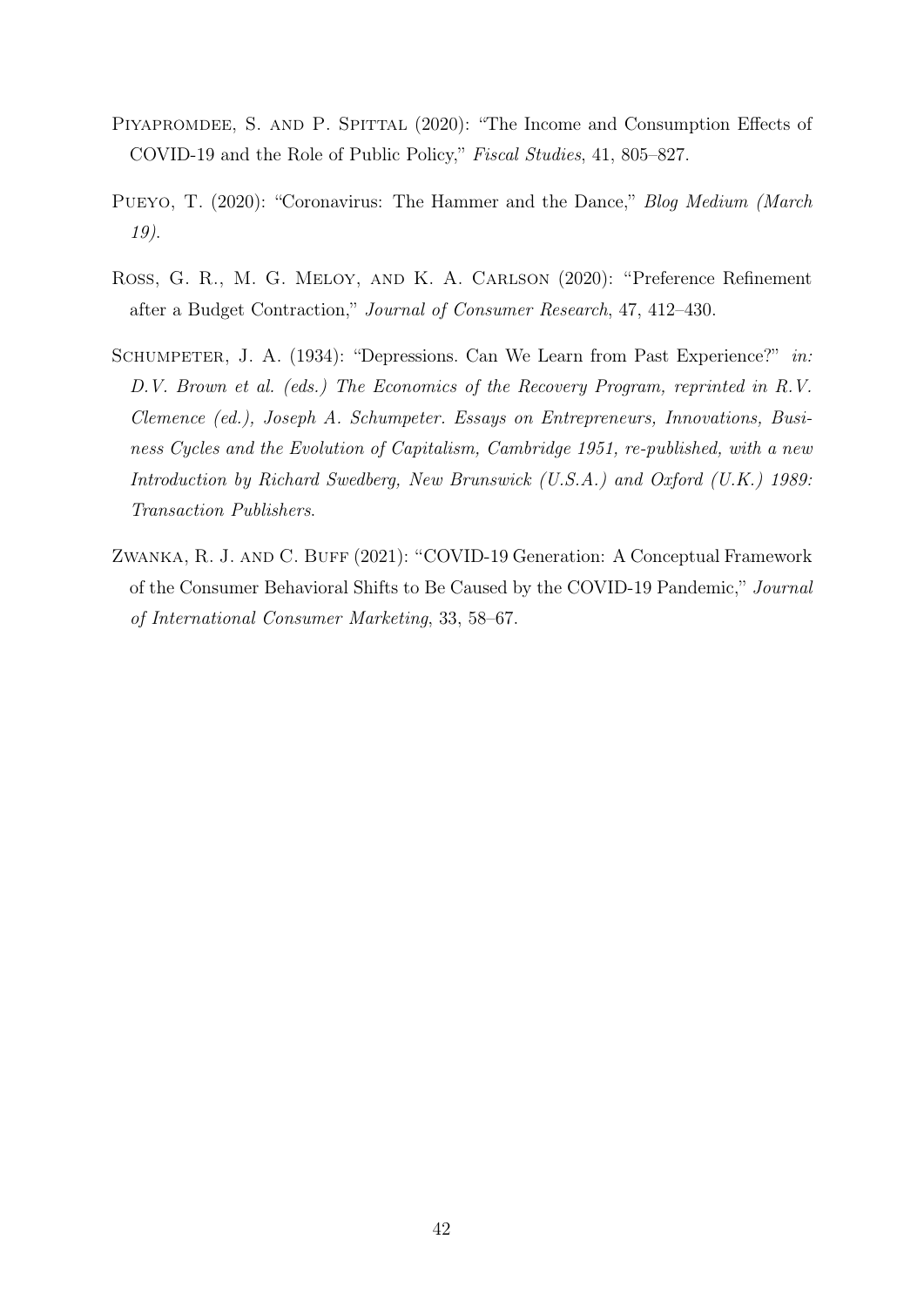Piyapromdee, S. and P. Spittal (2020): "The Income and Consumption Effects of COVID-19 and the Role of Public Policy," *Fiscal Studies*, 41, 805–827.

Pueyo, T. (2020): "Coronavirus: The Hammer and the Dance," *Blog Medium (March 19)*.

Ross, G. R., M. G. Meloy, and K. A. Carlson (2020): "Preference Refinement after a Budget Contraction," *Journal of Consumer Research*, 47, 412–430.

Schumpeter, J. A. (1934): "Depressions. Can We Learn from Past Experience?" *in: D.V. Brown et al. (eds.) The Economics of the Recovery Program, reprinted in R.V. Clemence (ed.), Joseph A. Schumpeter. Essays on Entrepreneurs, Innovations, Business Cycles and the Evolution of Capitalism, Cambridge 1951, re-published, with a new Introduction by Richard Swedberg, New Brunswick (U.S.A.) and Oxford (U.K.) 1989: Transaction Publishers*.

Zwanka, R. J. and C. Buff (2021): "COVID-19 Generation: A Conceptual Framework of the Consumer Behavioral Shifts to Be Caused by the COVID-19 Pandemic," *Journal of International Consumer Marketing*, 33, 58–67.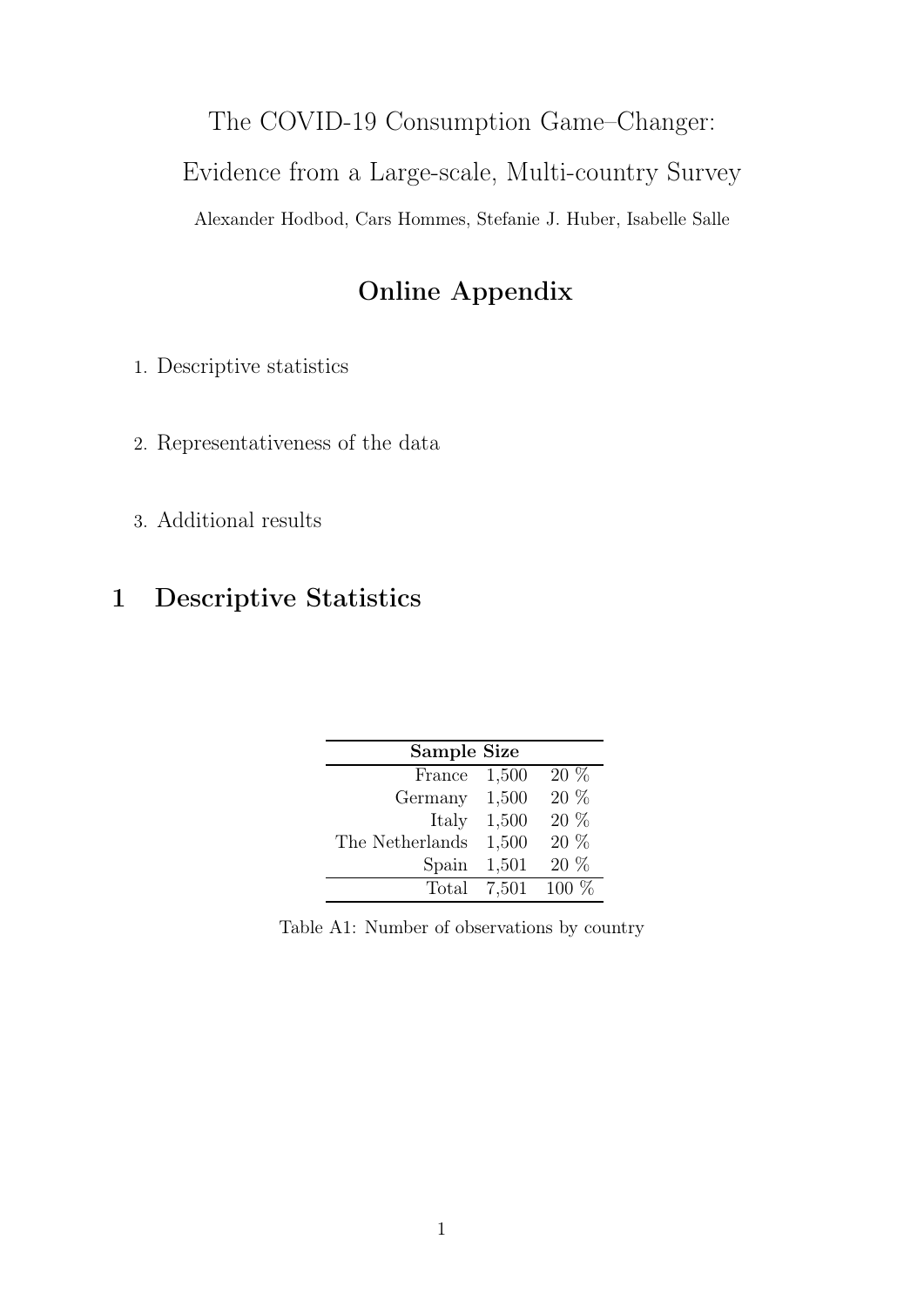The COVID-19 Consumption Game–Changer:

Evidence from a Large-scale, Multi-country Survey

Alexander Hodbod, Cars Hommes, Stefanie J. Huber, Isabelle Salle

## Online Appendix

1. Descriptive statistics

2. Representativeness of the data

3. Additional results

# 1 Descriptive Statistics

| **Sample Size** | | |
|---|---|---|
| France | 1,500 | 20 % |
| Germany | 1,500 | 20 % |
| Italy | 1,500 | 20 % |
| The Netherlands | 1,500 | 20 % |
| Spain | 1,501 | 20 % |
| Total | 7,501 | 100 % |

Table A1: Number of observations by country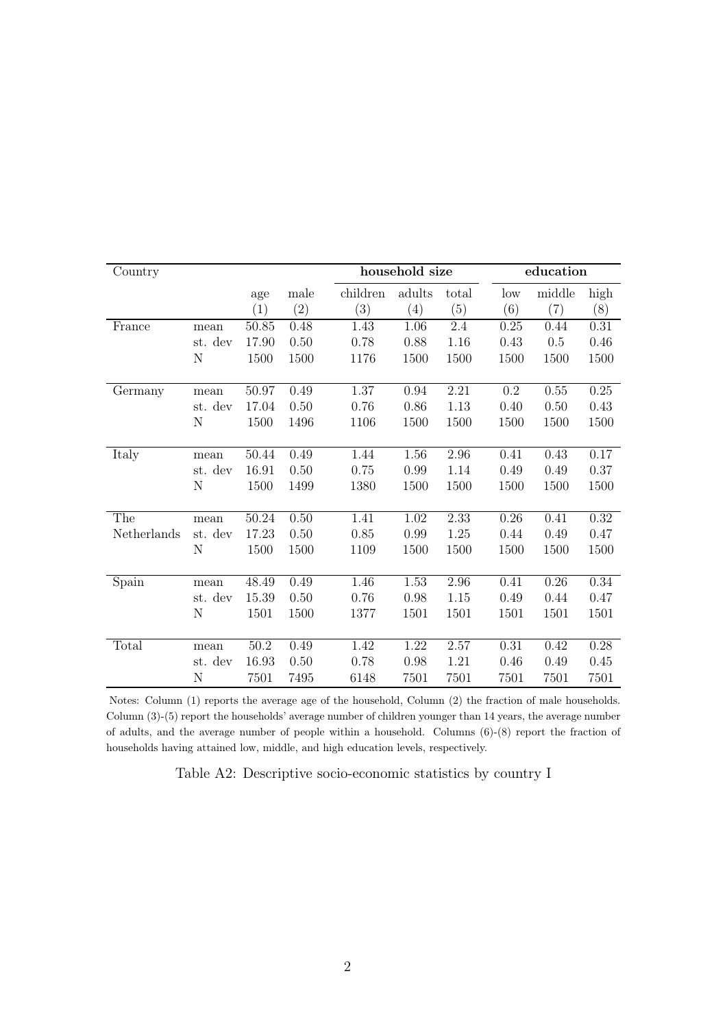| Country | | | | household size | | | education | | |
|---|---|---|---|---|---|---|---|---|---|
| | | age | male | children | adults | total | low | middle | high |
| | | (1) | (2) | (3) | (4) | (5) | (6) | (7) | (8) |
| France | mean | 50.85 | 0.48 | 1.43 | 1.06 | 2.4 | 0.25 | 0.44 | 0.31 |
| | st. dev | 17.90 | 0.50 | 0.78 | 0.88 | 1.16 | 0.43 | 0.5 | 0.46 |
| | N | 1500 | 1500 | 1176 | 1500 | 1500 | 1500 | 1500 | 1500 |
| Germany | mean | 50.97 | 0.49 | 1.37 | 0.94 | 2.21 | 0.2 | 0.55 | 0.25 |
| | st. dev | 17.04 | 0.50 | 0.76 | 0.86 | 1.13 | 0.40 | 0.50 | 0.43 |
| | N | 1500 | 1496 | 1106 | 1500 | 1500 | 1500 | 1500 | 1500 |
| Italy | mean | 50.44 | 0.49 | 1.44 | 1.56 | 2.96 | 0.41 | 0.43 | 0.17 |
| | st. dev | 16.91 | 0.50 | 0.75 | 0.99 | 1.14 | 0.49 | 0.49 | 0.37 |
| | N | 1500 | 1499 | 1380 | 1500 | 1500 | 1500 | 1500 | 1500 |
| The Netherlands | mean | 50.24 | 0.50 | 1.41 | 1.02 | 2.33 | 0.26 | 0.41 | 0.32 |
| | st. dev | 17.23 | 0.50 | 0.85 | 0.99 | 1.25 | 0.44 | 0.49 | 0.47 |
| | N | 1500 | 1500 | 1109 | 1500 | 1500 | 1500 | 1500 | 1500 |
| Spain | mean | 48.49 | 0.49 | 1.46 | 1.53 | 2.96 | 0.41 | 0.26 | 0.34 |
| | st. dev | 15.39 | 0.50 | 0.76 | 0.98 | 1.15 | 0.49 | 0.44 | 0.47 |
| | N | 1501 | 1500 | 1377 | 1501 | 1501 | 1501 | 1501 | 1501 |
| Total | mean | 50.2 | 0.49 | 1.42 | 1.22 | 2.57 | 0.31 | 0.42 | 0.28 |
| | st. dev | 16.93 | 0.50 | 0.78 | 0.98 | 1.21 | 0.46 | 0.49 | 0.45 |
| | N | 7501 | 7495 | 6148 | 7501 | 7501 | 7501 | 7501 | 7501 |

Notes: Column (1) reports the average age of the household, Column (2) the fraction of male households. Column (3)-(5) report the households' average number of children younger than 14 years, the average number of adults, and the average number of people within a household. Columns (6)-(8) report the fraction of households having attained low, middle, and high education levels, respectively.

Table A2: Descriptive socio-economic statistics by country I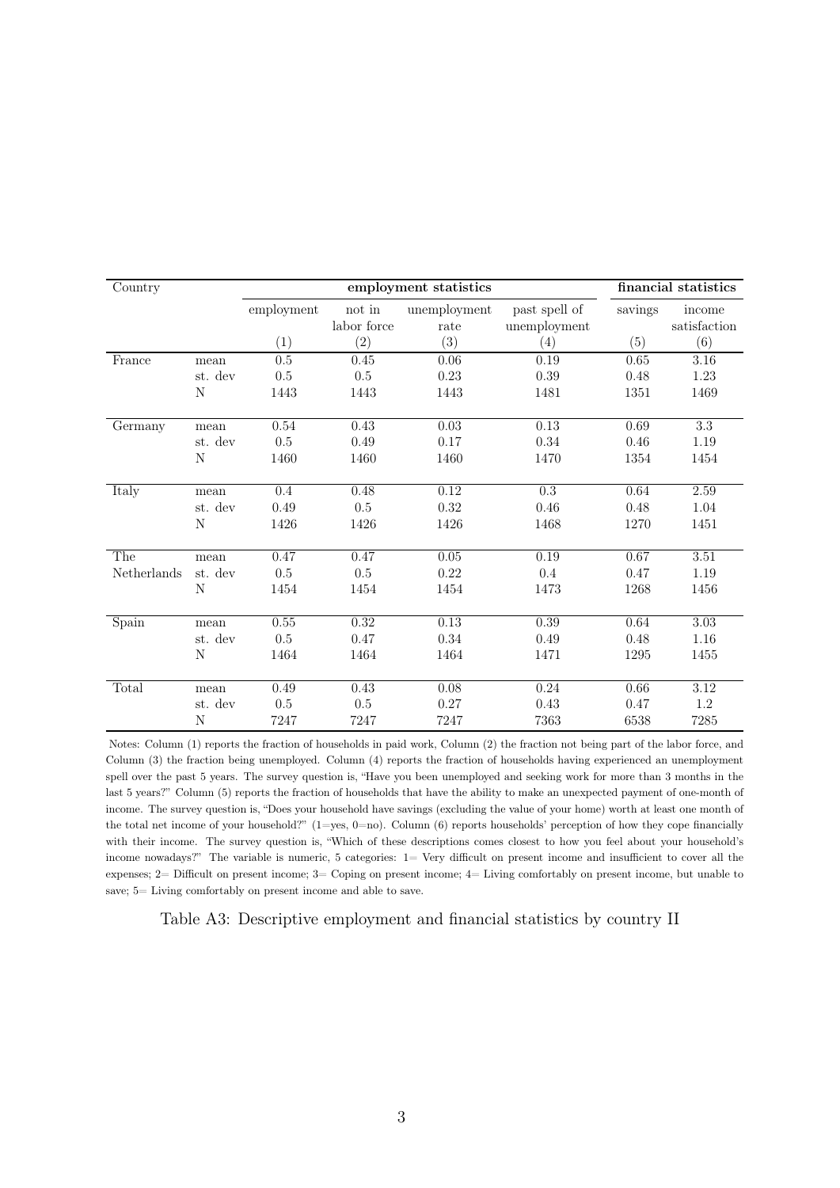| Country | | employment statistics | | | | financial statistics | |
|---|---|---|---|---|---|---|---|
| | | employment | not in labor force | unemployment rate | past spell of unemployment | savings | income satisfaction |
| | | (1) | (2) | (3) | (4) | (5) | (6) |
| France | mean | 0.5 | 0.45 | 0.06 | 0.19 | 0.65 | 3.16 |
| | st. dev | 0.5 | 0.5 | 0.23 | 0.39 | 0.48 | 1.23 |
| | N | 1443 | 1443 | 1443 | 1481 | 1351 | 1469 |
| Germany | mean | 0.54 | 0.43 | 0.03 | 0.13 | 0.69 | 3.3 |
| | st. dev | 0.5 | 0.49 | 0.17 | 0.34 | 0.46 | 1.19 |
| | N | 1460 | 1460 | 1460 | 1470 | 1354 | 1454 |
| Italy | mean | 0.4 | 0.48 | 0.12 | 0.3 | 0.64 | 2.59 |
| | st. dev | 0.49 | 0.5 | 0.32 | 0.46 | 0.48 | 1.04 |
| | N | 1426 | 1426 | 1426 | 1468 | 1270 | 1451 |
| The Netherlands | mean | 0.47 | 0.47 | 0.05 | 0.19 | 0.67 | 3.51 |
| | st. dev | 0.5 | 0.5 | 0.22 | 0.4 | 0.47 | 1.19 |
| | N | 1454 | 1454 | 1454 | 1473 | 1268 | 1456 |
| Spain | mean | 0.55 | 0.32 | 0.13 | 0.39 | 0.64 | 3.03 |
| | st. dev | 0.5 | 0.47 | 0.34 | 0.49 | 0.48 | 1.16 |
| | N | 1464 | 1464 | 1464 | 1471 | 1295 | 1455 |
| Total | mean | 0.49 | 0.43 | 0.08 | 0.24 | 0.66 | 3.12 |
| | st. dev | 0.5 | 0.5 | 0.27 | 0.43 | 0.47 | 1.2 |
| | N | 7247 | 7247 | 7247 | 7363 | 6538 | 7285 |

Notes: Column (1) reports the fraction of households in paid work, Column (2) the fraction not being part of the labor force, and Column (3) the fraction being unemployed. Column (4) reports the fraction of households having experienced an unemployment spell over the past 5 years. The survey question is, "Have you been unemployed and seeking work for more than 3 months in the last 5 years?" Column (5) reports the fraction of households that have the ability to make an unexpected payment of one-month of income. The survey question is, "Does your household have savings (excluding the value of your home) worth at least one month of the total net income of your household?" (1=yes, 0=no). Column (6) reports households' perception of how they cope financially with their income. The survey question is, "Which of these descriptions comes closest to how you feel about your household's income nowadays?" The variable is numeric, 5 categories: 1= Very difficult on present income and insufficient to cover all the expenses; 2= Difficult on present income; 3= Coping on present income; 4= Living comfortably on present income, but unable to save; 5= Living comfortably on present income and able to save.

Table A3: Descriptive employment and financial statistics by country II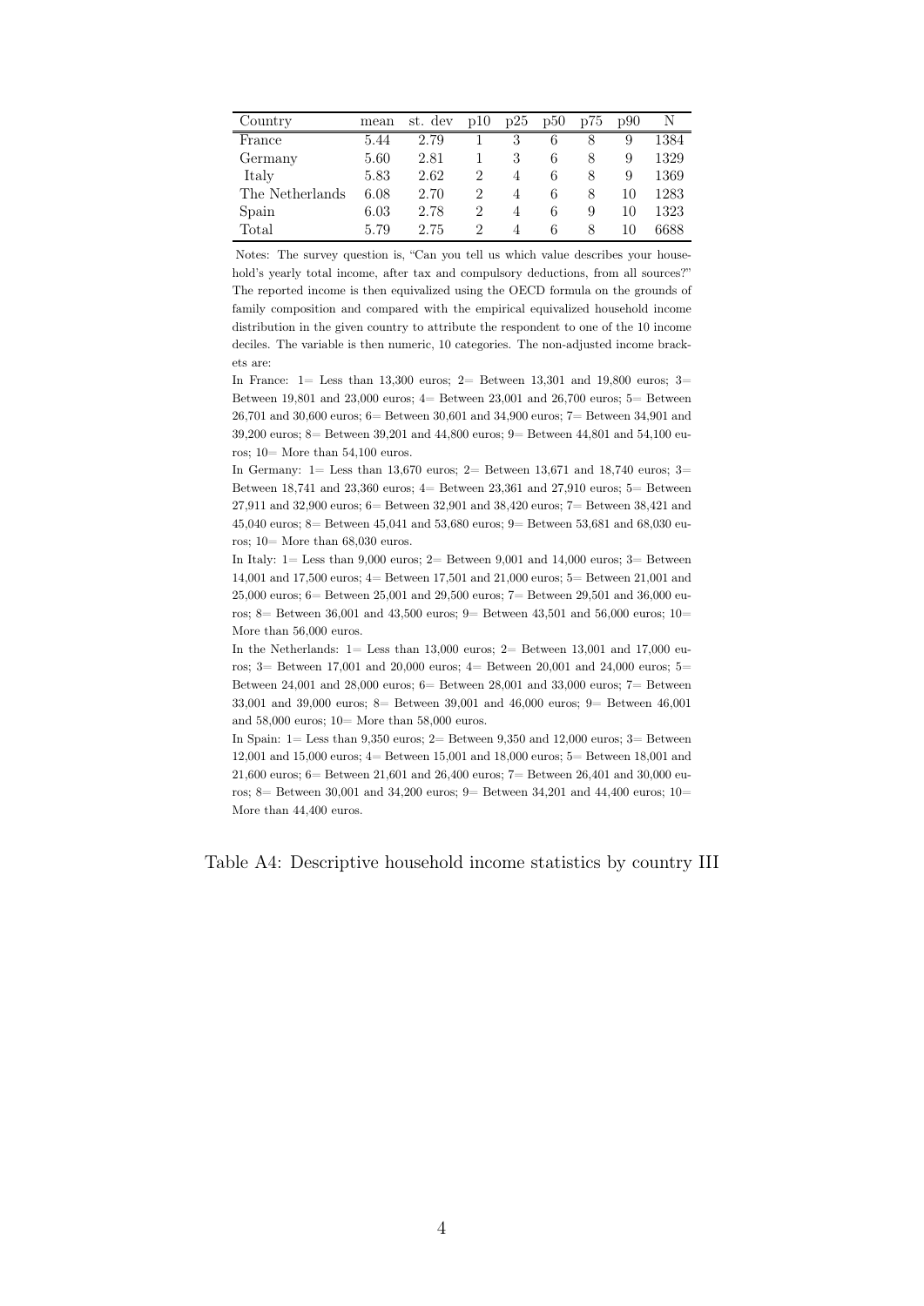| Country | mean | st. dev | p10 | p25 | p50 | p75 | p90 | N |
|---|---|---|---|---|---|---|---|---|
| France | 5.44 | 2.79 | 1 | 3 | 6 | 8 | 9 | 1384 |
| Germany | 5.60 | 2.81 | 1 | 3 | 6 | 8 | 9 | 1329 |
| Italy | 5.83 | 2.62 | 2 | 4 | 6 | 8 | 9 | 1369 |
| The Netherlands | 6.08 | 2.70 | 2 | 4 | 6 | 8 | 10 | 1283 |
| Spain | 6.03 | 2.78 | 2 | 4 | 6 | 9 | 10 | 1323 |
| Total | 5.79 | 2.75 | 2 | 4 | 6 | 8 | 10 | 6688 |

Notes: The survey question is, "Can you tell us which value describes your household's yearly total income, after tax and compulsory deductions, from all sources?" The reported income is then equivalized using the OECD formula on the grounds of family composition and compared with the empirical equivalized household income distribution in the given country to attribute the respondent to one of the 10 income deciles. The variable is then numeric, 10 categories. The non-adjusted income brackets are:

In France: 1= Less than 13,300 euros; 2= Between 13,301 and 19,800 euros; 3= Between 19,801 and 23,000 euros; 4= Between 23,001 and 26,700 euros; 5= Between 26,701 and 30,600 euros; 6= Between 30,601 and 34,900 euros; 7= Between 34,901 and 39,200 euros; 8= Between 39,201 and 44,800 euros; 9= Between 44,801 and 54,100 euros; 10= More than 54,100 euros.

In Germany: 1= Less than 13,670 euros; 2= Between 13,671 and 18,740 euros; 3= Between 18,741 and 23,360 euros; 4= Between 23,361 and 27,910 euros; 5= Between 27,911 and 32,900 euros; 6= Between 32,901 and 38,420 euros; 7= Between 38,421 and 45,040 euros; 8= Between 45,041 and 53,680 euros; 9= Between 53,681 and 68,030 euros; 10= More than 68,030 euros.

In Italy: 1= Less than 9,000 euros; 2= Between 9,001 and 14,000 euros; 3= Between 14,001 and 17,500 euros; 4= Between 17,501 and 21,000 euros; 5= Between 21,001 and 25,000 euros; 6= Between 25,001 and 29,500 euros; 7= Between 29,501 and 36,000 euros; 8= Between 36,001 and 43,500 euros; 9= Between 43,501 and 56,000 euros; 10= More than 56,000 euros.

In the Netherlands: 1= Less than 13,000 euros; 2= Between 13,001 and 17,000 euros; 3= Between 17,001 and 20,000 euros; 4= Between 20,001 and 24,000 euros; 5= Between 24,001 and 28,000 euros; 6= Between 28,001 and 33,000 euros; 7= Between 33,001 and 39,000 euros; 8= Between 39,001 and 46,000 euros; 9= Between 46,001 and 58,000 euros; 10= More than 58,000 euros.

In Spain: 1= Less than 9,350 euros; 2= Between 9,350 and 12,000 euros; 3= Between 12,001 and 15,000 euros; 4= Between 15,001 and 18,000 euros; 5= Between 18,001 and 21,600 euros; 6= Between 21,601 and 26,400 euros; 7= Between 26,401 and 30,000 euros; 8= Between 30,001 and 34,200 euros; 9= Between 34,201 and 44,400 euros; 10= More than 44,400 euros.

Table A4: Descriptive household income statistics by country III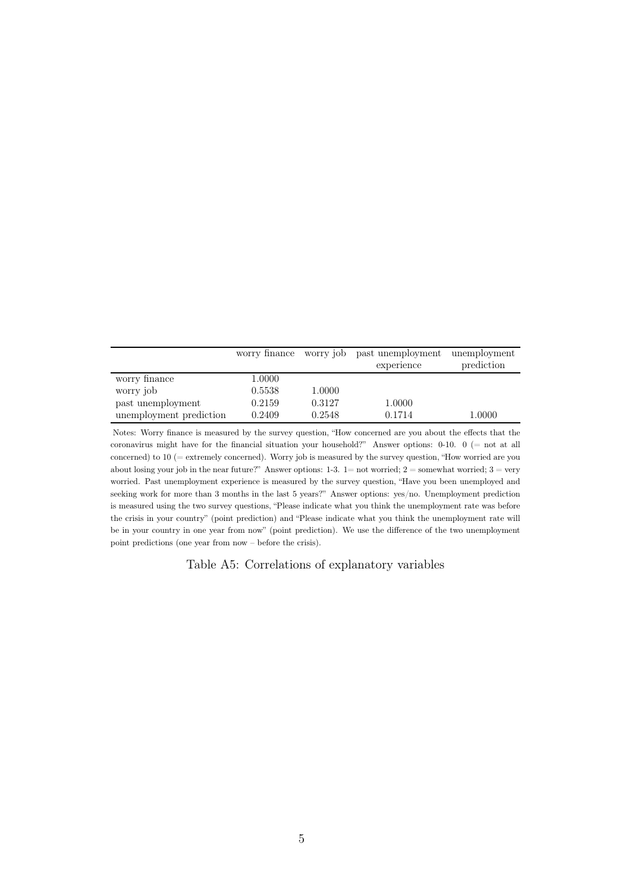|  | worry finance | worry job | past unemployment experience | unemployment prediction |
|---|---|---|---|---|
| worry finance | 1.0000 |  |  |  |
| worry job | 0.5538 | 1.0000 |  |  |
| past unemployment | 0.2159 | 0.3127 | 1.0000 |  |
| unemployment prediction | 0.2409 | 0.2548 | 0.1714 | 1.0000 |

Notes: Worry finance is measured by the survey question, "How concerned are you about the effects that the coronavirus might have for the financial situation your household?" Answer options: 0-10. 0 (= not at all concerned) to 10 (= extremely concerned). Worry job is measured by the survey question, "How worried are you about losing your job in the near future?" Answer options: 1-3. 1= not worried; 2 = somewhat worried; 3 = very worried. Past unemployment experience is measured by the survey question, "Have you been unemployed and seeking work for more than 3 months in the last 5 years?" Answer options: yes/no. Unemployment prediction is measured using the two survey questions, "Please indicate what you think the unemployment rate was before the crisis in your country" (point prediction) and "Please indicate what you think the unemployment rate will be in your country in one year from now" (point prediction). We use the difference of the two unemployment point predictions (one year from now – before the crisis).

Table A5: Correlations of explanatory variables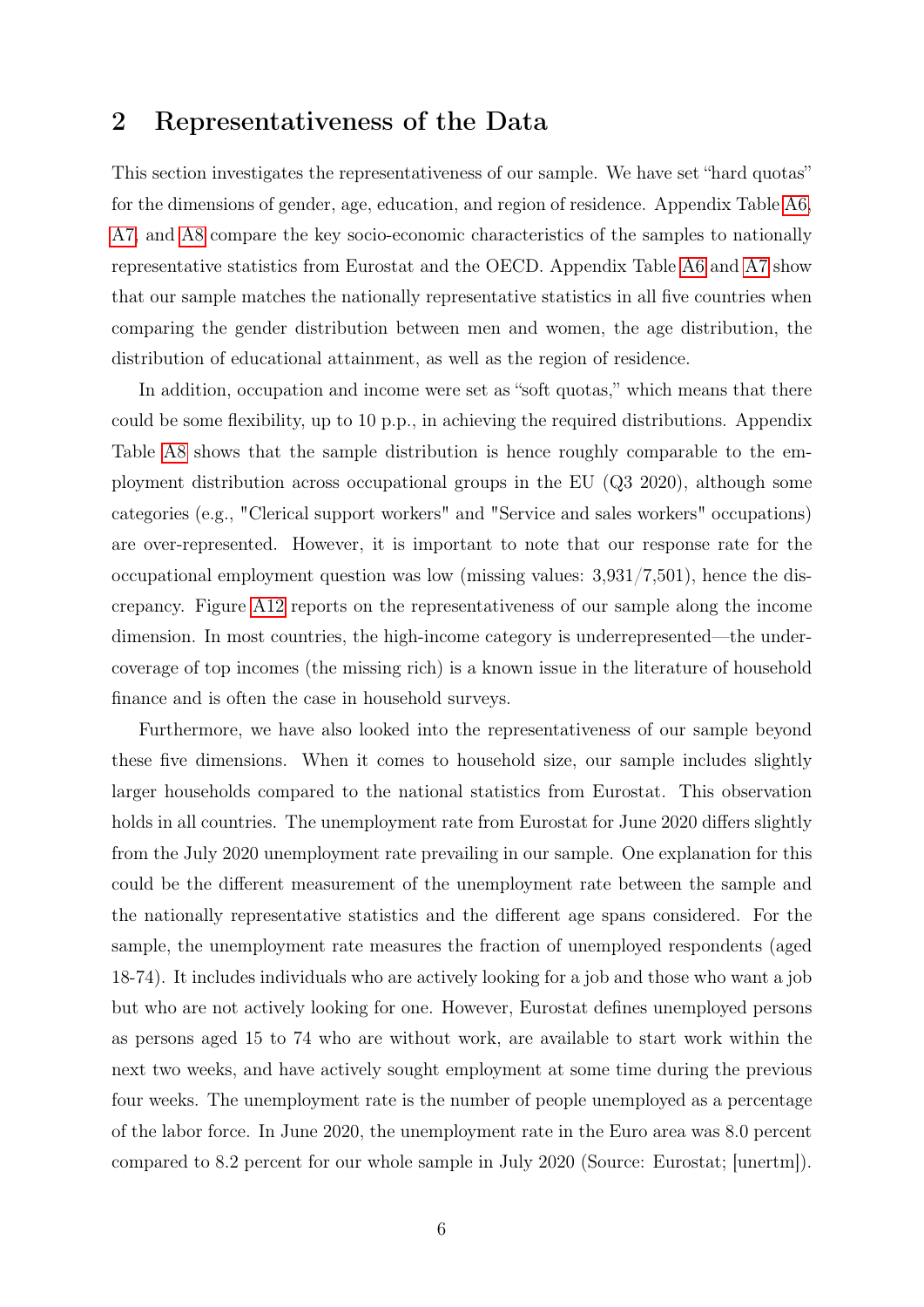## 2 Representativeness of the Data

This section investigates the representativeness of our sample. We have set "hard quotas" for the dimensions of gender, age, education, and region of residence. Appendix Table A6, A7, and A8 compare the key socio-economic characteristics of the samples to nationally representative statistics from Eurostat and the OECD. Appendix Table A6 and A7 show that our sample matches the nationally representative statistics in all five countries when comparing the gender distribution between men and women, the age distribution, the distribution of educational attainment, as well as the region of residence.

In addition, occupation and income were set as "soft quotas," which means that there could be some flexibility, up to 10 p.p., in achieving the required distributions. Appendix Table A8 shows that the sample distribution is hence roughly comparable to the employment distribution across occupational groups in the EU (Q3 2020), although some categories (e.g., "Clerical support workers" and "Service and sales workers" occupations) are over-represented. However, it is important to note that our response rate for the occupational employment question was low (missing values: 3,931/7,501), hence the discrepancy. Figure A12 reports on the representativeness of our sample along the income dimension. In most countries, the high-income category is underrepresented—the undercoverage of top incomes (the missing rich) is a known issue in the literature of household finance and is often the case in household surveys.

Furthermore, we have also looked into the representativeness of our sample beyond these five dimensions. When it comes to household size, our sample includes slightly larger households compared to the national statistics from Eurostat. This observation holds in all countries. The unemployment rate from Eurostat for June 2020 differs slightly from the July 2020 unemployment rate prevailing in our sample. One explanation for this could be the different measurement of the unemployment rate between the sample and the nationally representative statistics and the different age spans considered. For the sample, the unemployment rate measures the fraction of unemployed respondents (aged 18-74). It includes individuals who are actively looking for a job and those who want a job but who are not actively looking for one. However, Eurostat defines unemployed persons as persons aged 15 to 74 who are without work, are available to start work within the next two weeks, and have actively sought employment at some time during the previous four weeks. The unemployment rate is the number of people unemployed as a percentage of the labor force. In June 2020, the unemployment rate in the Euro area was 8.0 percent compared to 8.2 percent for our whole sample in July 2020 (Source: Eurostat; [unertm]).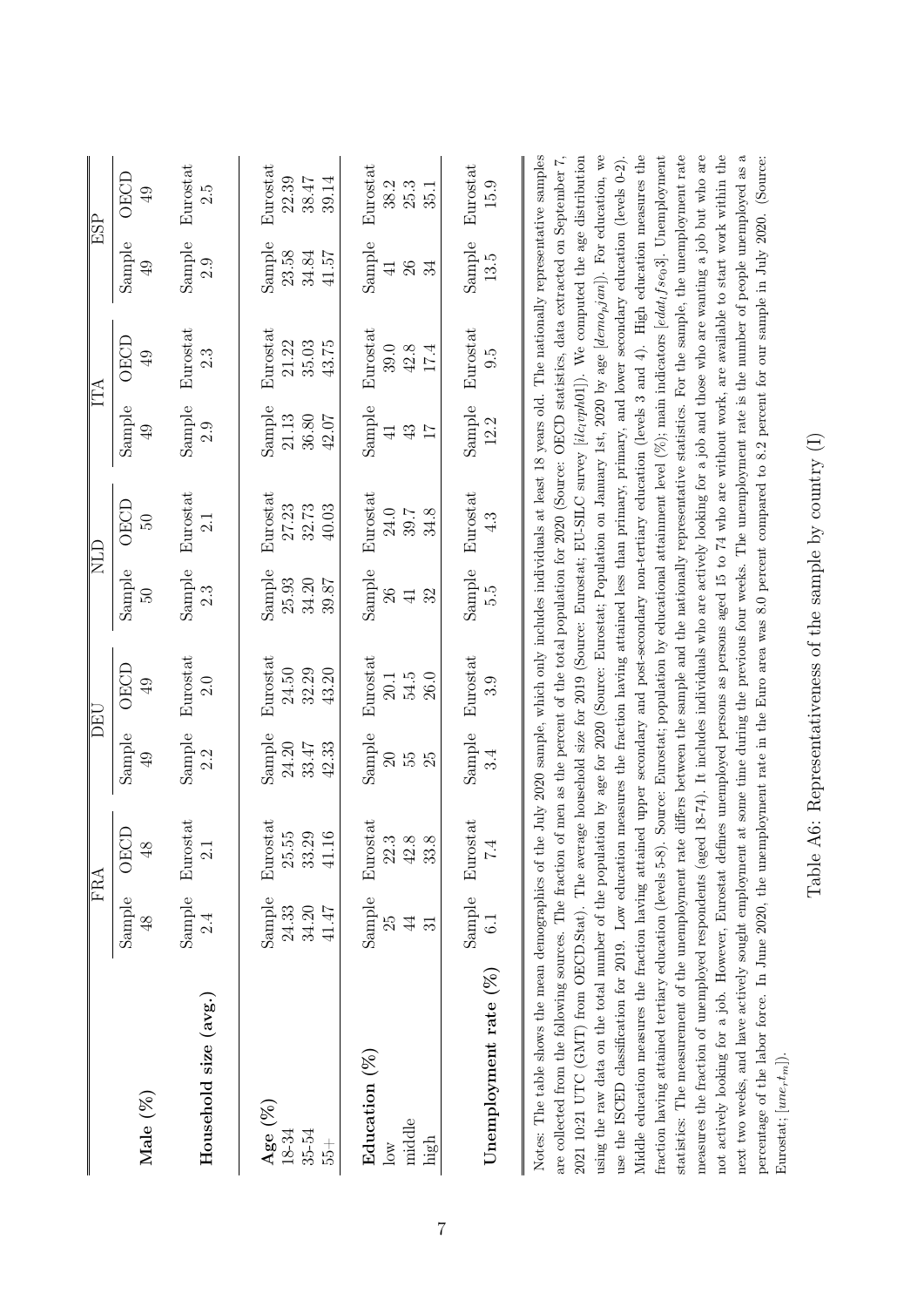| | FRA | | DEU | | NLD | | ITA | | ESP | |
|---|---|---|---|---|---|---|---|---|---|---|
| **Male (%)** | Sample | OECD | Sample | OECD | Sample | OECD | Sample | OECD | Sample | OECD |
| | 48 | 48 | 49 | 49 | 50 | 50 | 49 | 49 | 49 | 49 |
| **Household size (avg.)** | Sample | Eurostat | Sample | Eurostat | Sample | Eurostat | Sample | Eurostat | Sample | Eurostat |
| | 2.4 | 2.1 | 2.2 | 2.0 | 2.3 | 2.1 | 2.9 | 2.3 | 2.9 | 2.5 |
| **Age (%)** | Sample | Eurostat | Sample | Eurostat | Sample | Eurostat | Sample | Eurostat | Sample | Eurostat |
| 18-34 | 24.33 | 25.55 | 24.20 | 24.50 | 25.93 | 27.23 | 21.13 | 21.22 | 23.58 | 22.39 |
| 35-54 | 34.20 | 33.29 | 33.47 | 32.29 | 34.20 | 32.73 | 36.80 | 35.03 | 34.84 | 38.47 |
| 55+ | 41.47 | 41.16 | 42.33 | 43.20 | 39.87 | 40.03 | 42.07 | 43.75 | 41.57 | 39.14 |
| **Education (%)** | Sample | Eurostat | Sample | Eurostat | Sample | Eurostat | Sample | Eurostat | Sample | Eurostat |
| low | 25 | 22.3 | 20 | 20.1 | 26 | 24.0 | 41 | 39.0 | 41 | 38.2 |
| middle | 44 | 42.8 | 55 | 54.5 | 41 | 39.7 | 43 | 42.8 | 26 | 25.3 |
| high | 31 | 33.8 | 25 | 26.0 | 32 | 34.8 | 17 | 17.4 | 34 | 35.1 |
| **Unemployment rate (%)** | Sample | Eurostat | Sample | Eurostat | Sample | Eurostat | Sample | Eurostat | Sample | Eurostat |
| | 6.1 | 7.4 | 3.4 | 3.9 | 5.5 | 4.3 | 12.2 | 9.5 | 13.5 | 15.9 |

Notes: The table shows the mean demographics of the July 2020 sample, which only includes individuals at least 18 years old. The nationally representative samples are collected from the following sources. The fraction of men as the percent of the total population for 2020 (Source: OECD statistics, data extracted on September 7, 2021 10:21 UTC (GMT) from OECD.Stat). The average household size for 2019 (Source: Eurostat; EU-SILC survey [$ilc\_lvph01$]). We computed the age distribution using the raw data on the total number of the population by age for 2020 (Source: Eurostat; Population on January 1st, 2020 by age [$demo\_pjan$]). For education, we use the ISCED classification for 2019. Low education measures the fraction having attained less than primary, primary, and lower secondary education (levels 0-2). Middle education measures the fraction having attained upper secondary and post-secondary non-tertiary education (levels 3 and 4). High education measures the fraction having attained tertiary education (levels 5-8). Source: Eurostat; population by educational attainment level (%); main indicators [$edat\_lfse\_03$]. Unemployment statistics: The measurement of the unemployment rate differs between the sample and the nationally representative statistics. For the sample, the unemployment rate measures the fraction of unemployed respondents (aged 18-74). It includes individuals who are actively looking for a job and those who are wanting a job but who are not actively looking for a job. However, Eurostat defines unemployed persons as persons aged 15 to 74 who are without work, are available to start work within the next two weeks, and have actively sought employment at some time during the previous four weeks. The unemployment rate is the number of people unemployed as a percentage of the labor force. In June 2020, the unemployment rate in the Euro area was 8.0 percent compared to 8.2 percent for our sample in July 2020. (Source: Eurostat; [$une\_rt\_m$]).

Table A6: Representativeness of the sample by country (I)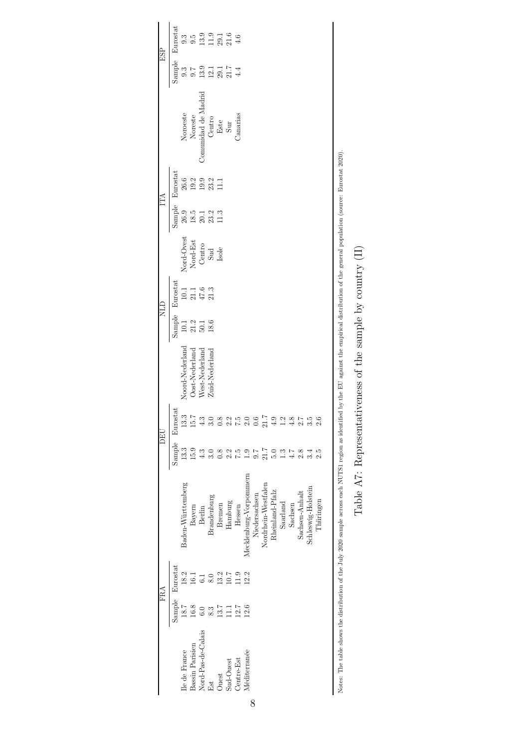| | FRA | | | DEU | | | NLD | | | ITA | | | ESP | |
|---|---|---|---|---|---|---|---|---|---|---|---|---|---|---|
| | Sample | Eurostat | | Sample | Eurostat | | Sample | Eurostat | | Sample | Eurostat | | Sample | Eurostat |
| Ile de France | 18.7 | 18.2 | Baden-Württemberg | 13.3 | 13.3 | Noord-Nederland | 10.1 | 10.1 | Nord-Ovest | 26.9 | 26.6 | Noroeste | 9.3 | 9.3 |
| Bassin Parisien | 16.8 | 16.1 | Bayern | 15.9 | 15.7 | Oost-Nederland | 21.2 | 21.1 | Nord-Est | 18.5 | 19.2 | Noreste | 9.7 | 9.5 |
| Nord-Pas-de-Calais | 6.0 | 6.1 | Berlin | 4.3 | 4.3 | West-Nederland | 50.1 | 47.6 | Centro | 20.1 | 19.9 | Comunidad de Madrid | 13.9 | 13.9 |
| Est | 8.3 | 8.0 | Brandenburg | 3.0 | 3.0 | Zuid-Nederland | 18.6 | 21.3 | Sud | 23.2 | 23.2 | Centro | 12.1 | 11.9 |
| Ouest | 13.7 | 13.2 | Bremen | 0.8 | 0.8 | | | | Isole | 11.3 | 11.1 | Este | 29.1 | 29.1 |
| Sud-Ouest | 11.1 | 10.7 | Hamburg | 2.2 | 2.2 | | | | | | | Sur | 21.7 | 21.6 |
| Centre-Est | 12.7 | 11.9 | Hessen | 7.5 | 7.5 | | | | | | | Canarias | 4.4 | 4.6 |
| Méditerranée | 12.6 | 12.2 | Mecklenburg-Vorpommern | 1.9 | 2.0 | | | | | | | | | |
| | | | Niedersachsen | 9.7 | 0.6 | | | | | | | | | |
| | | | Nordrhein-Westfalen | 21.7 | 21.7 | | | | | | | | | |
| | | | Rheinland-Pfalz | 5.0 | 4.9 | | | | | | | | | |
| | | | Saarland | 1.3 | 1.2 | | | | | | | | | |
| | | | Sachsen | 4.7 | 4.8 | | | | | | | | | |
| | | | Sachsen-Anhalt | 2.8 | 2.7 | | | | | | | | | |
| | | | Schleswig-Holstein | 3.4 | 3.5 | | | | | | | | | |
| | | | Thüringen | 2.5 | 2.6 | | | | | | | | | |

Notes: The table shows the distribution of the July 2020 sample across each NUTS1 region as identified by the EU against the empirical distribution of the general population (source: Eurostat 2020).

Table A7: Representativeness of the sample by country (II)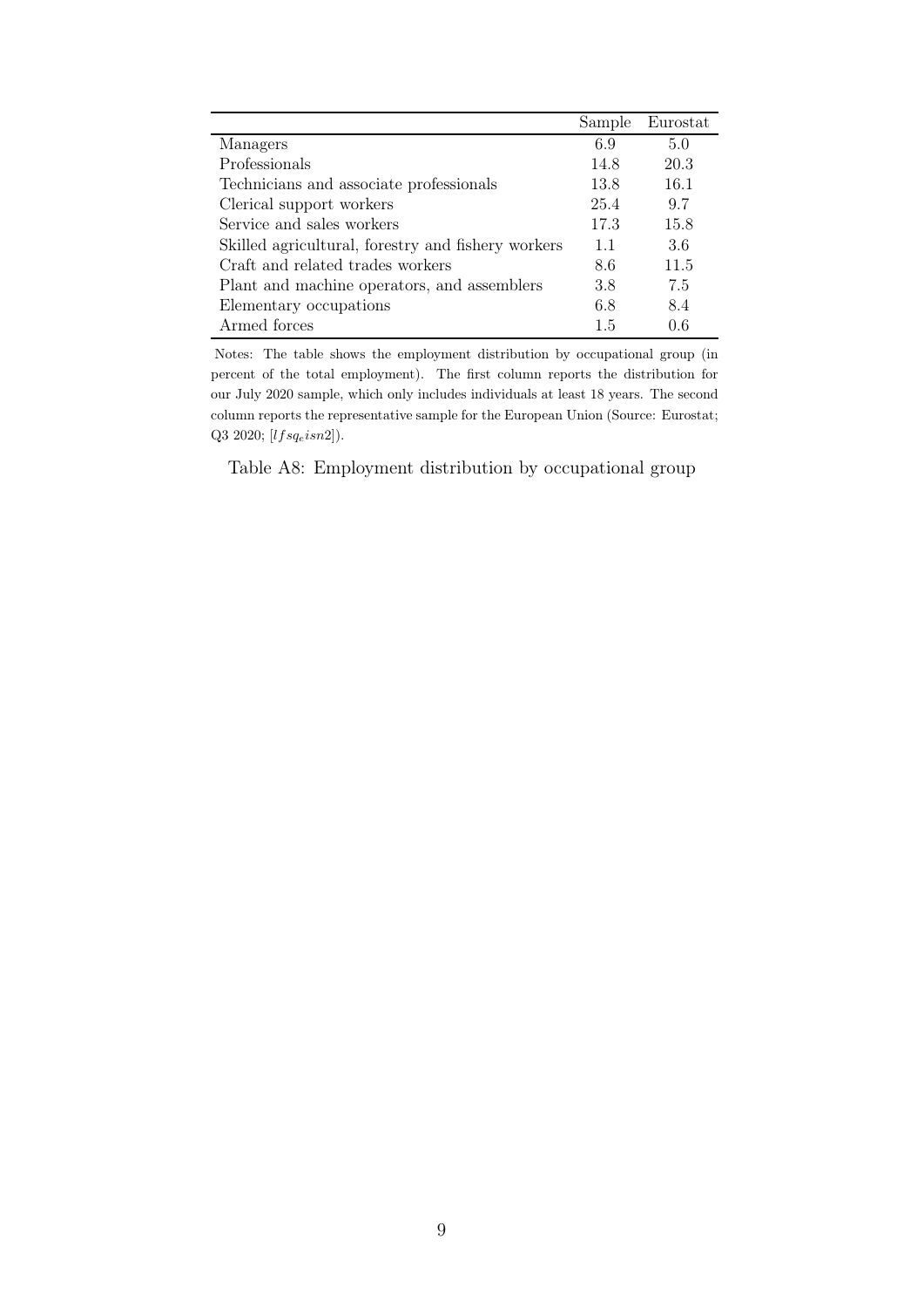| | Sample | Eurostat |
|---|---|---|
| Managers | 6.9 | 5.0 |
| Professionals | 14.8 | 20.3 |
| Technicians and associate professionals | 13.8 | 16.1 |
| Clerical support workers | 25.4 | 9.7 |
| Service and sales workers | 17.3 | 15.8 |
| Skilled agricultural, forestry and fishery workers | 1.1 | 3.6 |
| Craft and related trades workers | 8.6 | 11.5 |
| Plant and machine operators, and assemblers | 3.8 | 7.5 |
| Elementary occupations | 6.8 | 8.4 |
| Armed forces | 1.5 | 0.6 |

Notes: The table shows the employment distribution by occupational group (in percent of the total employment). The first column reports the distribution for our July 2020 sample, which only includes individuals at least 18 years. The second column reports the representative sample for the European Union (Source: Eurostat; Q3 2020; [$lfsq_eisn2$]).

Table A8: Employment distribution by occupational group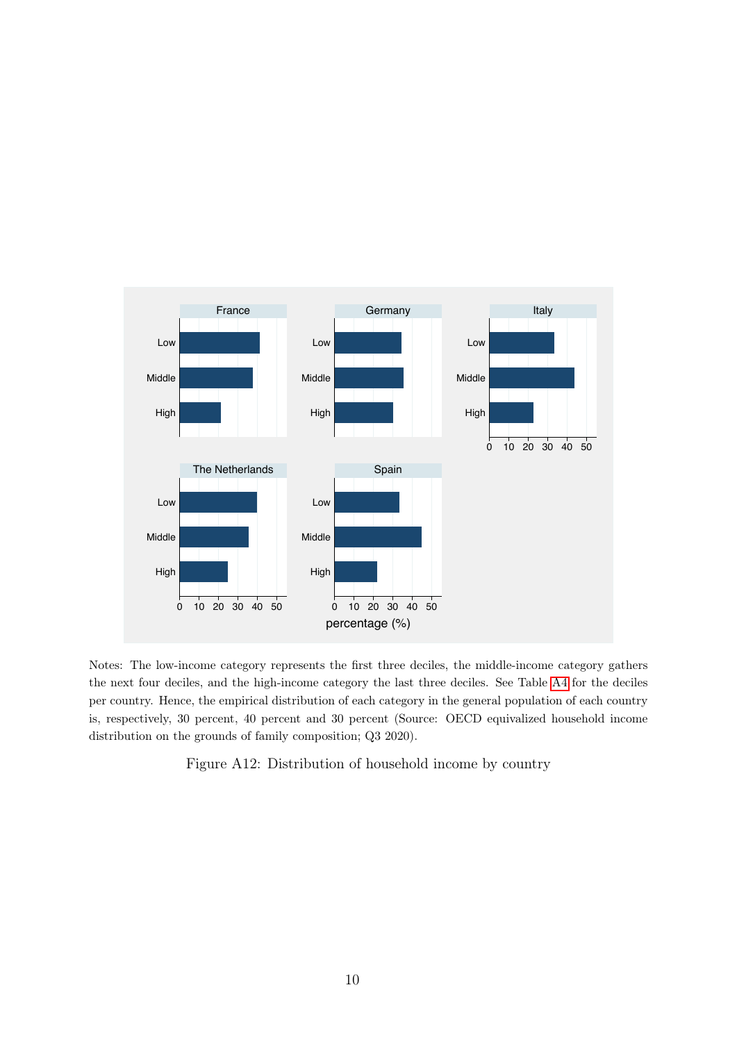Notes: The low-income category represents the first three deciles, the middle-income category gathers the next four deciles, and the high-income category the last three deciles. See Table A4 for the deciles per country. Hence, the empirical distribution of each category in the general population of each country is, respectively, 30 percent, 40 percent and 30 percent (Source: OECD equivalized household income distribution on the grounds of family composition; Q3 2020).

Figure A12: Distribution of household income by country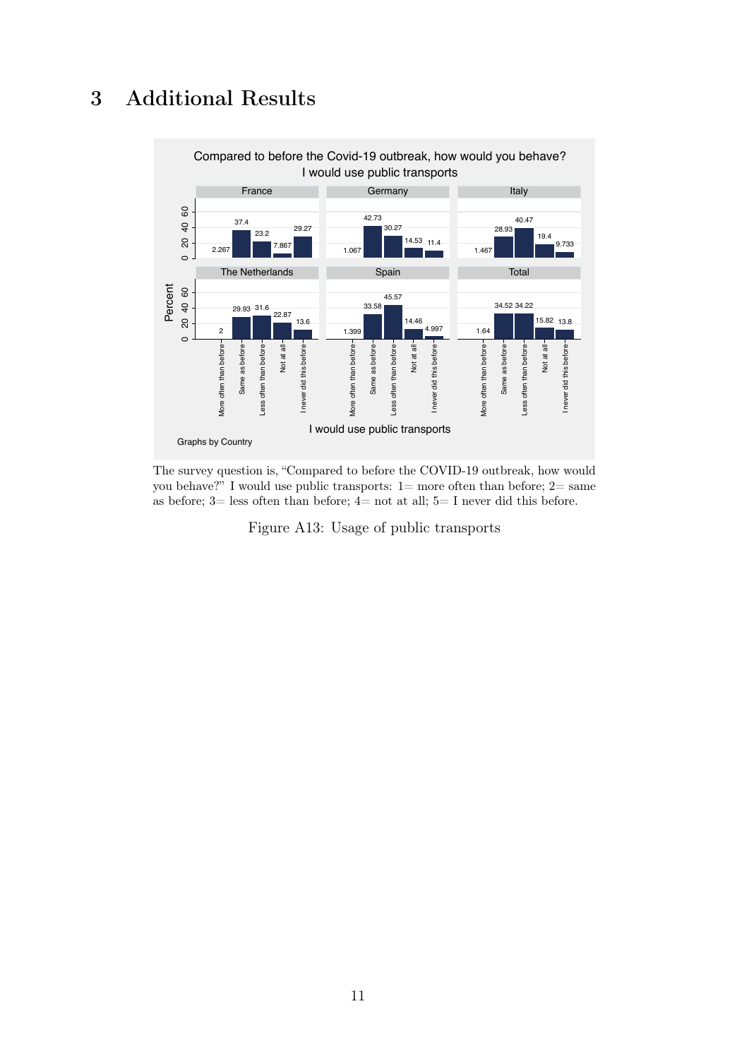# 3 Additional Results

The survey question is, "Compared to before the COVID-19 outbreak, how would you behave?" I would use public transports: 1= more often than before; 2= same as before; 3= less often than before; 4= not at all; 5= I never did this before.

Figure A13: Usage of public transports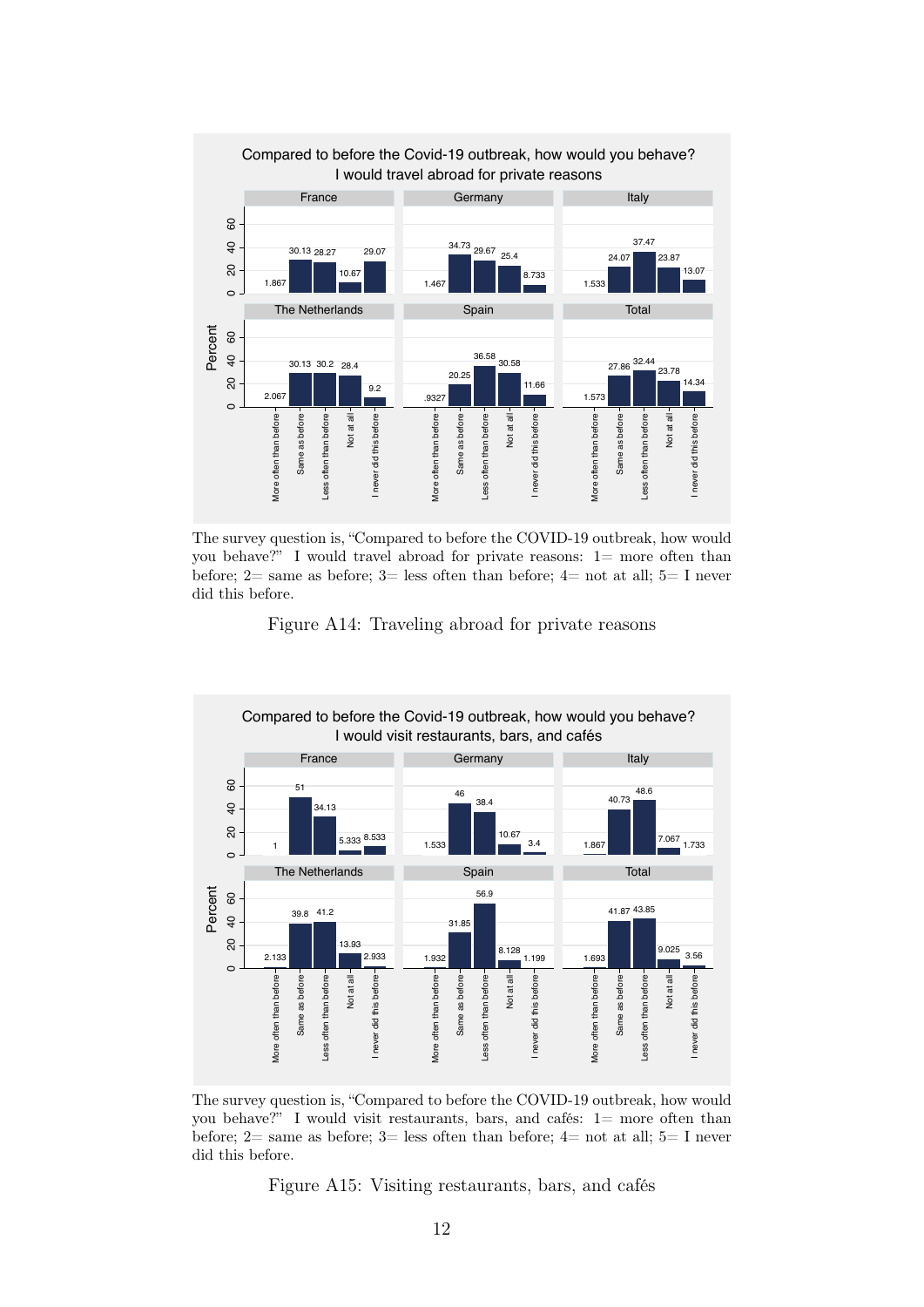The survey question is, "Compared to before the COVID-19 outbreak, how would you behave?" I would travel abroad for private reasons: 1= more often than before; 2= same as before; 3= less often than before; 4= not at all; 5= I never did this before.

Figure A14: Traveling abroad for private reasons

The survey question is, "Compared to before the COVID-19 outbreak, how would you behave?" I would visit restaurants, bars, and cafés: 1= more often than before; 2= same as before; 3= less often than before; 4= not at all; 5= I never did this before.

Figure A15: Visiting restaurants, bars, and cafés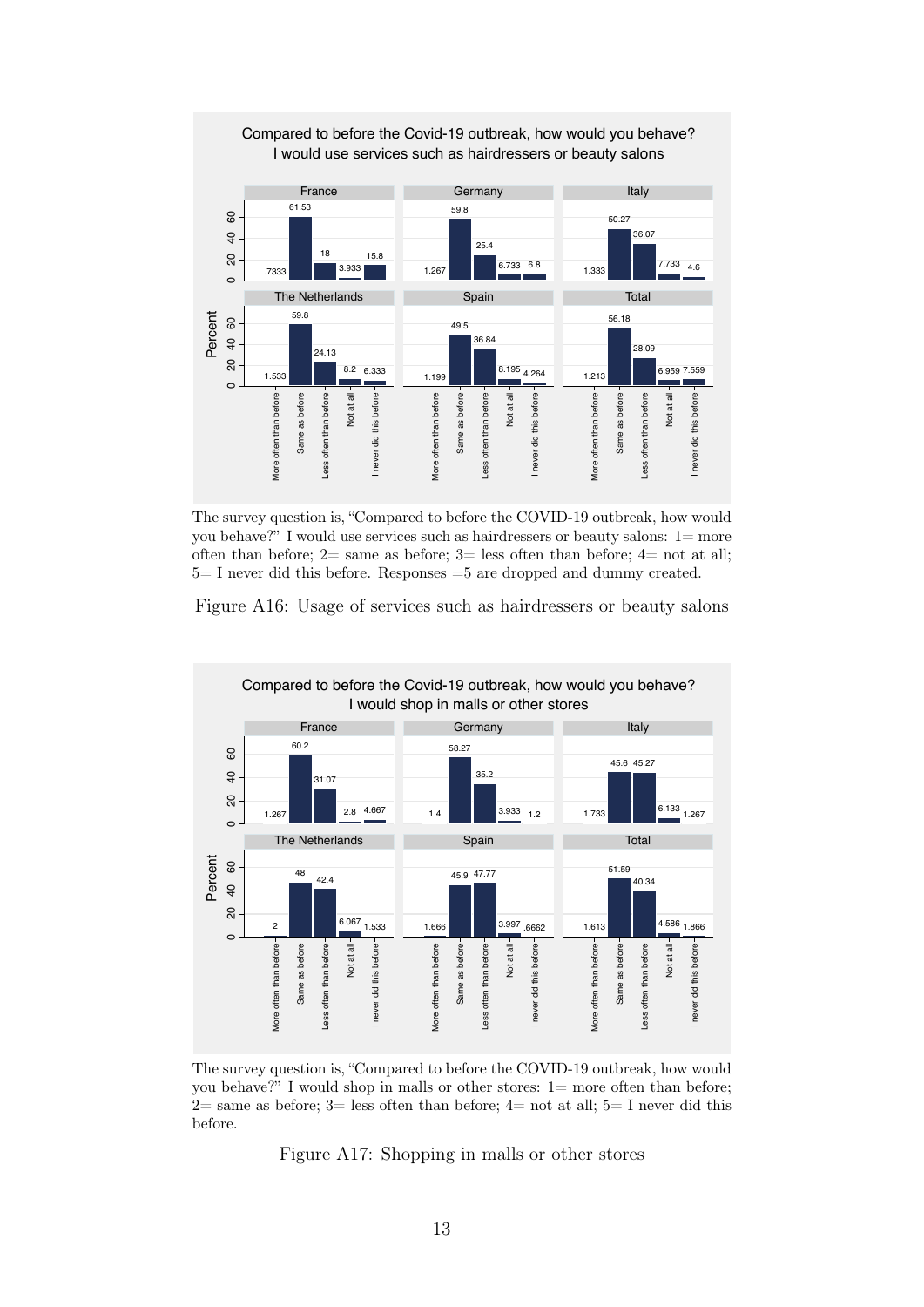Compared to before the Covid-19 outbreak, how would you behave?
I would use services such as hairdressers or beauty salons

| | More often than before | Same as before | Less often than before | Not at all | I never did this before |
|---|---|---|---|---|---|
| France | .7333 | 61.53 | 18 | 3.933 | 15.8 |
| Germany | 1.267 | 59.8 | 25.4 | 6.733 | 6.8 |
| Italy | 1.333 | 50.27 | 36.07 | 7.733 | 4.6 |
| The Netherlands | 1.533 | 59.8 | 24.13 | 8.2 | 6.333 |
| Spain | 1.199 | 49.5 | 36.84 | 8.195 | 4.264 |
| Total | 1.213 | 56.18 | 28.09 | 6.959 | 7.559 |

The survey question is, "Compared to before the COVID-19 outbreak, how would you behave?" I would use services such as hairdressers or beauty salons: 1= more often than before; 2= same as before; 3= less often than before; 4= not at all; 5= I never did this before. Responses =5 are dropped and dummy created.

Figure A16: Usage of services such as hairdressers or beauty salons

Compared to before the Covid-19 outbreak, how would you behave?
I would shop in malls or other stores

| | More often than before | Same as before | Less often than before | Not at all | I never did this before |
|---|---|---|---|---|---|
| France | 1.267 | 60.2 | 31.07 | 2.8 | 4.667 |
| Germany | 1.4 | 58.27 | 35.2 | 3.933 | 1.2 |
| Italy | 1.733 | 45.6 | 45.27 | 6.133 | 1.267 |
| The Netherlands | 2 | 48 | 42.4 | 6.067 | 1.533 |
| Spain | 1.666 | 45.9 | 47.77 | 3.997 | .6662 |
| Total | 1.613 | 51.59 | 40.34 | 4.586 | 1.866 |

The survey question is, "Compared to before the COVID-19 outbreak, how would you behave?" I would shop in malls or other stores: 1= more often than before; 2= same as before; 3= less often than before; 4= not at all; 5= I never did this before.

Figure A17: Shopping in malls or other stores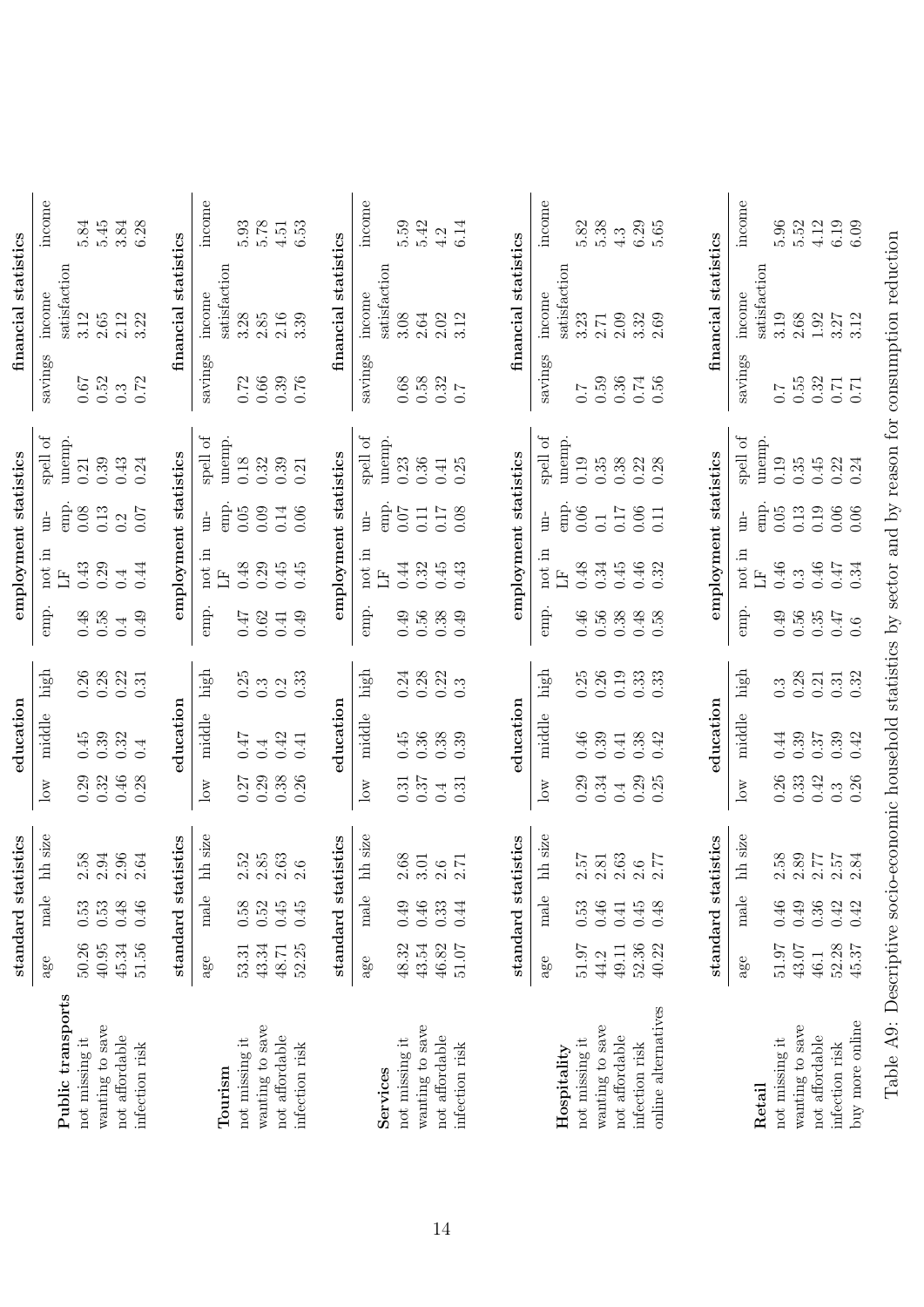| | standard statistics | | | education | | | employment statistics | | | | financial statistics | | |
|---|---|---|---|---|---|---|---|---|---|---|---|---|---|
| | age | male | hh size | low | middle | high | emp. | not in LF | un-emp. | spell of unemp. | savings | income satisfaction | income |
| **Public transports** | | | | | | | | | | | | | |
| not missing it | 50.26 | 0.53 | 2.58 | 0.29 | 0.45 | 0.26 | 0.48 | 0.43 | 0.08 | 0.21 | 0.67 | 3.12 | 5.84 |
| wanting to save | 40.95 | 0.53 | 2.94 | 0.32 | 0.39 | 0.28 | 0.58 | 0.29 | 0.13 | 0.39 | 0.52 | 2.65 | 5.45 |
| not affordable | 45.34 | 0.48 | 2.96 | 0.46 | 0.32 | 0.22 | 0.4 | 0.4 | 0.2 | 0.43 | 0.3 | 2.12 | 3.84 |
| infection risk | 51.56 | 0.46 | 2.64 | 0.28 | 0.4 | 0.31 | 0.49 | 0.44 | 0.07 | 0.24 | 0.72 | 3.22 | 6.28 |
| **Tourism** | | | | | | | | | | | | | |
| not missing it | 53.31 | 0.58 | 2.52 | 0.27 | 0.47 | 0.25 | 0.47 | 0.48 | 0.05 | 0.18 | 0.72 | 3.28 | 5.93 |
| wanting to save | 43.34 | 0.52 | 2.85 | 0.29 | 0.4 | 0.3 | 0.62 | 0.29 | 0.09 | 0.32 | 0.66 | 2.85 | 5.78 |
| not affordable | 48.71 | 0.45 | 2.63 | 0.38 | 0.42 | 0.2 | 0.41 | 0.45 | 0.14 | 0.39 | 0.39 | 2.16 | 4.51 |
| infection risk | 52.25 | 0.45 | 2.6 | 0.26 | 0.41 | 0.33 | 0.49 | 0.45 | 0.06 | 0.21 | 0.76 | 3.39 | 6.53 |
| **Services** | | | | | | | | | | | | | |
| not missing it | 48.32 | 0.49 | 2.68 | 0.31 | 0.45 | 0.24 | 0.49 | 0.44 | 0.07 | 0.23 | 0.68 | 3.08 | 5.59 |
| wanting to save | 43.54 | 0.46 | 3.01 | 0.37 | 0.36 | 0.28 | 0.56 | 0.32 | 0.11 | 0.36 | 0.58 | 2.64 | 5.42 |
| not affordable | 46.82 | 0.33 | 2.6 | 0.4 | 0.38 | 0.22 | 0.38 | 0.45 | 0.17 | 0.41 | 0.32 | 2.02 | 4.2 |
| infection risk | 51.07 | 0.44 | 2.71 | 0.31 | 0.39 | 0.3 | 0.49 | 0.43 | 0.08 | 0.25 | 0.7 | 3.12 | 6.14 |
| **Hospitality** | | | | | | | | | | | | | |
| not missing it | 51.97 | 0.53 | 2.57 | 0.29 | 0.46 | 0.25 | 0.46 | 0.48 | 0.06 | 0.19 | 0.7 | 3.23 | 5.82 |
| wanting to save | 44.2 | 0.46 | 2.81 | 0.34 | 0.39 | 0.26 | 0.56 | 0.34 | 0.1 | 0.35 | 0.59 | 2.71 | 5.38 |
| not affordable | 49.11 | 0.41 | 2.63 | 0.4 | 0.41 | 0.19 | 0.38 | 0.45 | 0.17 | 0.38 | 0.36 | 2.09 | 4.3 |
| infection risk | 52.36 | 0.45 | 2.6 | 0.29 | 0.38 | 0.33 | 0.48 | 0.46 | 0.06 | 0.22 | 0.74 | 3.32 | 6.29 |
| online alternatives | 40.22 | 0.48 | 2.77 | 0.25 | 0.42 | 0.33 | 0.58 | 0.32 | 0.11 | 0.28 | 0.56 | 2.69 | 5.65 |
| **Retail** | | | | | | | | | | | | | |
| not missing it | 51.97 | 0.46 | 2.58 | 0.26 | 0.44 | 0.3 | 0.49 | 0.46 | 0.05 | 0.19 | 0.7 | 3.19 | 5.96 |
| wanting to save | 43.07 | 0.49 | 2.89 | 0.33 | 0.39 | 0.28 | 0.56 | 0.3 | 0.13 | 0.35 | 0.55 | 2.68 | 5.52 |
| not affordable | 46.1 | 0.36 | 2.77 | 0.42 | 0.37 | 0.21 | 0.35 | 0.46 | 0.19 | 0.45 | 0.32 | 1.92 | 4.12 |
| infection risk | 52.28 | 0.42 | 2.57 | 0.3 | 0.39 | 0.31 | 0.47 | 0.47 | 0.06 | 0.22 | 0.71 | 3.27 | 6.19 |
| buy more online | 45.37 | 0.42 | 2.84 | 0.26 | 0.42 | 0.32 | 0.6 | 0.34 | 0.06 | 0.24 | 0.71 | 3.12 | 6.09 |

Table A9: Descriptive socio-economic household statistics by sector and by reason for consumption reduction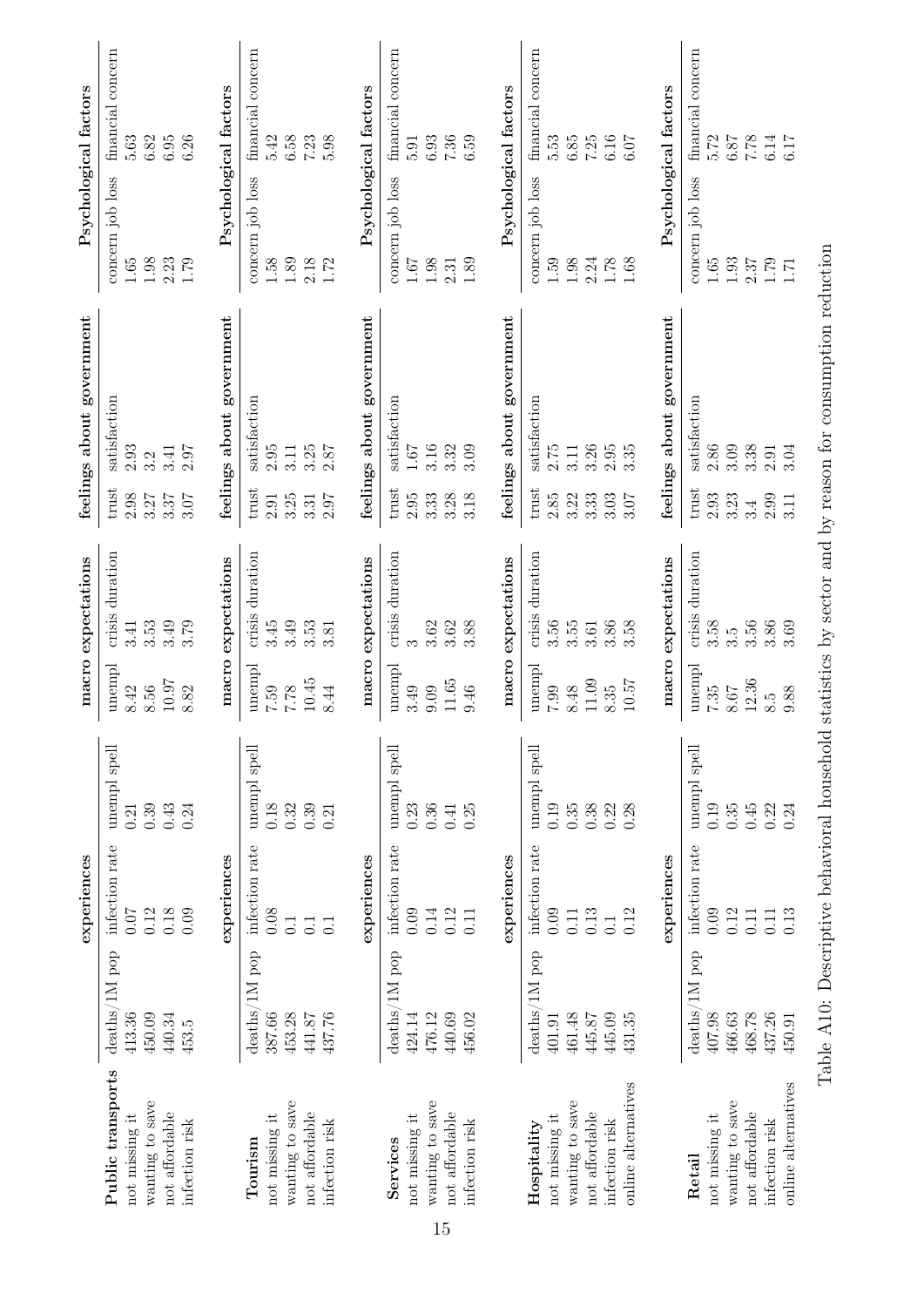| Public transports | experiences | | | macro expectations | | feelings about government | | Psychological factors | |
|---|---|---|---|---|---|---|---|---|---|
| | deaths/1M pop | infection rate | unempl spell | unempl | crisis duration | trust | satisfaction | concern job loss | financial concern |
| not missing it | 413.36 | 0.07 | 0.21 | 8.42 | 3.41 | 2.98 | 2.93 | 1.65 | 5.63 |
| wanting to save | 450.09 | 0.12 | 0.39 | 8.56 | 3.53 | 3.27 | 3.2 | 1.98 | 6.82 |
| not affordable | 440.34 | 0.18 | 0.43 | 10.97 | 3.49 | 3.37 | 3.41 | 2.23 | 6.95 |
| infection risk | 453.5 | 0.09 | 0.24 | 8.82 | 3.79 | 3.07 | 2.97 | 1.79 | 6.26 |

| Tourism | experiences | | | macro expectations | | feelings about government | | Psychological factors | |
|---|---|---|---|---|---|---|---|---|---|
| | deaths/1M pop | infection rate | unempl spell | unempl | crisis duration | trust | satisfaction | concern job loss | financial concern |
| not missing it | 387.66 | 0.08 | 0.18 | 7.59 | 3.45 | 2.91 | 2.95 | 1.58 | 5.42 |
| wanting to save | 453.28 | 0.1 | 0.32 | 7.78 | 3.49 | 3.25 | 3.11 | 1.89 | 6.58 |
| not affordable | 441.87 | 0.1 | 0.39 | 10.45 | 3.53 | 3.31 | 3.25 | 2.18 | 7.23 |
| infection risk | 437.76 | 0.1 | 0.21 | 8.44 | 3.81 | 2.97 | 2.87 | 1.72 | 5.98 |

| Services | experiences | | | macro expectations | | feelings about government | | Psychological factors | |
|---|---|---|---|---|---|---|---|---|---|
| | deaths/1M pop | infection rate | unempl spell | unempl | crisis duration | trust | satisfaction | concern job loss | financial concern |
| not missing it | 424.14 | 0.09 | 0.23 | 3.49 | 3 | 2.95 | 1.67 | 1.67 | 5.91 |
| wanting to save | 476.12 | 0.14 | 0.36 | 9.09 | 3.62 | 3.33 | 3.16 | 1.98 | 6.93 |
| not affordable | 440.69 | 0.12 | 0.41 | 11.65 | 3.62 | 3.28 | 3.32 | 2.31 | 7.36 |
| infection risk | 456.02 | 0.11 | 0.25 | 9.46 | 3.88 | 3.18 | 3.09 | 1.89 | 6.59 |

| Hospitality | experiences | | | macro expectations | | feelings about government | | Psychological factors | |
|---|---|---|---|---|---|---|---|---|---|
| | deaths/1M pop | infection rate | unempl spell | unempl | crisis duration | trust | satisfaction | concern job loss | financial concern |
| not missing it | 401.91 | 0.09 | 0.19 | 7.99 | 3.56 | 2.85 | 2.75 | 1.59 | 5.53 |
| wanting to save | 461.48 | 0.11 | 0.35 | 8.48 | 3.55 | 3.22 | 3.11 | 1.98 | 6.85 |
| not affordable | 445.87 | 0.13 | 0.38 | 11.09 | 3.61 | 3.33 | 3.26 | 2.24 | 7.25 |
| infection risk | 445.09 | 0.1 | 0.22 | 8.35 | 3.86 | 3.03 | 2.95 | 1.78 | 6.16 |
| online alternatives | 431.35 | 0.12 | 0.28 | 10.57 | 3.58 | 3.07 | 3.35 | 1.68 | 6.07 |

| Retail | experiences | | | macro expectations | | feelings about government | | Psychological factors | |
|---|---|---|---|---|---|---|---|---|---|
| | deaths/1M pop | infection rate | unempl spell | unempl | crisis duration | trust | satisfaction | concern job loss | financial concern |
| not missing it | 407.98 | 0.09 | 0.19 | 7.35 | 3.58 | 2.93 | 2.86 | 1.65 | 5.72 |
| wanting to save | 466.63 | 0.12 | 0.35 | 8.67 | 3.5 | 3.23 | 3.09 | 1.93 | 6.87 |
| not affordable | 468.78 | 0.11 | 0.45 | 12.36 | 3.56 | 3.4 | 3.38 | 2.37 | 7.78 |
| infection risk | 437.26 | 0.11 | 0.22 | 8.5 | 3.86 | 2.99 | 2.91 | 1.79 | 6.14 |
| online alternatives | 450.91 | 0.13 | 0.24 | 9.88 | 3.69 | 3.11 | 3.04 | 1.71 | 6.17 |

Table A10: Descriptive behavioral household statistics by sector and by reason for consumption reduction